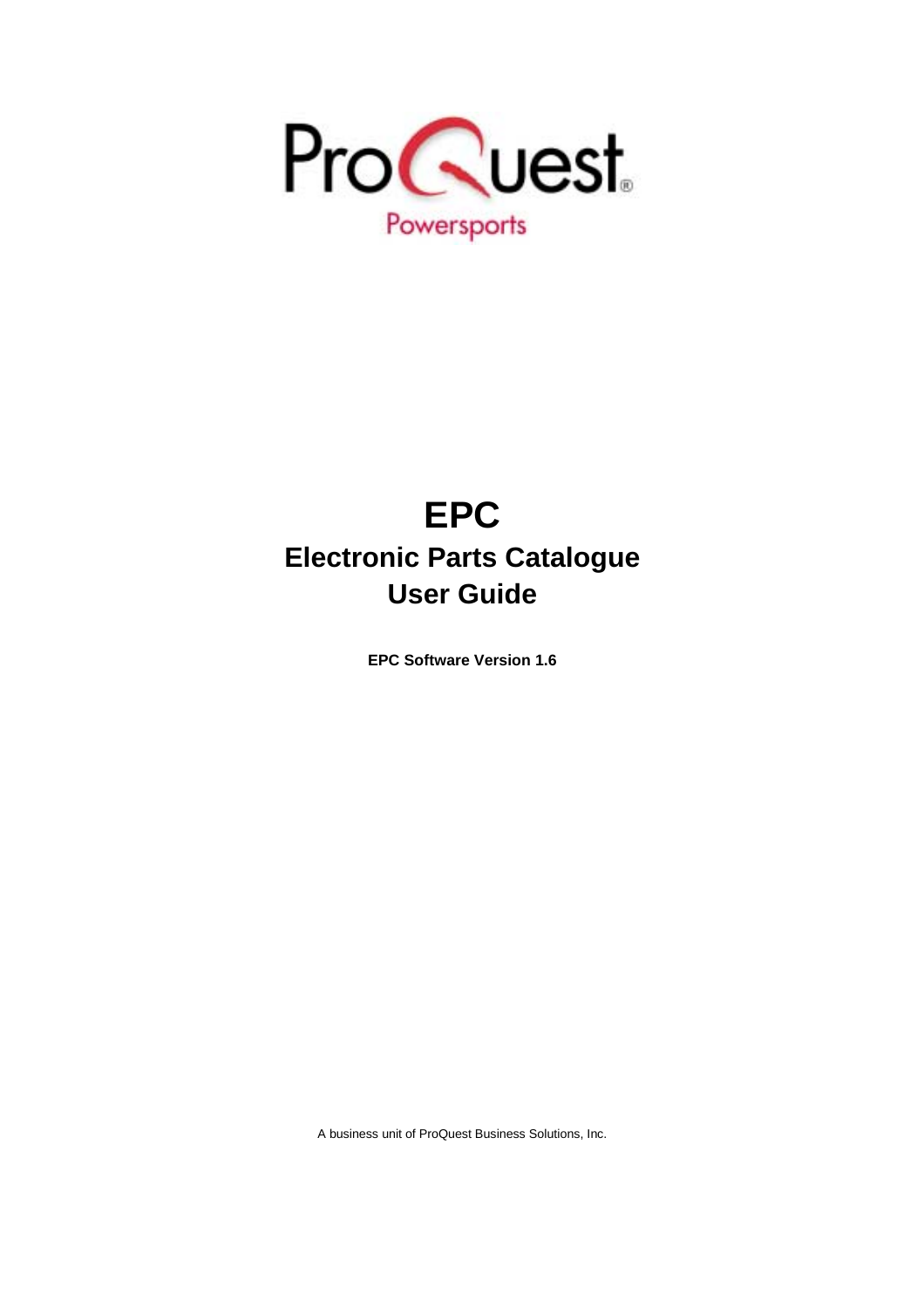ProQuest®

Powersports

# EPC

## Electronic Parts Catalogue

## User Guide

**EPC Software Version 1.6**

A business unit of ProQuest Business Solutions, Inc.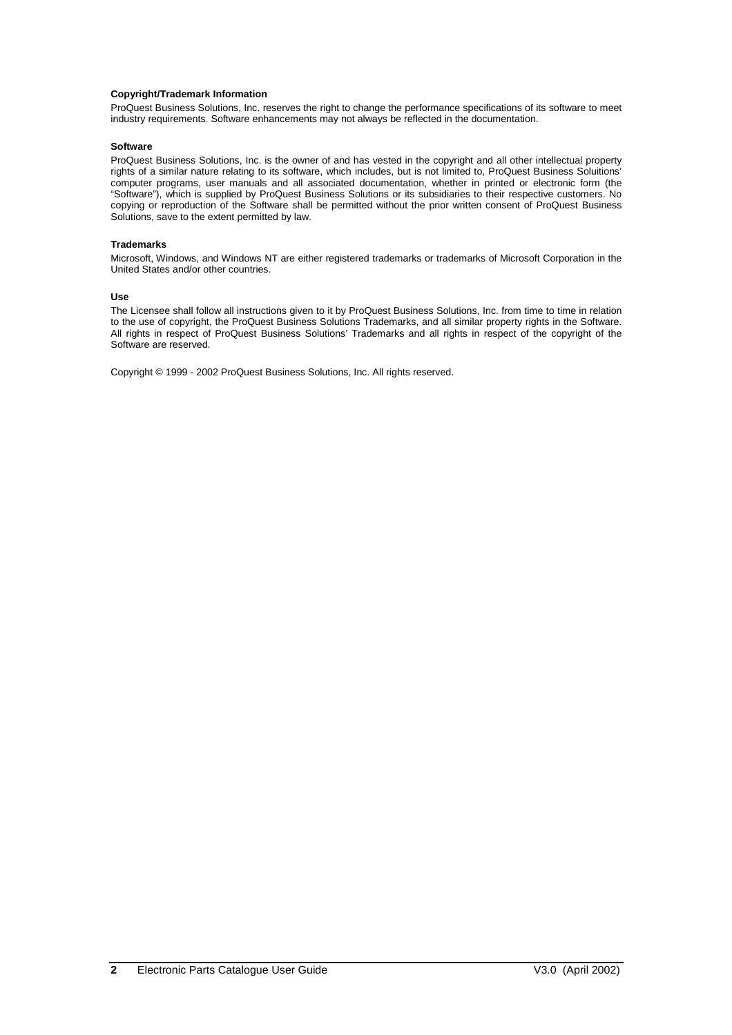**Copyright/Trademark Information**

ProQuest Business Solutions, Inc. reserves the right to change the performance specifications of its software to meet industry requirements. Software enhancements may not always be reflected in the documentation.

**Software**

ProQuest Business Solutions, Inc. is the owner of and has vested in the copyright and all other intellectual property rights of a similar nature relating to its software, which includes, but is not limited to, ProQuest Business Soluitions' computer programs, user manuals and all associated documentation, whether in printed or electronic form (the "Software"), which is supplied by ProQuest Business Solutions or its subsidiaries to their respective customers. No copying or reproduction of the Software shall be permitted without the prior written consent of ProQuest Business Solutions, save to the extent permitted by law.

**Trademarks**

Microsoft, Windows, and Windows NT are either registered trademarks or trademarks of Microsoft Corporation in the United States and/or other countries.

**Use**

The Licensee shall follow all instructions given to it by ProQuest Business Solutions, Inc. from time to time in relation to the use of copyright, the ProQuest Business Solutions Trademarks, and all similar property rights in the Software. All rights in respect of ProQuest Business Solutions' Trademarks and all rights in respect of the copyright of the Software are reserved.

Copyright © 1999 - 2002 ProQuest Business Solutions, Inc. All rights reserved.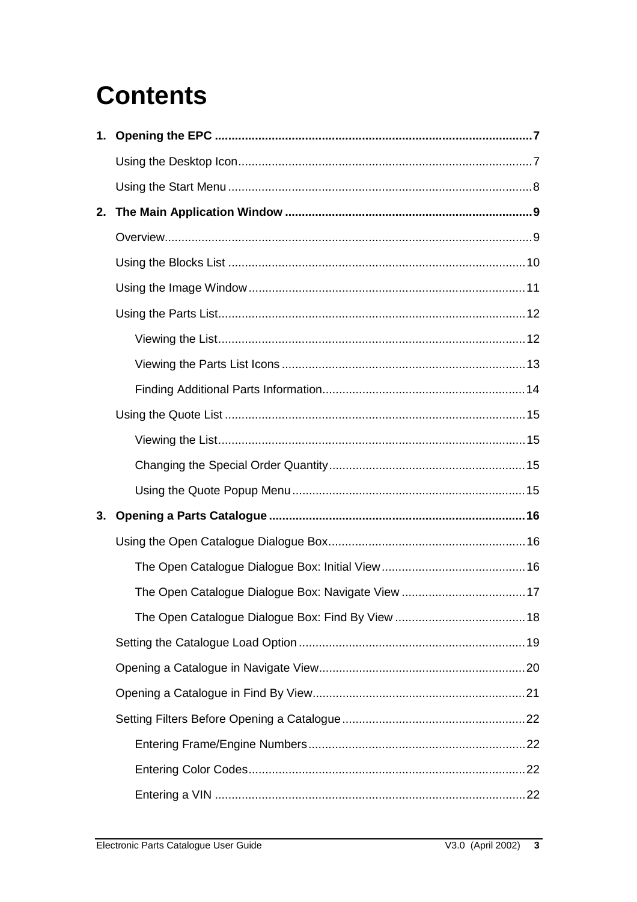# Contents

**1. Opening the EPC ............................................................................................7**

Using the Desktop Icon........................................................................................7

Using the Start Menu ...........................................................................................8

**2. The Main Application Window .........................................................................9**

Overview..............................................................................................................9

Using the Blocks List .........................................................................................10

Using the Image Window...................................................................................11

Using the Parts List............................................................................................12

Viewing the List............................................................................................12

Viewing the Parts List Icons .........................................................................13

Finding Additional Parts Information.............................................................14

Using the Quote List ..........................................................................................15

Viewing the List............................................................................................15

Changing the Special Order Quantity...........................................................15

Using the Quote Popup Menu......................................................................15

**3. Opening a Parts Catalogue ............................................................................16**

Using the Open Catalogue Dialogue Box...........................................................16

The Open Catalogue Dialogue Box: Initial View...........................................16

The Open Catalogue Dialogue Box: Navigate View .....................................17

The Open Catalogue Dialogue Box: Find By View .......................................18

Setting the Catalogue Load Option ....................................................................19

Opening a Catalogue in Navigate View..............................................................20

Opening a Catalogue in Find By View................................................................21

Setting Filters Before Opening a Catalogue.......................................................22

Entering Frame/Engine Numbers.................................................................22

Entering Color Codes...................................................................................22

Entering a VIN .............................................................................................22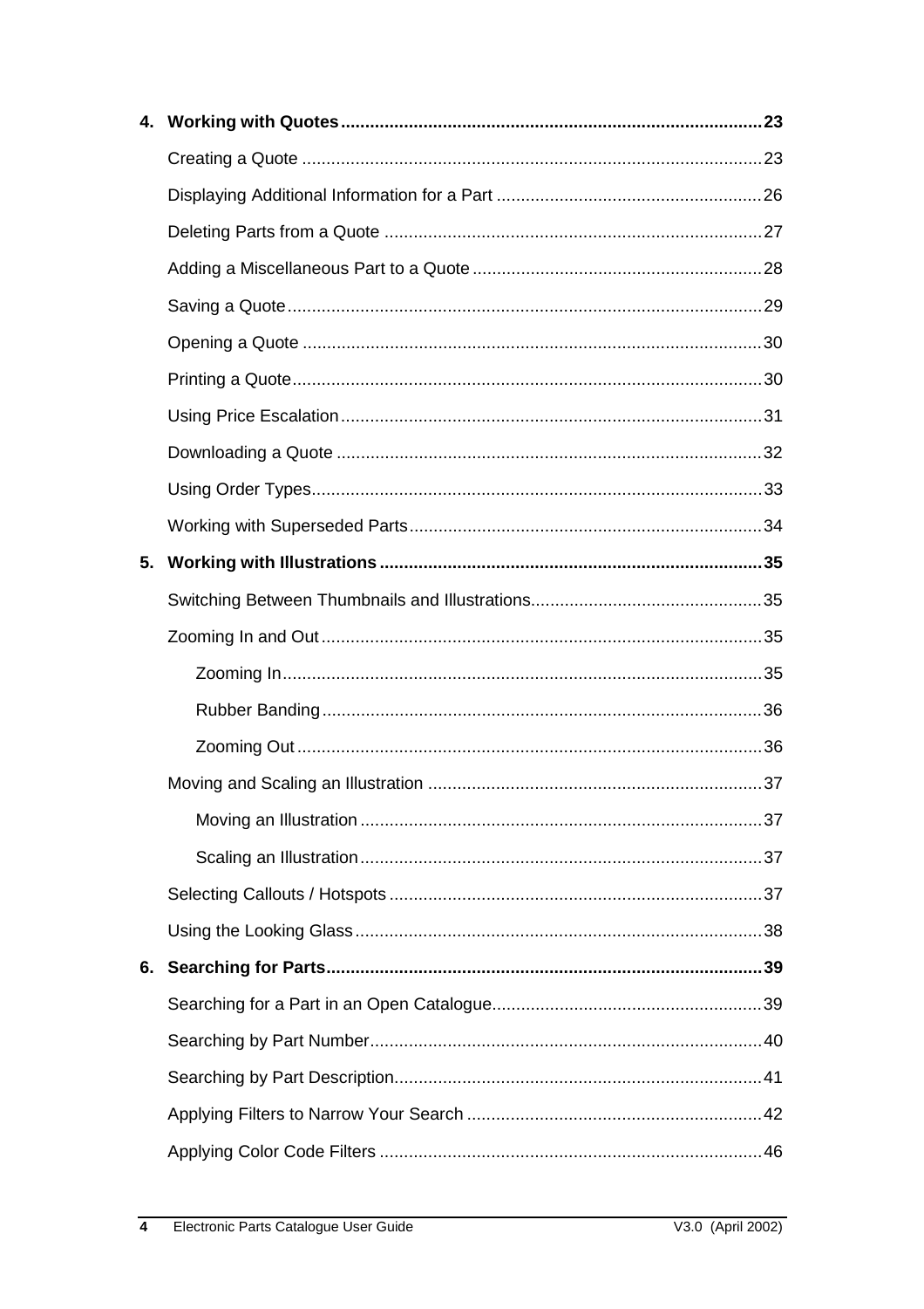**4. Working with Quotes ........................................................................................ 23**

Creating a Quote ................................................................................................ 23

Displaying Additional Information for a Part ....................................................... 26

Deleting Parts from a Quote ............................................................................... 27

Adding a Miscellaneous Part to a Quote ............................................................. 28

Saving a Quote .................................................................................................... 29

Opening a Quote ................................................................................................. 30

Printing a Quote ................................................................................................... 30

Using Price Escalation ......................................................................................... 31

Downloading a Quote .......................................................................................... 32

Using Order Types ............................................................................................... 33

Working with Superseded Parts ........................................................................... 34

**5. Working with Illustrations ................................................................................. 35**

Switching Between Thumbnails and Illustrations ................................................. 35

Zooming In and Out ............................................................................................. 35

Zooming In .................................................................................................... 35

Rubber Banding ............................................................................................. 36

Zooming Out .................................................................................................. 36

Moving and Scaling an Illustration ...................................................................... 37

Moving an Illustration .................................................................................... 37

Scaling an Illustration .................................................................................... 37

Selecting Callouts / Hotspots .............................................................................. 37

Using the Looking Glass ..................................................................................... 38

**6. Searching for Parts ............................................................................................ 39**

Searching for a Part in an Open Catalogue .......................................................... 39

Searching by Part Number ................................................................................... 40

Searching by Part Description ............................................................................. 41

Applying Filters to Narrow Your Search .............................................................. 42

Applying Color Code Filters ................................................................................ 46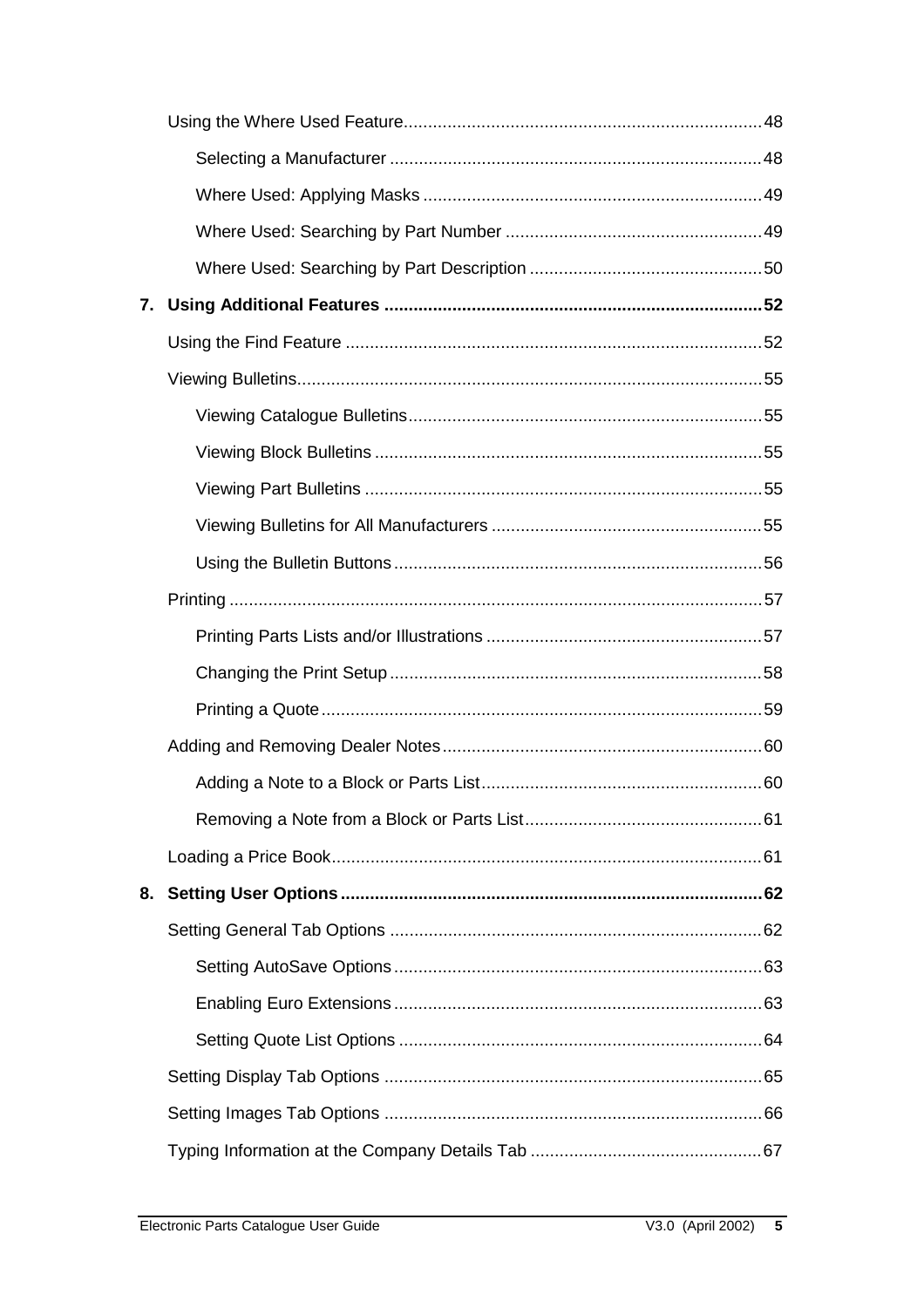Using the Where Used Feature ........................................................................ 48

Selecting a Manufacturer ........................................................................ 48

Where Used: Applying Masks ........................................................................ 49

Where Used: Searching by Part Number ........................................................................ 49

Where Used: Searching by Part Description ........................................................................ 50

**7. Using Additional Features ........................................................................ 52**

Using the Find Feature ........................................................................ 52

Viewing Bulletins ........................................................................ 55

Viewing Catalogue Bulletins ........................................................................ 55

Viewing Block Bulletins ........................................................................ 55

Viewing Part Bulletins ........................................................................ 55

Viewing Bulletins for All Manufacturers ........................................................................ 55

Using the Bulletin Buttons ........................................................................ 56

Printing ........................................................................ 57

Printing Parts Lists and/or Illustrations ........................................................................ 57

Changing the Print Setup ........................................................................ 58

Printing a Quote ........................................................................ 59

Adding and Removing Dealer Notes ........................................................................ 60

Adding a Note to a Block or Parts List ........................................................................ 60

Removing a Note from a Block or Parts List ........................................................................ 61

Loading a Price Book ........................................................................ 61

**8. Setting User Options ........................................................................ 62**

Setting General Tab Options ........................................................................ 62

Setting AutoSave Options ........................................................................ 63

Enabling Euro Extensions ........................................................................ 63

Setting Quote List Options ........................................................................ 64

Setting Display Tab Options ........................................................................ 65

Setting Images Tab Options ........................................................................ 66

Typing Information at the Company Details Tab ........................................................................ 67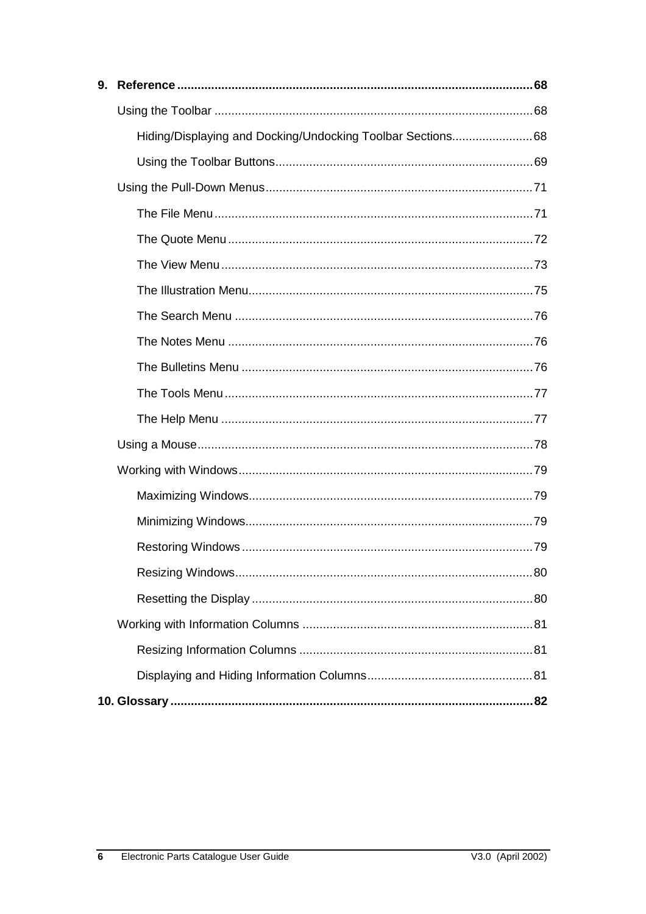**9. Reference ........................................................................................................68**

Using the Toolbar ..............................................................................................68

Hiding/Displaying and Docking/Undocking Toolbar Sections........................68

Using the Toolbar Buttons............................................................................69

Using the Pull-Down Menus...............................................................................71

The File Menu..............................................................................................71

The Quote Menu..........................................................................................72

The View Menu............................................................................................73

The Illustration Menu....................................................................................75

The Search Menu ........................................................................................76

The Notes Menu ..........................................................................................76

The Bulletins Menu ......................................................................................76

The Tools Menu...........................................................................................77

The Help Menu ............................................................................................77

Using a Mouse...................................................................................................78

Working with Windows.......................................................................................79

Maximizing Windows....................................................................................79

Minimizing Windows.....................................................................................79

Restoring Windows ......................................................................................79

Resizing Windows........................................................................................80

Resetting the Display ...................................................................................80

Working with Information Columns ....................................................................81

Resizing Information Columns .....................................................................81

Displaying and Hiding Information Columns.................................................81

**10. Glossary ..........................................................................................................82**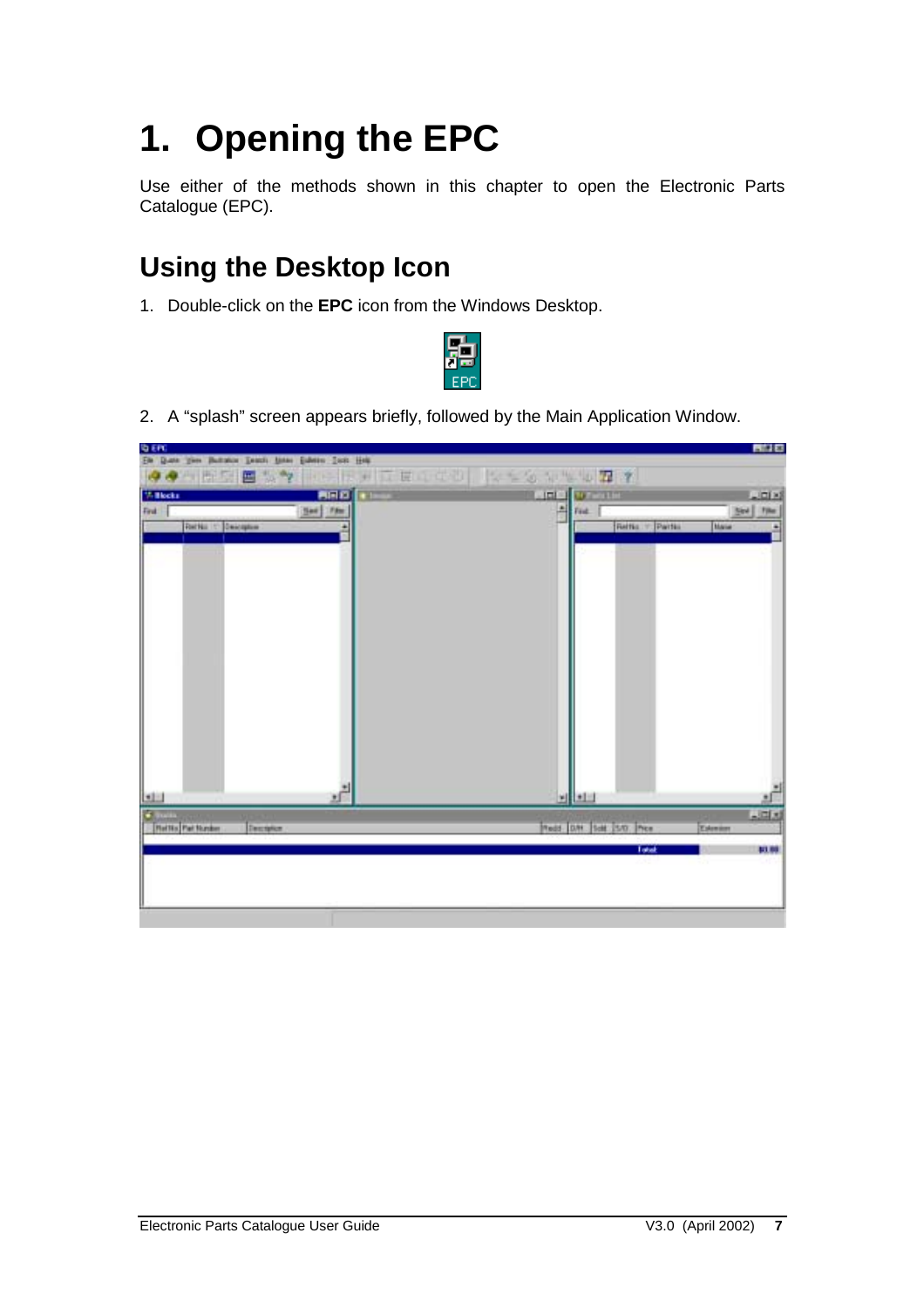# 1. Opening the EPC

Use either of the methods shown in this chapter to open the Electronic Parts Catalogue (EPC).

## Using the Desktop Icon

1. Double-click on the **EPC** icon from the Windows Desktop.

2. A "splash" screen appears briefly, followed by the Main Application Window.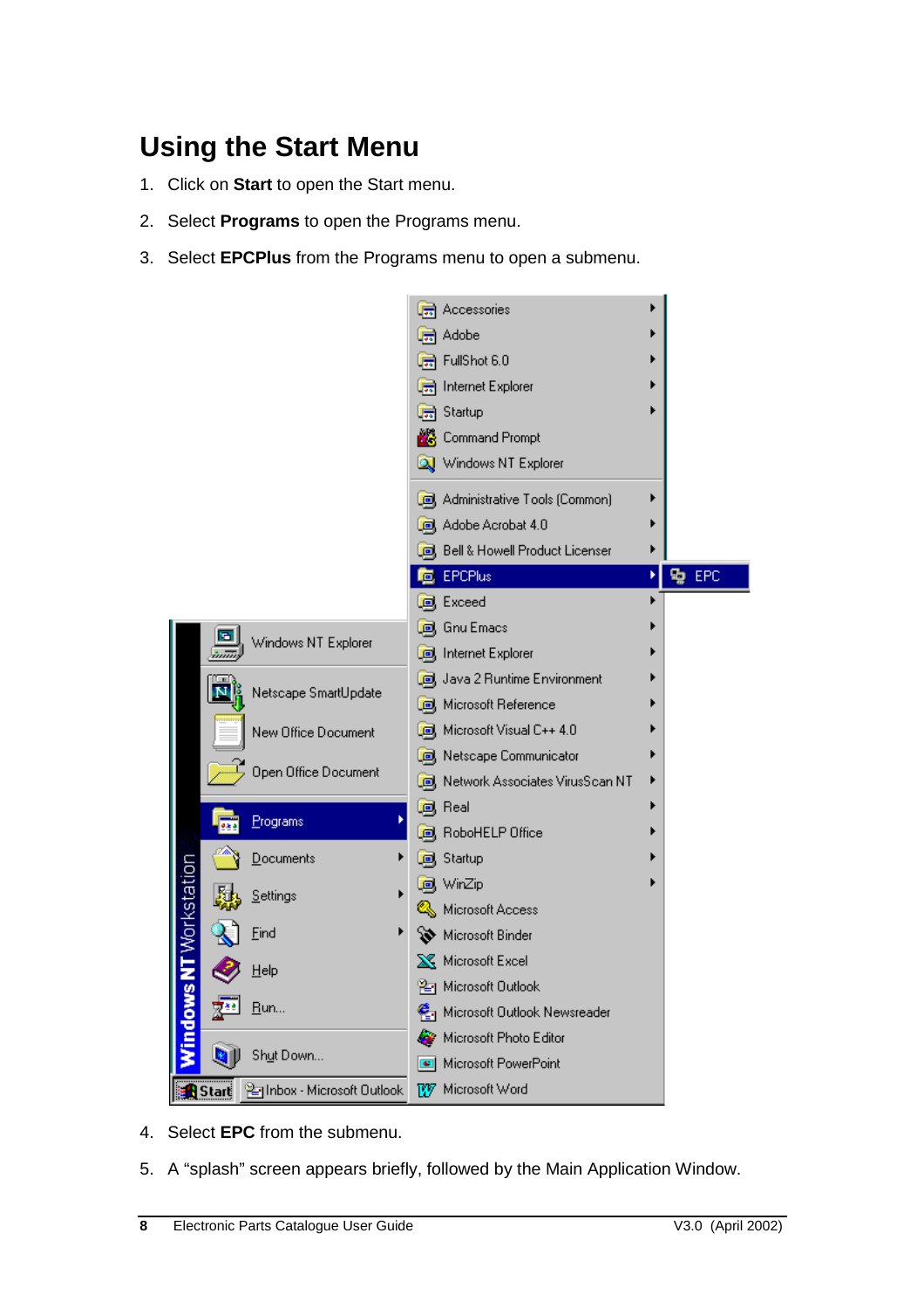## Using the Start Menu

1. Click on **Start** to open the Start menu.
2. Select **Programs** to open the Programs menu.
3. Select **EPCPlus** from the Programs menu to open a submenu.
4. Select **EPC** from the submenu.
5. A “splash” screen appears briefly, followed by the Main Application Window.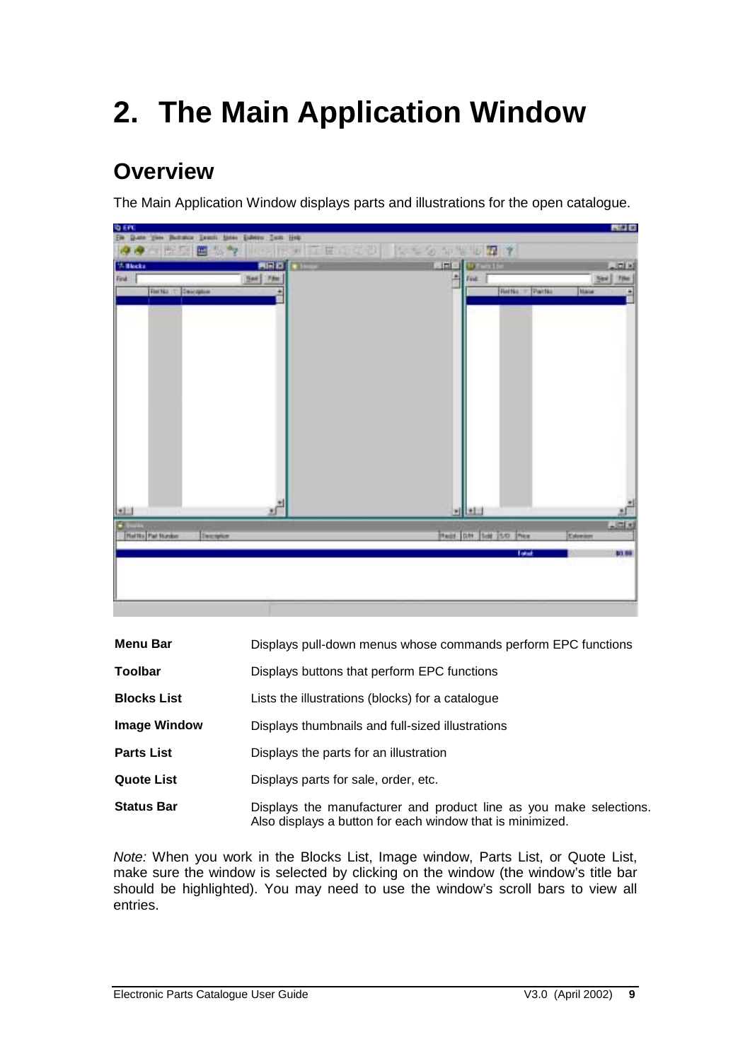# 2. The Main Application Window

## Overview

The Main Application Window displays parts and illustrations for the open catalogue.

| | |
|---|---|
| **Menu Bar** | Displays pull-down menus whose commands perform EPC functions |
| **Toolbar** | Displays buttons that perform EPC functions |
| **Blocks List** | Lists the illustrations (blocks) for a catalogue |
| **Image Window** | Displays thumbnails and full-sized illustrations |
| **Parts List** | Displays the parts for an illustration |
| **Quote List** | Displays parts for sale, order, etc. |
| **Status Bar** | Displays the manufacturer and product line as you make selections. Also displays a button for each window that is minimized. |

*Note:* When you work in the Blocks List, Image window, Parts List, or Quote List, make sure the window is selected by clicking on the window (the window's title bar should be highlighted). You may need to use the window's scroll bars to view all entries.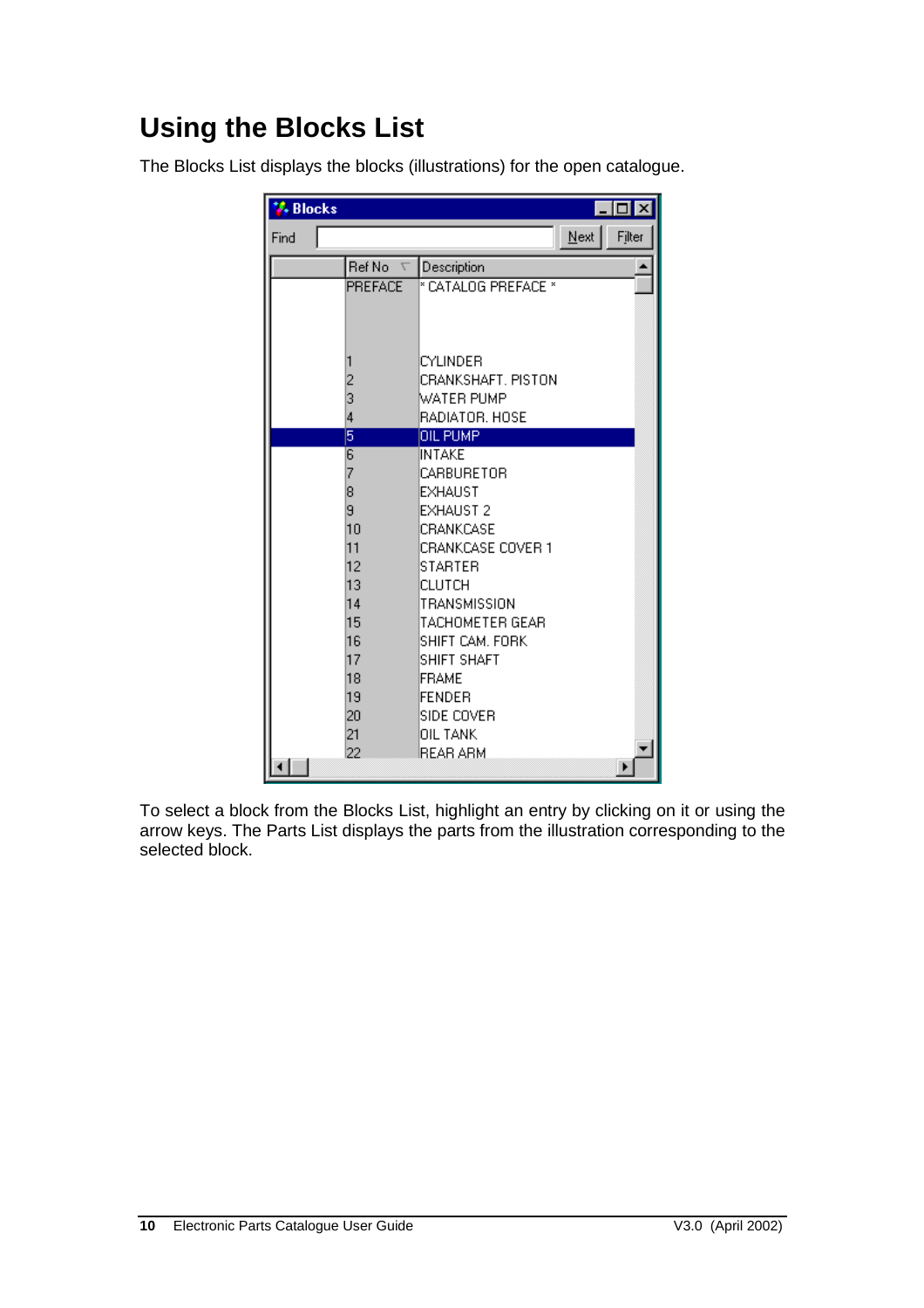# Using the Blocks List

The Blocks List displays the blocks (illustrations) for the open catalogue.

To select a block from the Blocks List, highlight an entry by clicking on it or using the arrow keys. The Parts List displays the parts from the illustration corresponding to the selected block.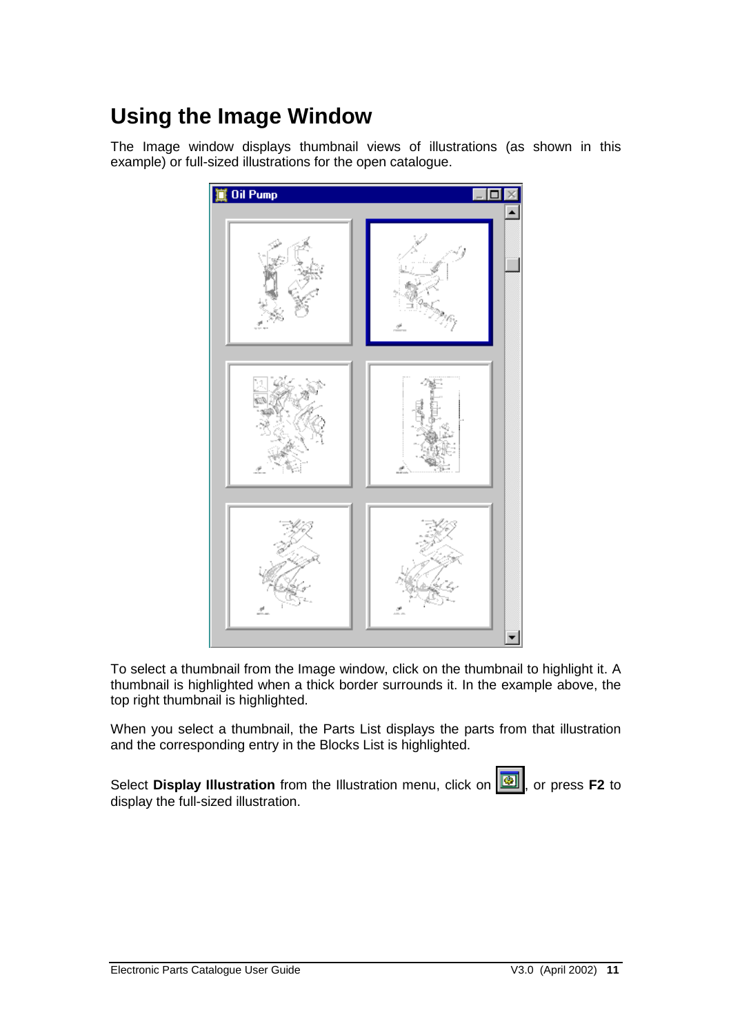# Using the Image Window

The Image window displays thumbnail views of illustrations (as shown in this example) or full-sized illustrations for the open catalogue.

To select a thumbnail from the Image window, click on the thumbnail to highlight it. A thumbnail is highlighted when a thick border surrounds it. In the example above, the top right thumbnail is highlighted.

When you select a thumbnail, the Parts List displays the parts from that illustration and the corresponding entry in the Blocks List is highlighted.

Select **Display Illustration** from the Illustration menu, click on , or press **F2** to display the full-sized illustration.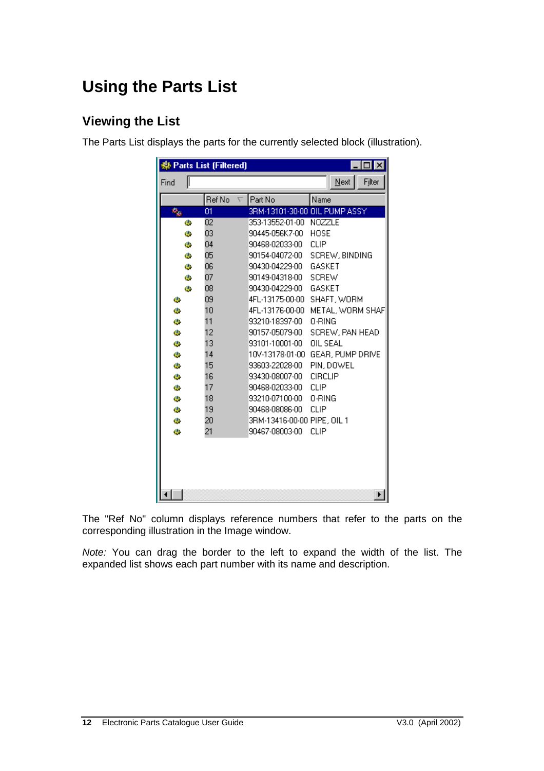# Using the Parts List

## Viewing the List

The Parts List displays the parts for the currently selected block (illustration).

**Parts List (Filtered)**

Find | Next | Filter

| Ref No | Part No | Name |
|---|---|---|
| 01 | 3RM-13101-30-00 | OIL PUMP ASSY |
| 02 | 353-13552-01-00 | NOZZLE |
| 03 | 90445-056K7-00 | HOSE |
| 04 | 90468-02033-00 | CLIP |
| 05 | 90154-04072-00 | SCREW, BINDING |
| 06 | 90430-04229-00 | GASKET |
| 07 | 90149-04318-00 | SCREW |
| 08 | 90430-04229-00 | GASKET |
| 09 | 4FL-13175-00-00 | SHAFT, WORM |
| 10 | 4FL-13176-00-00 | METAL, WORM SHAF |
| 11 | 93210-18397-00 | O-RING |
| 12 | 90157-05079-00 | SCREW, PAN HEAD |
| 13 | 93101-10001-00 | OIL SEAL |
| 14 | 10V-13178-01-00 | GEAR, PUMP DRIVE |
| 15 | 93603-22028-00 | PIN, DOWEL |
| 16 | 93430-08007-00 | CIRCLIP |
| 17 | 90468-02033-00 | CLIP |
| 18 | 93210-07100-00 | O-RING |
| 19 | 90468-08086-00 | CLIP |
| 20 | 3RM-13416-00-00 | PIPE, OIL 1 |
| 21 | 90467-08003-00 | CLIP |

The "Ref No" column displays reference numbers that refer to the parts on the corresponding illustration in the Image window.

*Note:* You can drag the border to the left to expand the width of the list. The expanded list shows each part number with its name and description.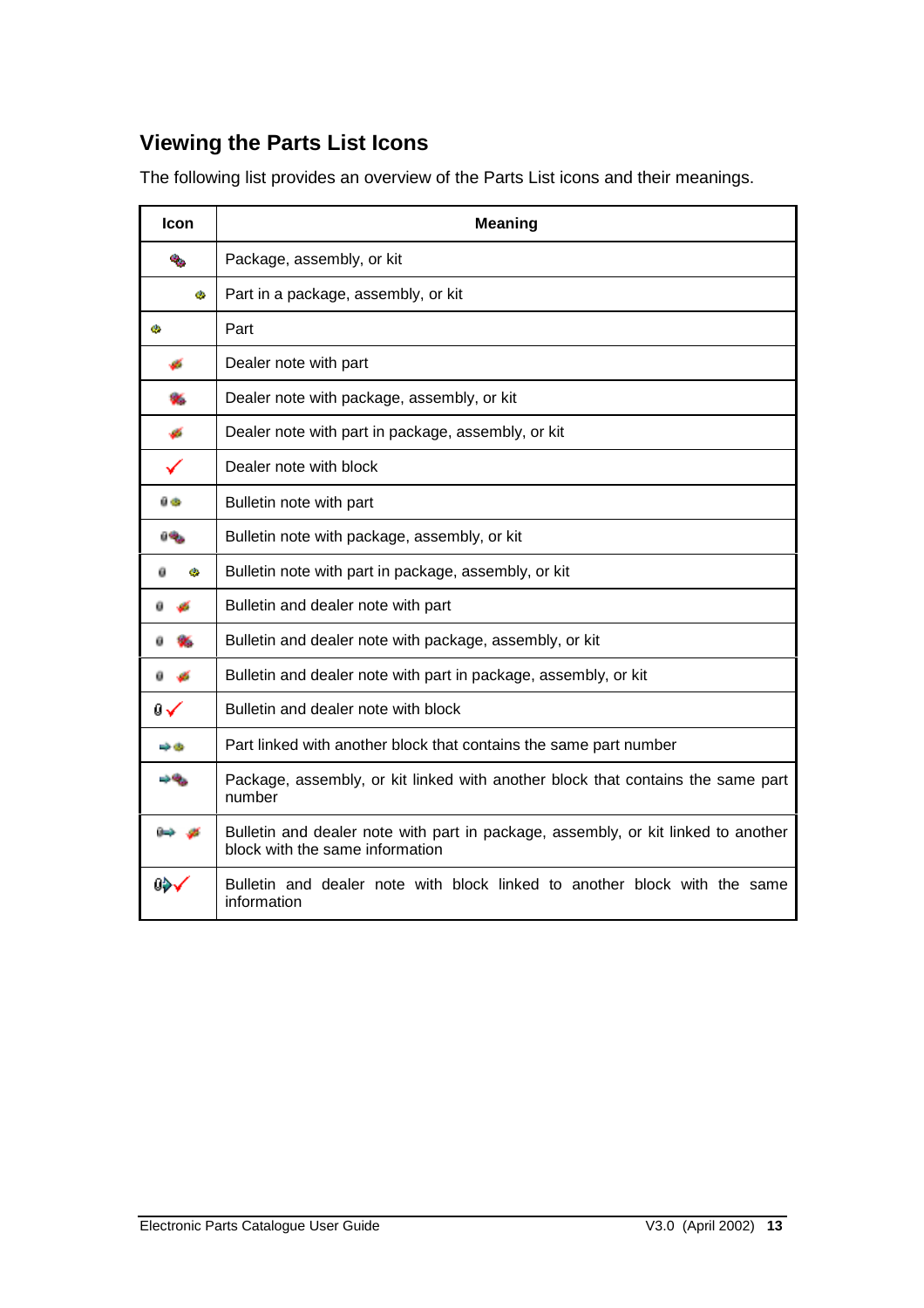## Viewing the Parts List Icons

The following list provides an overview of the Parts List icons and their meanings.

| Icon | Meaning |
|---|---|
| | Package, assembly, or kit |
| | Part in a package, assembly, or kit |
| | Part |
| | Dealer note with part |
| | Dealer note with package, assembly, or kit |
| | Dealer note with part in package, assembly, or kit |
| ✓ | Dealer note with block |
| | Bulletin note with part |
| | Bulletin note with package, assembly, or kit |
| | Bulletin note with part in package, assembly, or kit |
| | Bulletin and dealer note with part |
| | Bulletin and dealer note with package, assembly, or kit |
| | Bulletin and dealer note with part in package, assembly, or kit |
| ✓ | Bulletin and dealer note with block |
| | Part linked with another block that contains the same part number |
| | Package, assembly, or kit linked with another block that contains the same part number |
| | Bulletin and dealer note with part in package, assembly, or kit linked to another block with the same information |
| ✓ | Bulletin and dealer note with block linked to another block with the same information |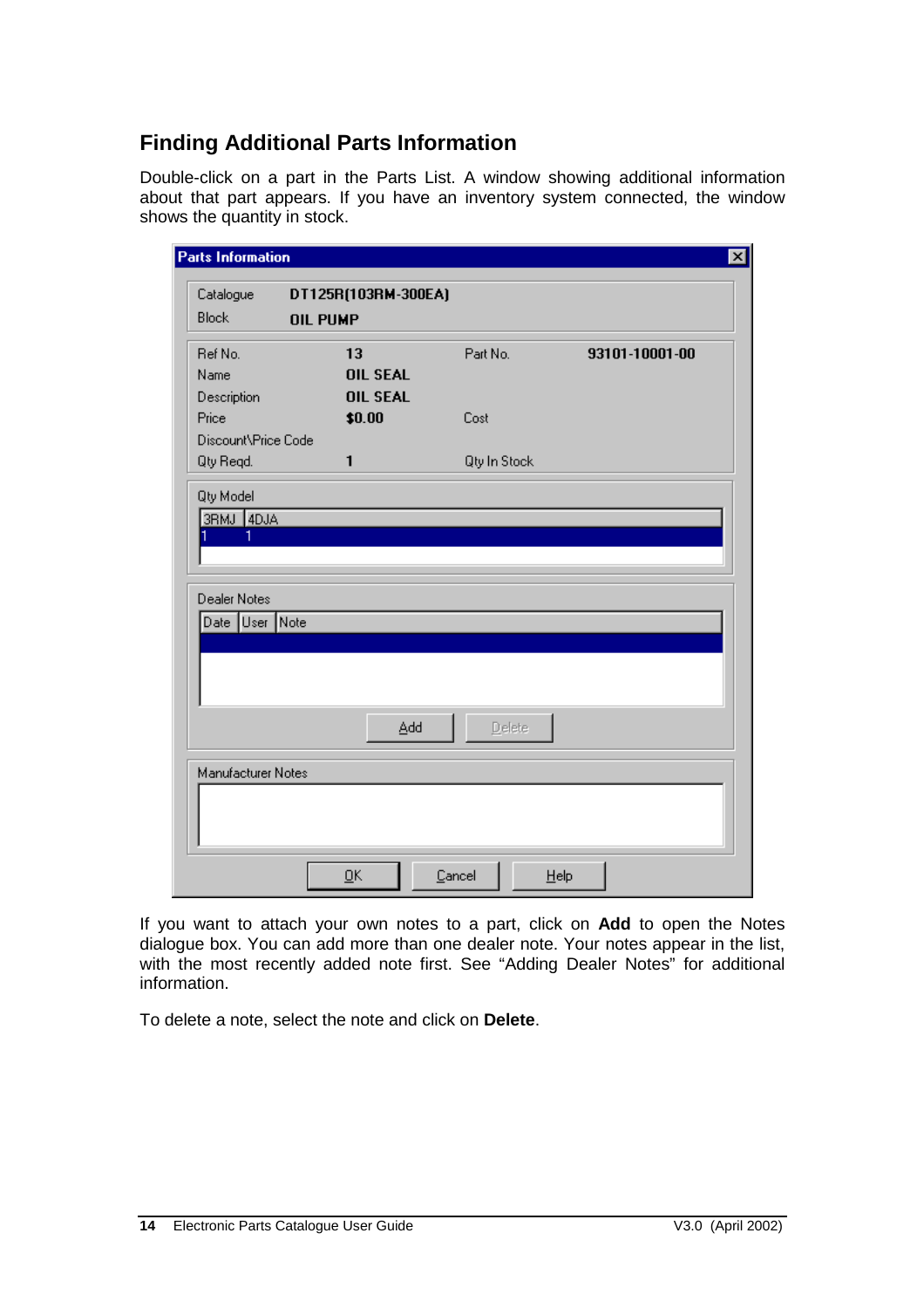## Finding Additional Parts Information

Double-click on a part in the Parts List. A window showing additional information about that part appears. If you have an inventory system connected, the window shows the quantity in stock.

**Parts Information**

| | |
|---|---|
| Catalogue | DT125R(103RM-300EA) |
| Block | OIL PUMP |

| | | | |
|---|---|---|---|
| Ref No. | 13 | Part No. | 93101-10001-00 |
| Name | OIL SEAL | | |
| Description | OIL SEAL | | |
| Price | $0.00 | Cost | |
| Discount\Price Code | | | |
| Qty Reqd. | 1 | Qty In Stock | |

Qty Model

| 3RMJ | 4DJA |
|---|---|
| 1 | 1 |

Dealer Notes

| Date | User | Note |
|---|---|---|

Add Delete

Manufacturer Notes

OK Cancel Help

If you want to attach your own notes to a part, click on **Add** to open the Notes dialogue box. You can add more than one dealer note. Your notes appear in the list, with the most recently added note first. See “Adding Dealer Notes” for additional information.

To delete a note, select the note and click on **Delete**.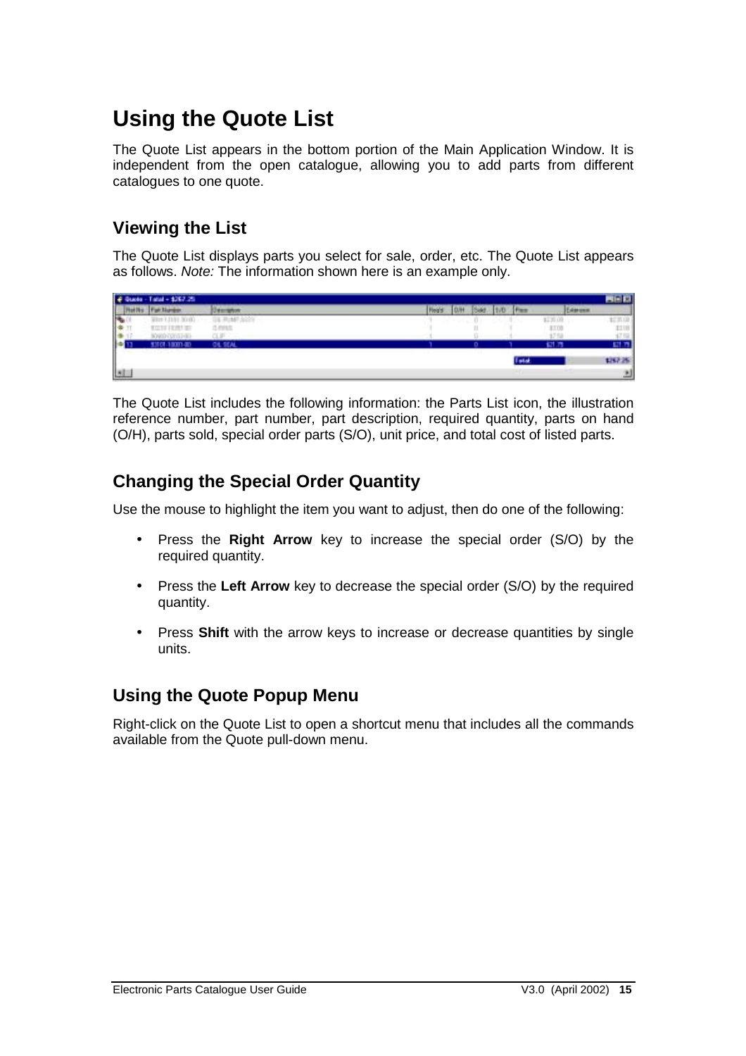# Using the Quote List

The Quote List appears in the bottom portion of the Main Application Window. It is independent from the open catalogue, allowing you to add parts from different catalogues to one quote.

## Viewing the List

The Quote List displays parts you select for sale, order, etc. The Quote List appears as follows. *Note:* The information shown here is an example only.

The Quote List includes the following information: the Parts List icon, the illustration reference number, part number, part description, required quantity, parts on hand (O/H), parts sold, special order parts (S/O), unit price, and total cost of listed parts.

## Changing the Special Order Quantity

Use the mouse to highlight the item you want to adjust, then do one of the following:

- Press the **Right Arrow** key to increase the special order (S/O) by the required quantity.
- Press the **Left Arrow** key to decrease the special order (S/O) by the required quantity.
- Press **Shift** with the arrow keys to increase or decrease quantities by single units.

## Using the Quote Popup Menu

Right-click on the Quote List to open a shortcut menu that includes all the commands available from the Quote pull-down menu.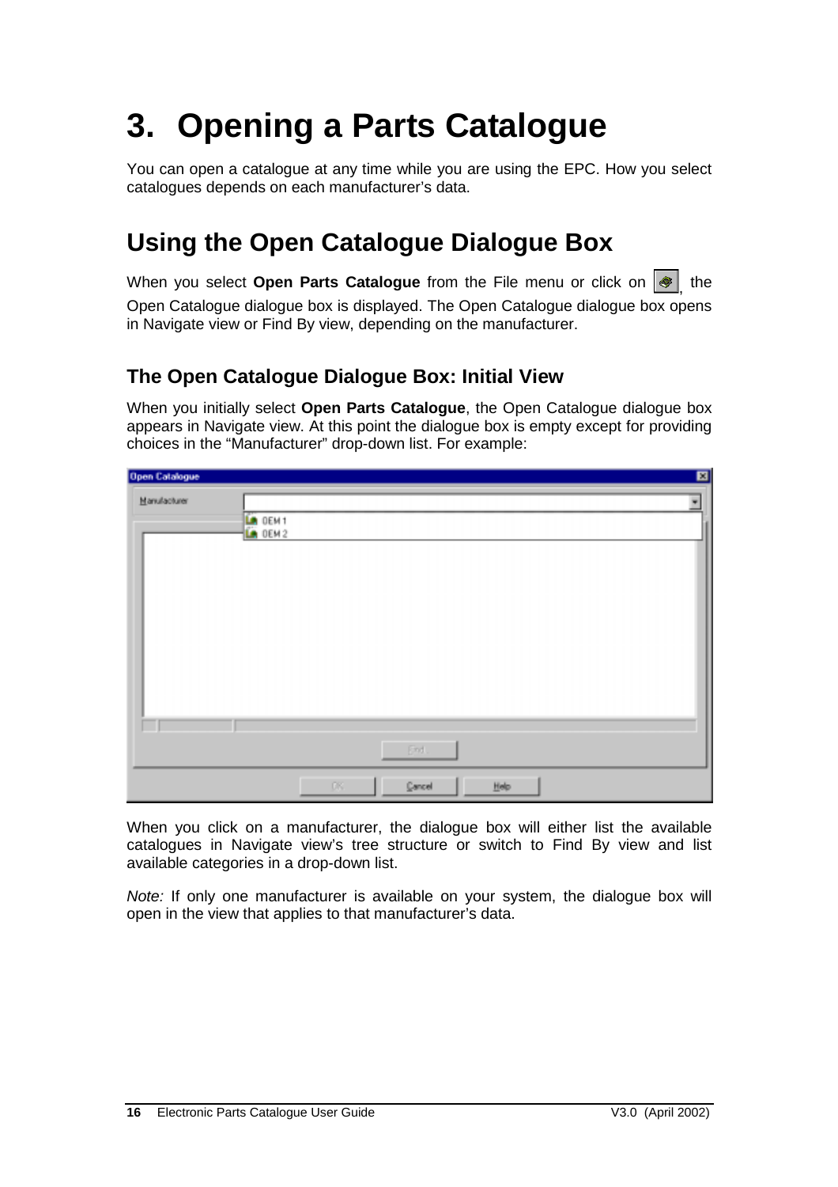# 3. Opening a Parts Catalogue

You can open a catalogue at any time while you are using the EPC. How you select catalogues depends on each manufacturer's data.

## Using the Open Catalogue Dialogue Box

When you select **Open Parts Catalogue** from the File menu or click on , the Open Catalogue dialogue box is displayed. The Open Catalogue dialogue box opens in Navigate view or Find By view, depending on the manufacturer.

### The Open Catalogue Dialogue Box: Initial View

When you initially select **Open Parts Catalogue**, the Open Catalogue dialogue box appears in Navigate view. At this point the dialogue box is empty except for providing choices in the "Manufacturer" drop-down list. For example:

When you click on a manufacturer, the dialogue box will either list the available catalogues in Navigate view's tree structure or switch to Find By view and list available categories in a drop-down list.

*Note:* If only one manufacturer is available on your system, the dialogue box will open in the view that applies to that manufacturer's data.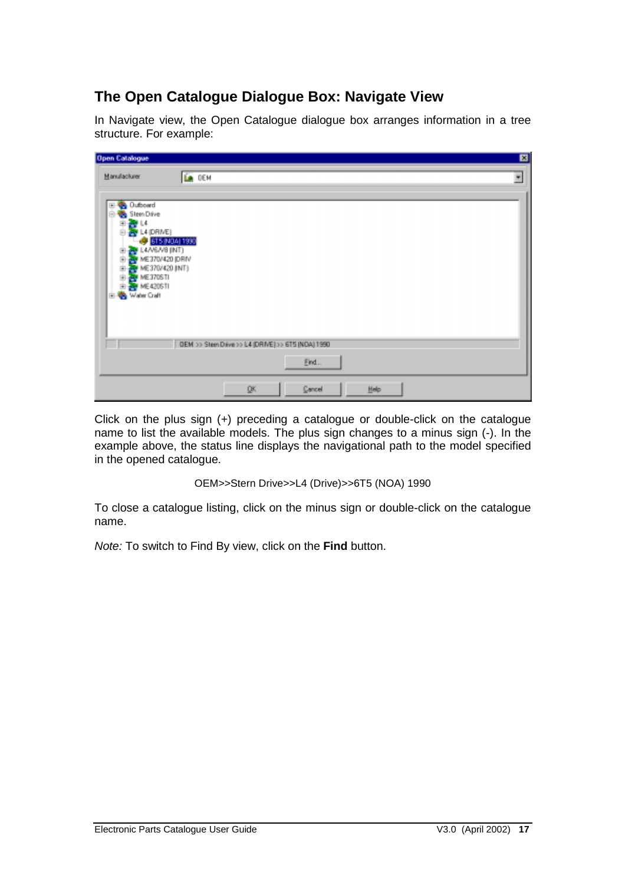## The Open Catalogue Dialogue Box: Navigate View

In Navigate view, the Open Catalogue dialogue box arranges information in a tree structure. For example:

Click on the plus sign (+) preceding a catalogue or double-click on the catalogue name to list the available models. The plus sign changes to a minus sign (-). In the example above, the status line displays the navigational path to the model specified in the opened catalogue.

OEM>>Stern Drive>>L4 (Drive)>>6T5 (NOA) 1990

To close a catalogue listing, click on the minus sign or double-click on the catalogue name.

*Note:* To switch to Find By view, click on the **Find** button.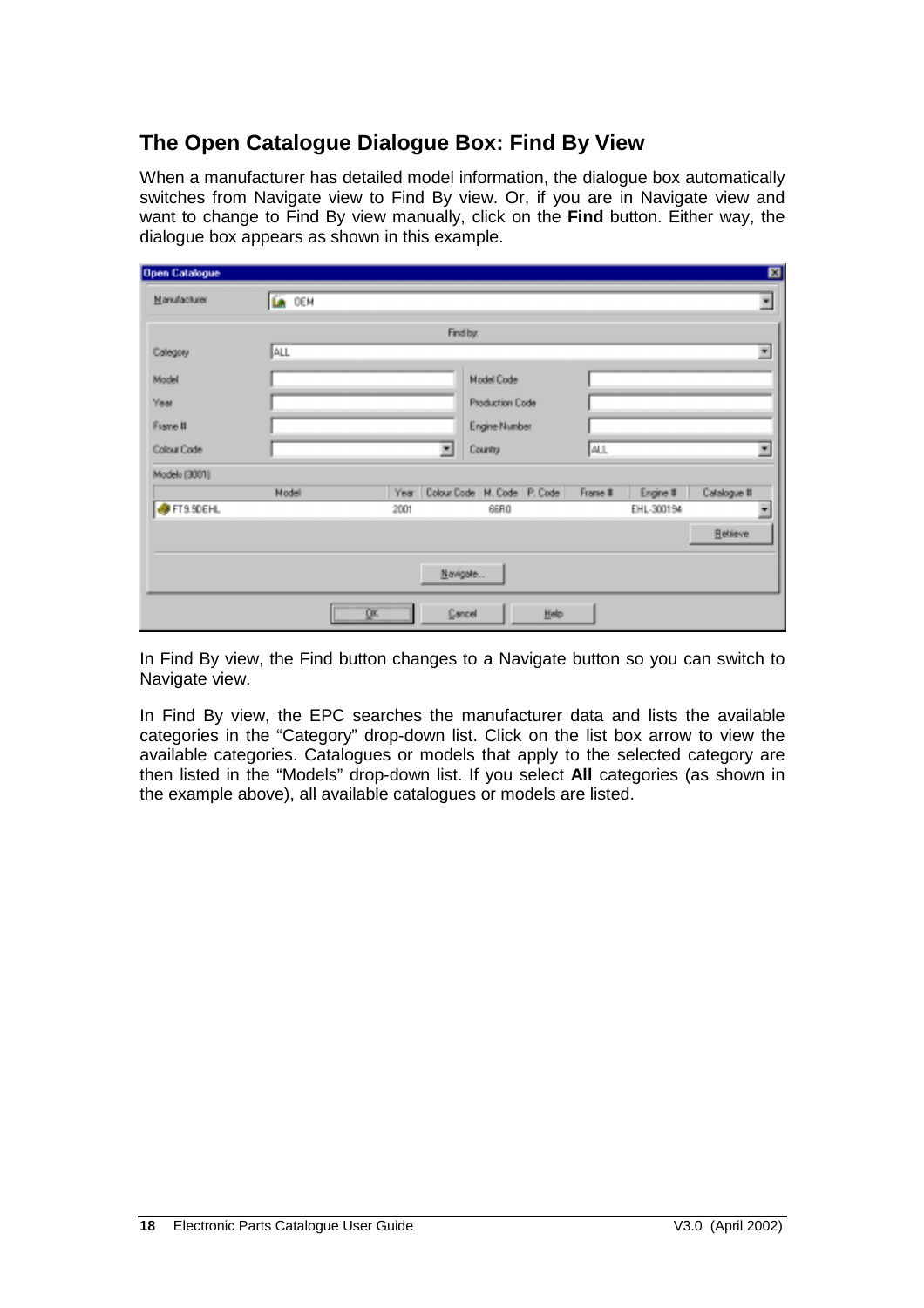## The Open Catalogue Dialogue Box: Find By View

When a manufacturer has detailed model information, the dialogue box automatically switches from Navigate view to Find By view. Or, if you are in Navigate view and want to change to Find By view manually, click on the **Find** button. Either way, the dialogue box appears as shown in this example.

In Find By view, the Find button changes to a Navigate button so you can switch to Navigate view.

In Find By view, the EPC searches the manufacturer data and lists the available categories in the “Category” drop-down list. Click on the list box arrow to view the available categories. Catalogues or models that apply to the selected category are then listed in the “Models” drop-down list. If you select **All** categories (as shown in the example above), all available catalogues or models are listed.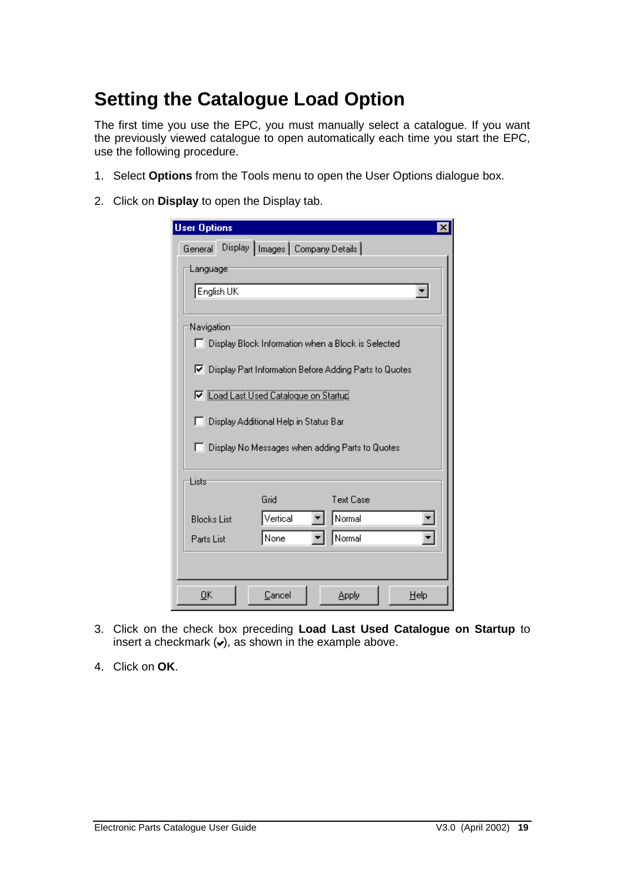# Setting the Catalogue Load Option

The first time you use the EPC, you must manually select a catalogue. If you want the previously viewed catalogue to open automatically each time you start the EPC, use the following procedure.

1. Select **Options** from the Tools menu to open the User Options dialogue box.

2. Click on **Display** to open the Display tab.

User Options

General | Display | Images | Company Details

Language

English UK

Navigation

☐ Display Block Information when a Block is Selected

☑ Display Part Information Before Adding Parts to Quotes

☑ Load Last Used Catalogue on Startup

☐ Display Additional Help in Status Bar

☐ Display No Messages when adding Parts to Quotes

Lists

| | Grid | Text Case |
|---|---|---|
| Blocks List | Vertical | Normal |
| Parts List | None | Normal |

OK | Cancel | Apply | Help

3. Click on the check box preceding **Load Last Used Catalogue on Startup** to insert a checkmark (✔), as shown in the example above.

4. Click on **OK**.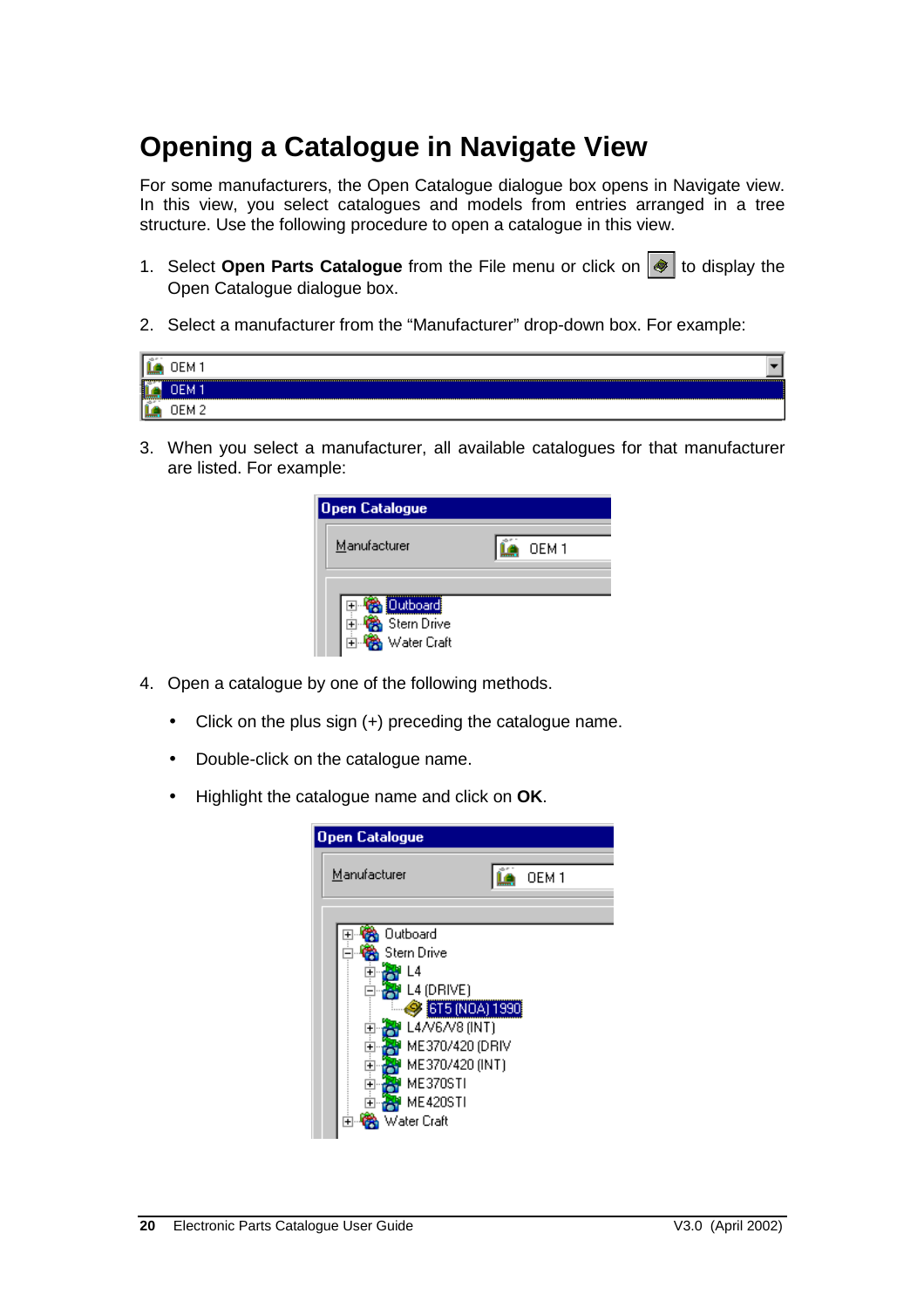# Opening a Catalogue in Navigate View

For some manufacturers, the Open Catalogue dialogue box opens in Navigate view. In this view, you select catalogues and models from entries arranged in a tree structure. Use the following procedure to open a catalogue in this view.

1. Select **Open Parts Catalogue** from the File menu or click on  to display the Open Catalogue dialogue box.

2. Select a manufacturer from the "Manufacturer" drop-down box. For example:

3. When you select a manufacturer, all available catalogues for that manufacturer are listed. For example:

4. Open a catalogue by one of the following methods.

   - Click on the plus sign (+) preceding the catalogue name.
   - Double-click on the catalogue name.
   - Highlight the catalogue name and click on **OK**.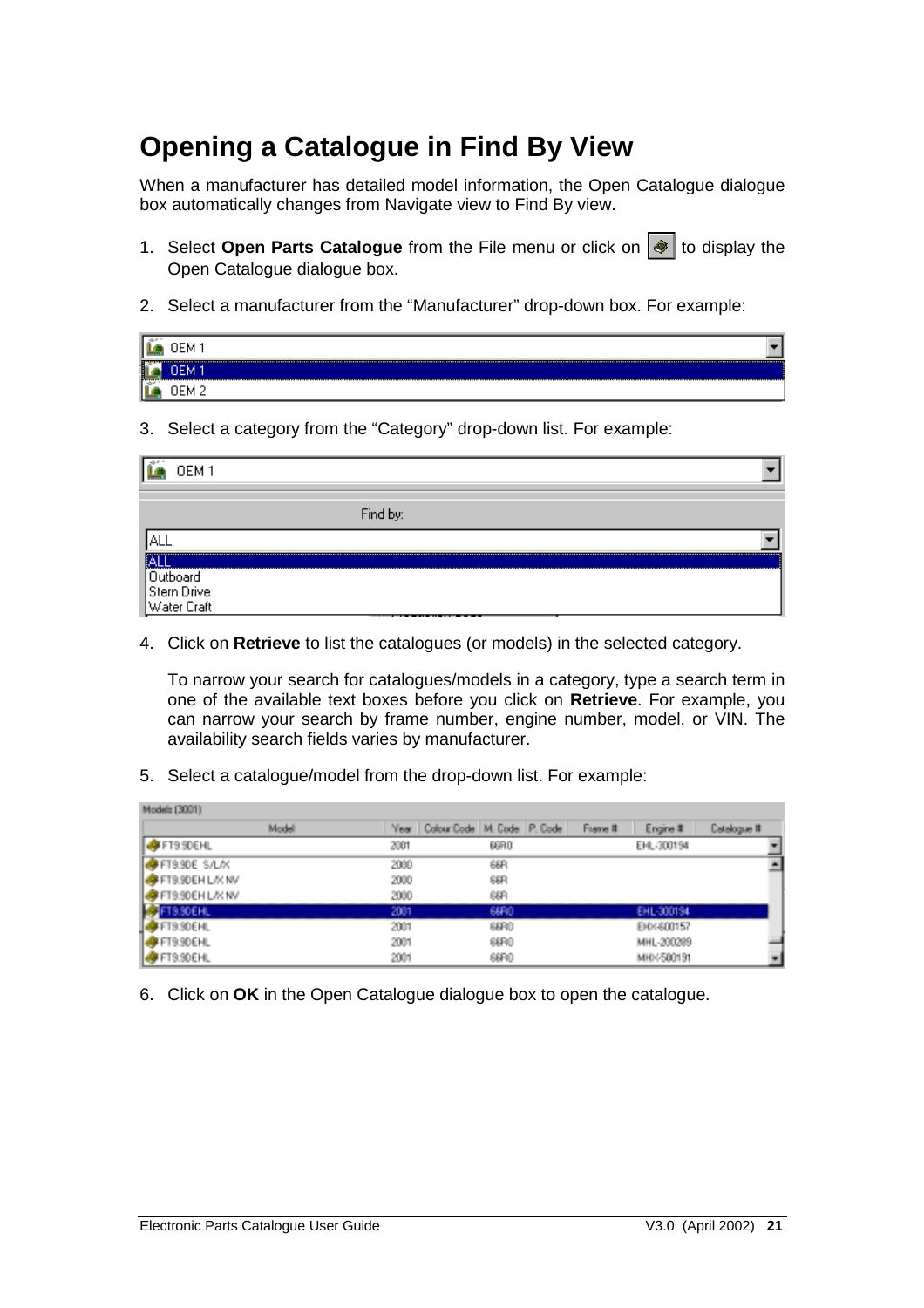# Opening a Catalogue in Find By View

When a manufacturer has detailed model information, the Open Catalogue dialogue box automatically changes from Navigate view to Find By view.

1. Select **Open Parts Catalogue** from the File menu or click on [icon] to display the Open Catalogue dialogue box.

2. Select a manufacturer from the “Manufacturer” drop-down box. For example:

   OEM 1
   OEM 1
   OEM 2

3. Select a category from the “Category” drop-down list. For example:

   OEM 1
   Find by:
   ALL
   ALL
   Outboard
   Stern Drive
   Water Craft

4. Click on **Retrieve** to list the catalogues (or models) in the selected category.

   To narrow your search for catalogues/models in a category, type a search term in one of the available text boxes before you click on **Retrieve**. For example, you can narrow your search by frame number, engine number, model, or VIN. The availability search fields varies by manufacturer.

5. Select a catalogue/model from the drop-down list. For example:

   Models (3001)

| Model | Year | Colour Code | M. Code | P. Code | Frame # | Engine # | Catalogue # |
|---|---|---|---|---|---|---|---|
| FT9.9DEHL | 2001 | | 66R0 | | | EHL-300194 | |
| FT9.9DE S/L/X | 2000 | | 66R | | | | |
| FT9.9DEH L/X NV | 2000 | | 66R | | | | |
| FT9.9DEH L/X NV | 2000 | | 66R | | | | |
| FT9.9DEHL | 2001 | | 66R0 | | | EHL-300194 | |
| FT9.9DEHL | 2001 | | 66R0 | | | EHX-600157 | |
| FT9.9DEHL | 2001 | | 66R0 | | | MHL-200289 | |
| FT9.9DEHL | 2001 | | 66R0 | | | MHX-500191 | |

6. Click on **OK** in the Open Catalogue dialogue box to open the catalogue.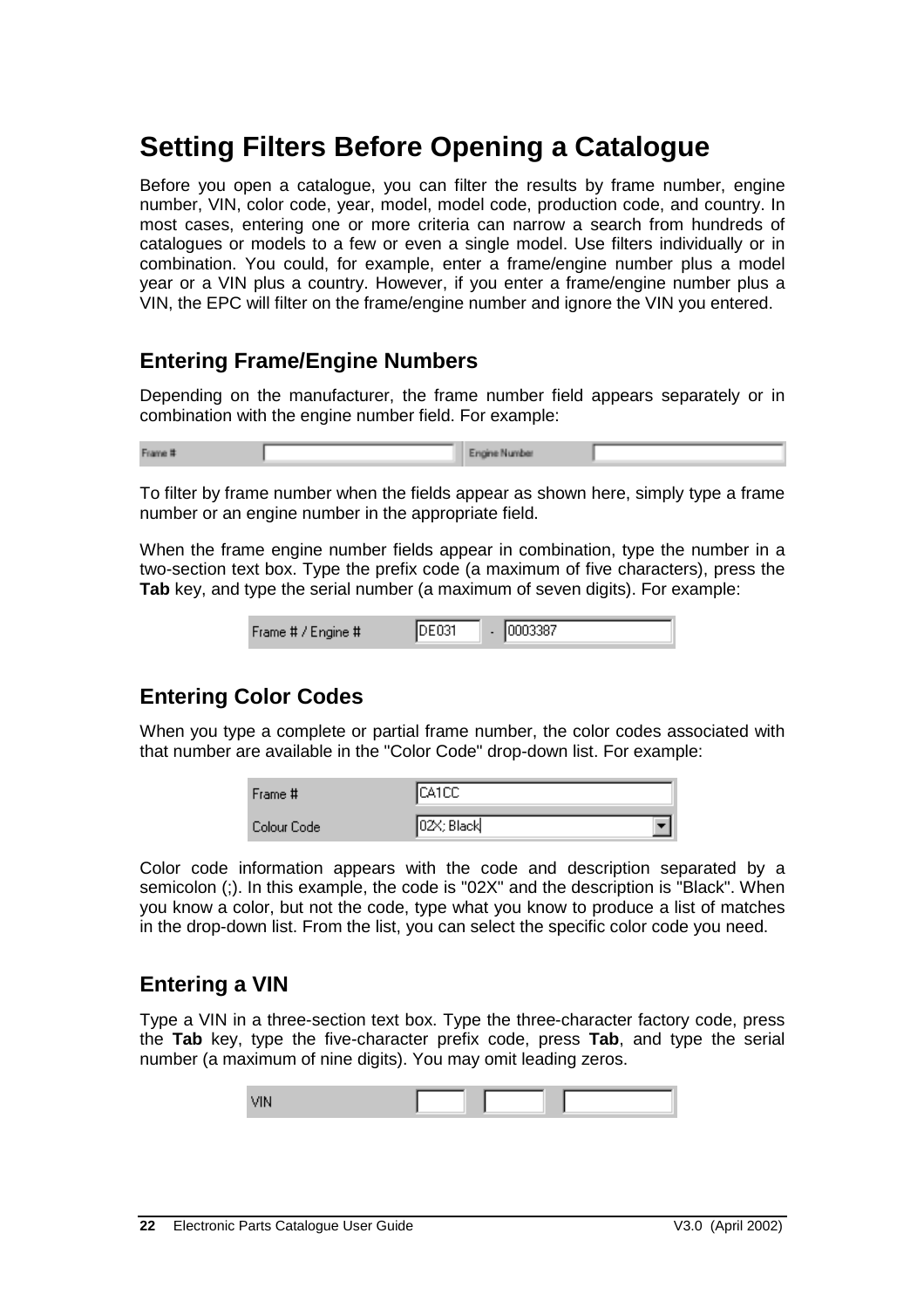# Setting Filters Before Opening a Catalogue

Before you open a catalogue, you can filter the results by frame number, engine number, VIN, color code, year, model, model code, production code, and country. In most cases, entering one or more criteria can narrow a search from hundreds of catalogues or models to a few or even a single model. Use filters individually or in combination. You could, for example, enter a frame/engine number plus a model year or a VIN plus a country. However, if you enter a frame/engine number plus a VIN, the EPC will filter on the frame/engine number and ignore the VIN you entered.

## Entering Frame/Engine Numbers

Depending on the manufacturer, the frame number field appears separately or in combination with the engine number field. For example:

Frame # [ ] Engine Number [ ]

To filter by frame number when the fields appear as shown here, simply type a frame number or an engine number in the appropriate field.

When the frame engine number fields appear in combination, type the number in a two-section text box. Type the prefix code (a maximum of five characters), press the **Tab** key, and type the serial number (a maximum of seven digits). For example:

Frame # / Engine # [DE031] - [0003387]

## Entering Color Codes

When you type a complete or partial frame number, the color codes associated with that number are available in the "Color Code" drop-down list. For example:

Frame # [CA1CC]
Colour Code [02X; Black]

Color code information appears with the code and description separated by a semicolon (;). In this example, the code is "02X" and the description is "Black". When you know a color, but not the code, type what you know to produce a list of matches in the drop-down list. From the list, you can select the specific color code you need.

## Entering a VIN

Type a VIN in a three-section text box. Type the three-character factory code, press the **Tab** key, type the five-character prefix code, press **Tab**, and type the serial number (a maximum of nine digits). You may omit leading zeros.

VIN [ ] [ ] [ ]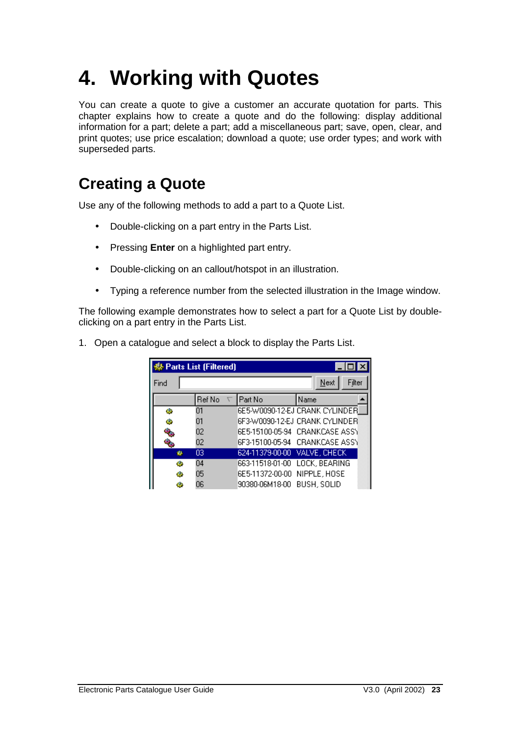# 4. Working with Quotes

You can create a quote to give a customer an accurate quotation for parts. This chapter explains how to create a quote and do the following: display additional information for a part; delete a part; add a miscellaneous part; save, open, clear, and print quotes; use price escalation; download a quote; use order types; and work with superseded parts.

## Creating a Quote

Use any of the following methods to add a part to a Quote List.

- Double-clicking on a part entry in the Parts List.
- Pressing **Enter** on a highlighted part entry.
- Double-clicking on an callout/hotspot in an illustration.
- Typing a reference number from the selected illustration in the Image window.

The following example demonstrates how to select a part for a Quote List by double-clicking on a part entry in the Parts List.

1. Open a catalogue and select a block to display the Parts List.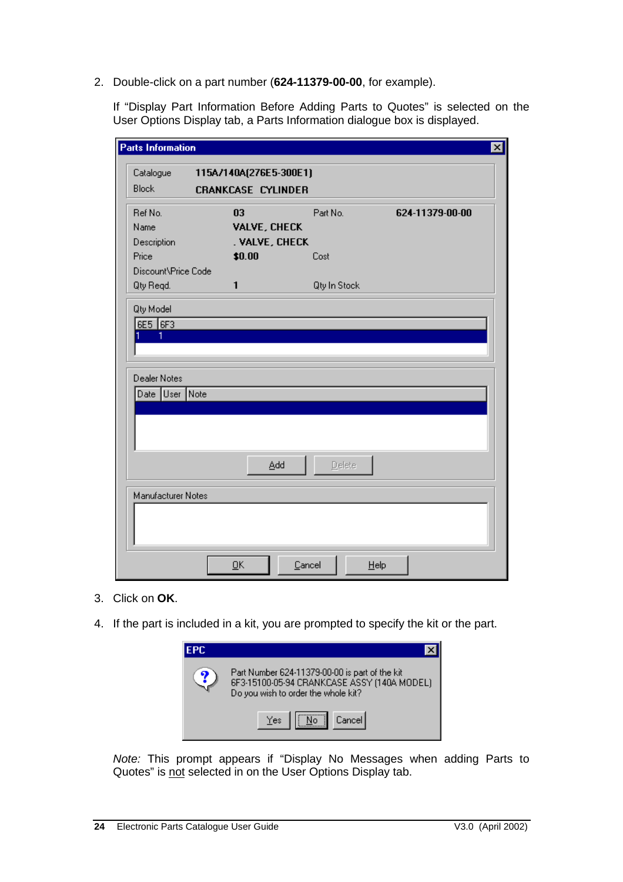2. Double-click on a part number (**624-11379-00-00**, for example).

   If "Display Part Information Before Adding Parts to Quotes" is selected on the User Options Display tab, a Parts Information dialogue box is displayed.

3. Click on **OK**.

4. If the part is included in a kit, you are prompted to specify the kit or the part.

   *Note:* This prompt appears if "Display No Messages when adding Parts to Quotes" is not selected in on the User Options Display tab.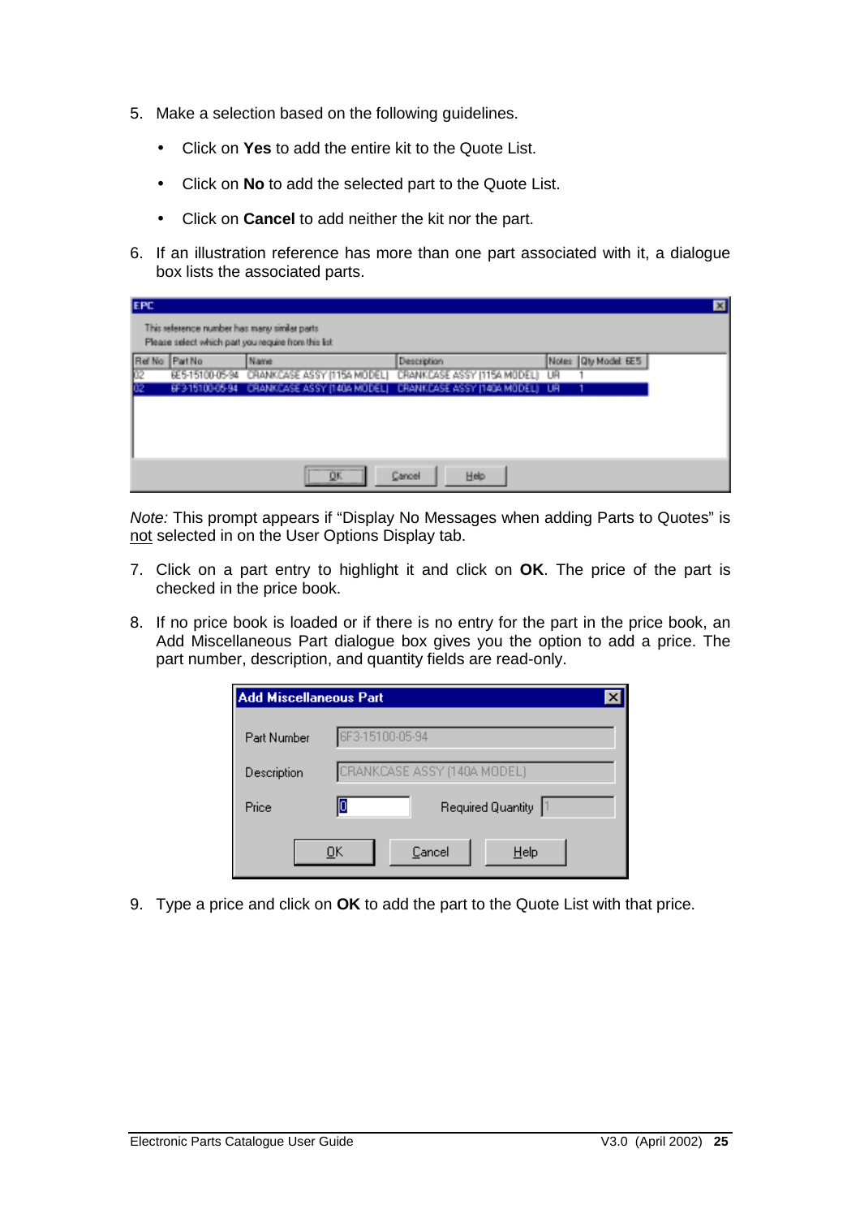5. Make a selection based on the following guidelines.

   - Click on **Yes** to add the entire kit to the Quote List.
   - Click on **No** to add the selected part to the Quote List.
   - Click on **Cancel** to add neither the kit nor the part.

6. If an illustration reference has more than one part associated with it, a dialogue box lists the associated parts.

*Note:* This prompt appears if “Display No Messages when adding Parts to Quotes” is not selected in on the User Options Display tab.

7. Click on a part entry to highlight it and click on **OK**. The price of the part is checked in the price book.

8. If no price book is loaded or if there is no entry for the part in the price book, an Add Miscellaneous Part dialogue box gives you the option to add a price. The part number, description, and quantity fields are read-only.

9. Type a price and click on **OK** to add the part to the Quote List with that price.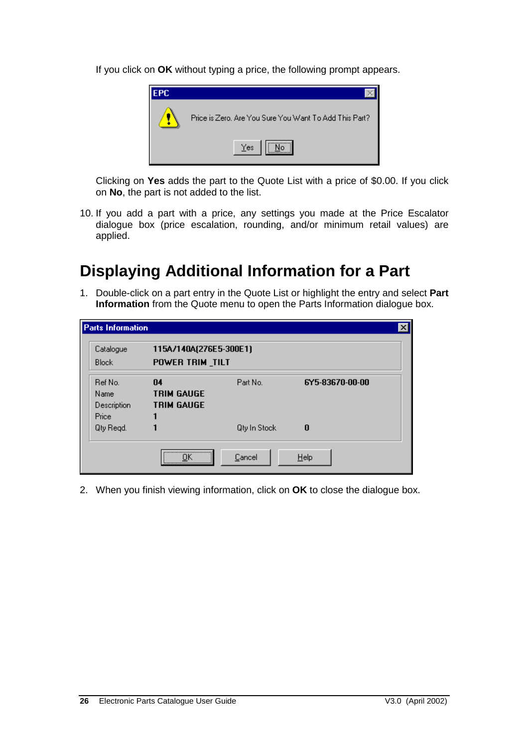If you click on **OK** without typing a price, the following prompt appears.

EPC

Price is Zero. Are You Sure You Want To Add This Part?

Yes No

Clicking on **Yes** adds the part to the Quote List with a price of $0.00. If you click on **No**, the part is not added to the list.

10. If you add a part with a price, any settings you made at the Price Escalator dialogue box (price escalation, rounding, and/or minimum retail values) are applied.

# Displaying Additional Information for a Part

1. Double-click on a part entry in the Quote List or highlight the entry and select **Part Information** from the Quote menu to open the Parts Information dialogue box.

Parts Information

| | | | |
|---|---|---|---|
| Catalogue | 115A/140A(276E5-300E1) | | |
| Block | POWER TRIM _TILT | | |
| Ref No. | 04 | Part No. | 6Y5-83670-00-00 |
| Name | TRIM GAUGE | | |
| Description | TRIM GAUGE | | |
| Price | 1 | | |
| Qty Reqd. | 1 | Qty In Stock | 0 |

OK Cancel Help

2. When you finish viewing information, click on **OK** to close the dialogue box.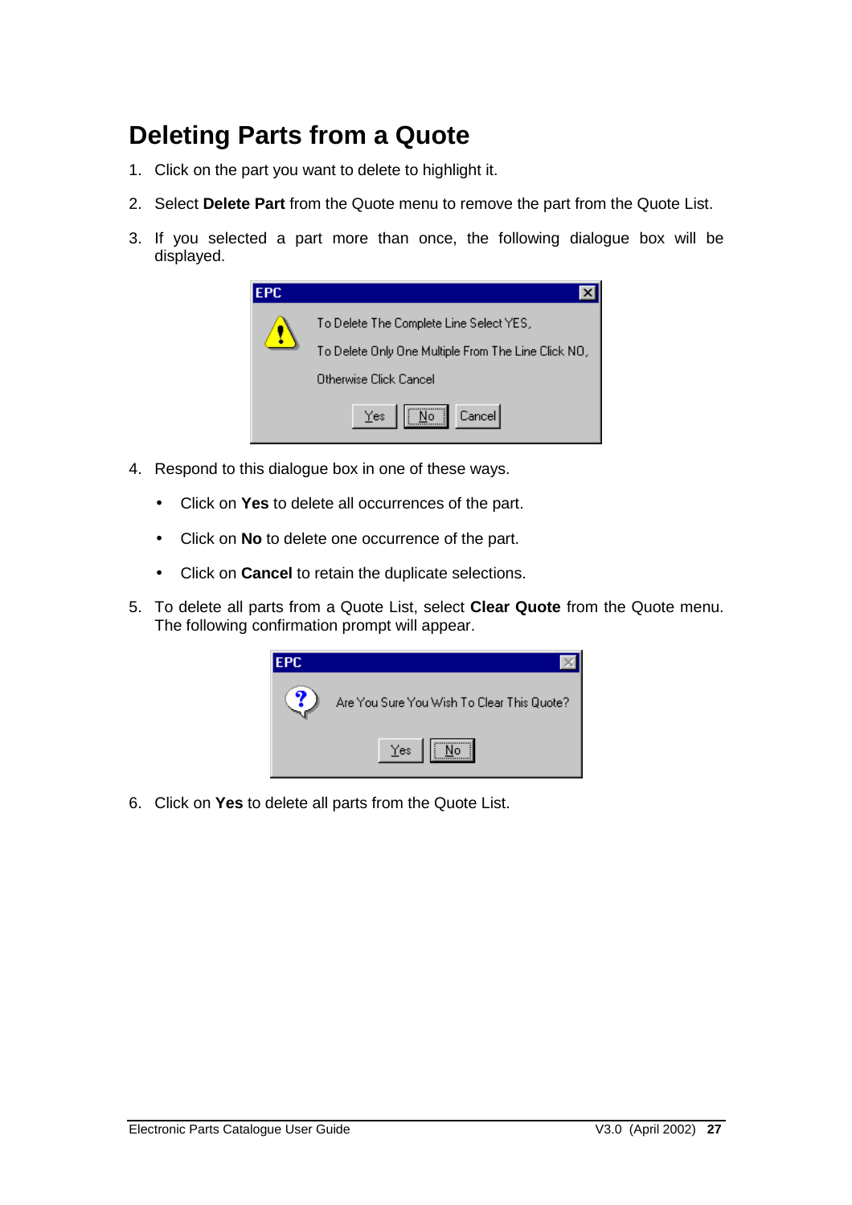# Deleting Parts from a Quote

1. Click on the part you want to delete to highlight it.

2. Select **Delete Part** from the Quote menu to remove the part from the Quote List.

3. If you selected a part more than once, the following dialogue box will be displayed.

EPC

To Delete The Complete Line Select YES,

To Delete Only One Multiple From The Line Click NO,

Otherwise Click Cancel

Yes No Cancel

4. Respond to this dialogue box in one of these ways.

   - Click on **Yes** to delete all occurrences of the part.
   - Click on **No** to delete one occurrence of the part.
   - Click on **Cancel** to retain the duplicate selections.

5. To delete all parts from a Quote List, select **Clear Quote** from the Quote menu. The following confirmation prompt will appear.

EPC

Are You Sure You Wish To Clear This Quote?

Yes No

6. Click on **Yes** to delete all parts from the Quote List.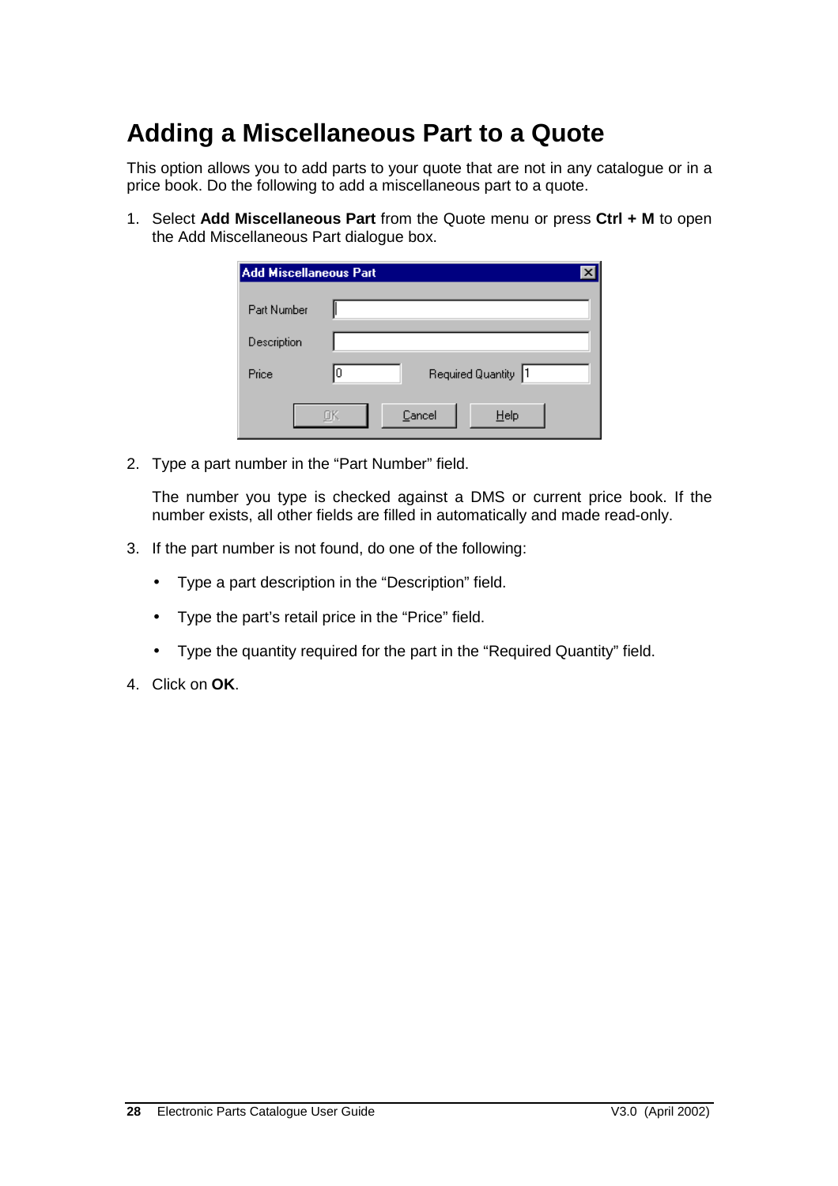# Adding a Miscellaneous Part to a Quote

This option allows you to add parts to your quote that are not in any catalogue or in a price book. Do the following to add a miscellaneous part to a quote.

1. Select **Add Miscellaneous Part** from the Quote menu or press **Ctrl + M** to open the Add Miscellaneous Part dialogue box.

2. Type a part number in the “Part Number” field.

   The number you type is checked against a DMS or current price book. If the number exists, all other fields are filled in automatically and made read-only.

3. If the part number is not found, do one of the following:

   - Type a part description in the “Description” field.
   - Type the part’s retail price in the “Price” field.
   - Type the quantity required for the part in the “Required Quantity” field.

4. Click on **OK**.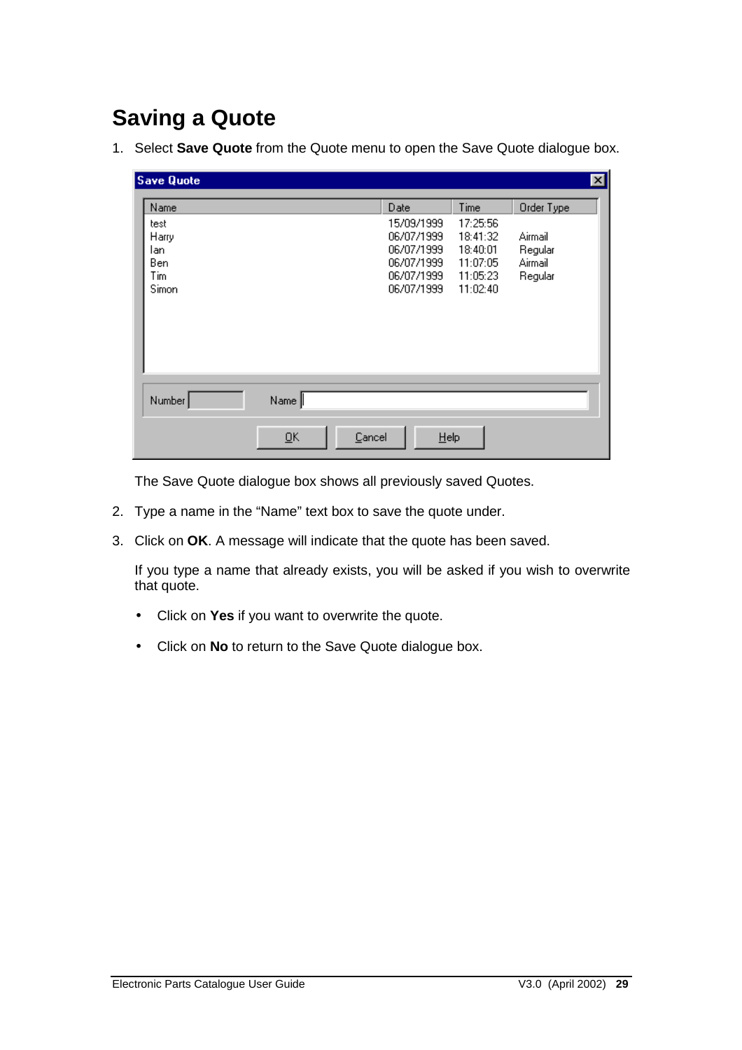# Saving a Quote

1. Select **Save Quote** from the Quote menu to open the Save Quote dialogue box.

   The Save Quote dialogue box shows all previously saved Quotes.

2. Type a name in the "Name" text box to save the quote under.

3. Click on **OK**. A message will indicate that the quote has been saved.

   If you type a name that already exists, you will be asked if you wish to overwrite that quote.

   - Click on **Yes** if you want to overwrite the quote.
   - Click on **No** to return to the Save Quote dialogue box.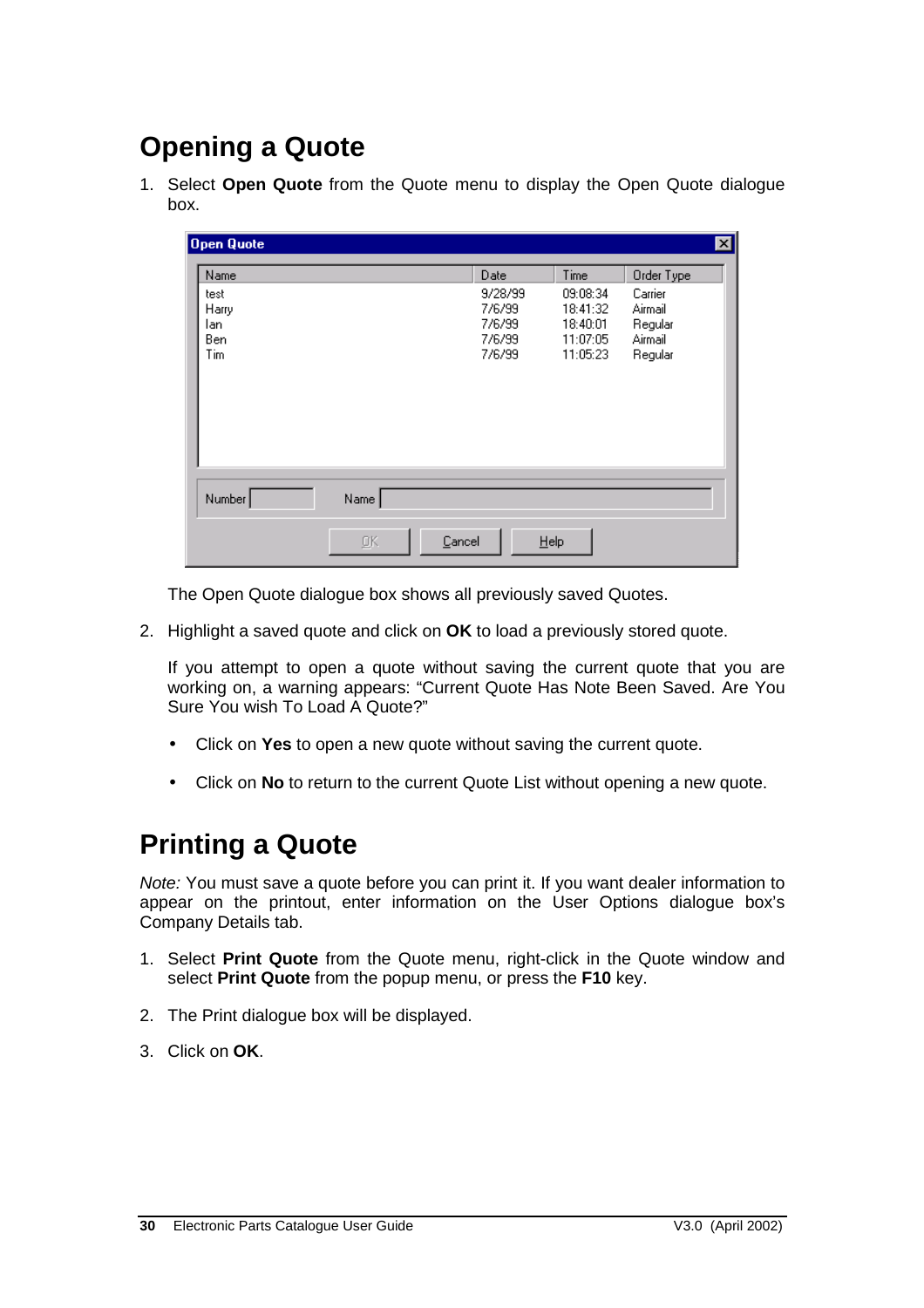# Opening a Quote

1. Select **Open Quote** from the Quote menu to display the Open Quote dialogue box.

**Open Quote**

| Name | Date | Time | Order Type |
|---|---|---|---|
| test | 9/28/99 | 09:08:34 | Carrier |
| Harry | 7/6/99 | 18:41:32 | Airmail |
| Ian | 7/6/99 | 18:40:01 | Regular |
| Ben | 7/6/99 | 11:07:05 | Airmail |
| Tim | 7/6/99 | 11:05:23 | Regular |

Number Name

OK Cancel Help

The Open Quote dialogue box shows all previously saved Quotes.

2. Highlight a saved quote and click on **OK** to load a previously stored quote.

   If you attempt to open a quote without saving the current quote that you are working on, a warning appears: “Current Quote Has Note Been Saved. Are You Sure You wish To Load A Quote?”

   - Click on **Yes** to open a new quote without saving the current quote.
   - Click on **No** to return to the current Quote List without opening a new quote.

# Printing a Quote

*Note:* You must save a quote before you can print it. If you want dealer information to appear on the printout, enter information on the User Options dialogue box’s Company Details tab.

1. Select **Print Quote** from the Quote menu, right-click in the Quote window and select **Print Quote** from the popup menu, or press the **F10** key.
2. The Print dialogue box will be displayed.
3. Click on **OK**.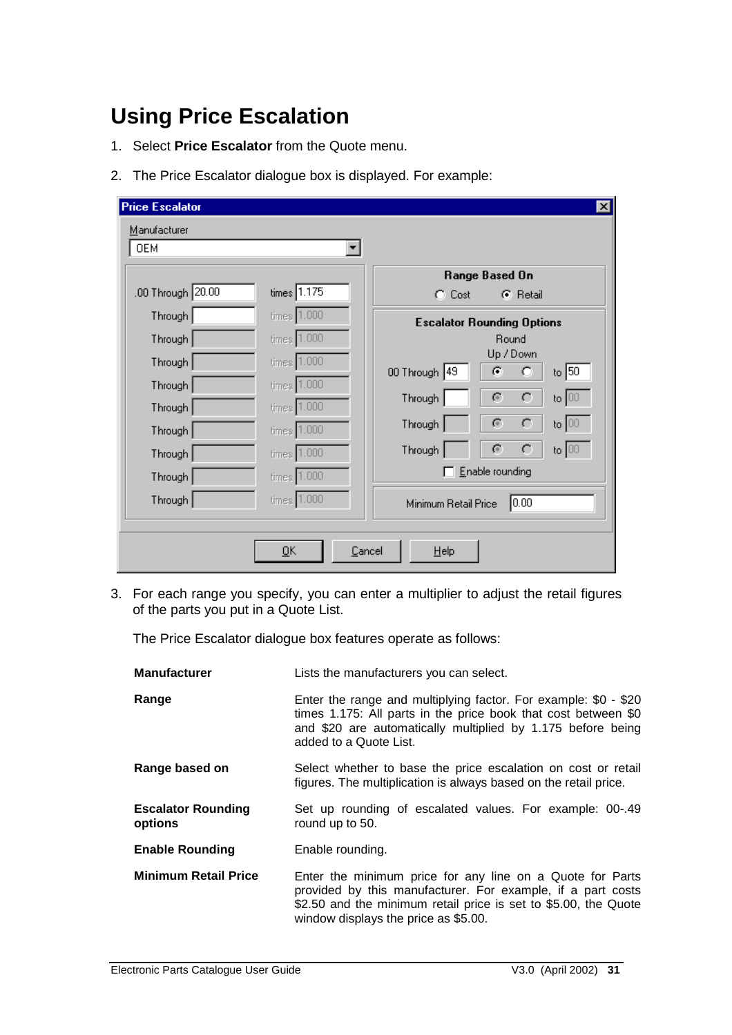# Using Price Escalation

1. Select **Price Escalator** from the Quote menu.

2. The Price Escalator dialogue box is displayed. For example:

3. For each range you specify, you can enter a multiplier to adjust the retail figures of the parts you put in a Quote List.

   The Price Escalator dialogue box features operate as follows:

| | |
|---|---|
| **Manufacturer** | Lists the manufacturers you can select. |
| **Range** | Enter the range and multiplying factor. For example: $0 - $20 times 1.175: All parts in the price book that cost between $0 and $20 are automatically multiplied by 1.175 before being added to a Quote List. |
| **Range based on** | Select whether to base the price escalation on cost or retail figures. The multiplication is always based on the retail price. |
| **Escalator Rounding options** | Set up rounding of escalated values. For example: 00-.49 round up to 50. |
| **Enable Rounding** | Enable rounding. |
| **Minimum Retail Price** | Enter the minimum price for any line on a Quote for Parts provided by this manufacturer. For example, if a part costs $2.50 and the minimum retail price is set to $5.00, the Quote window displays the price as $5.00. |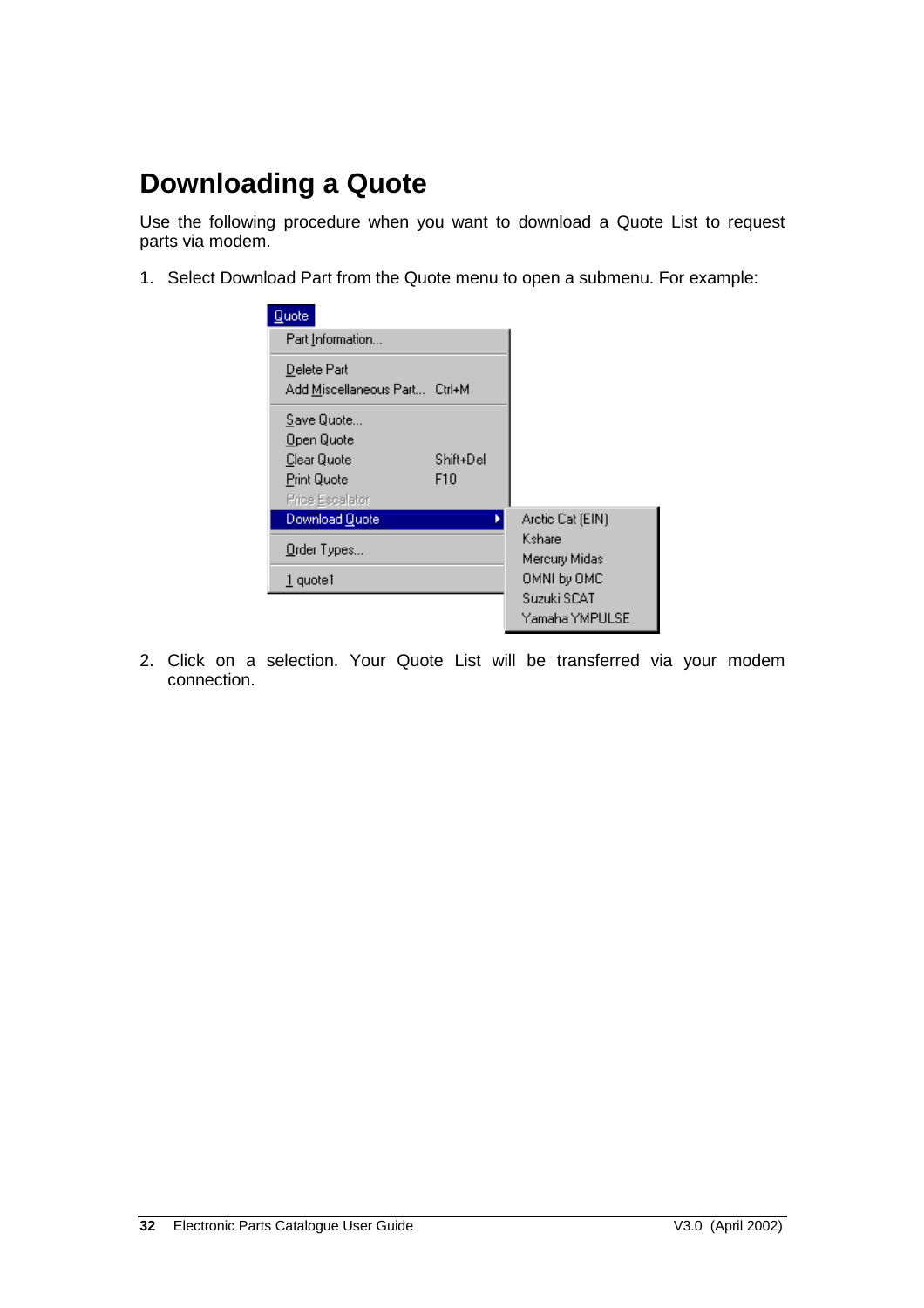# Downloading a Quote

Use the following procedure when you want to download a Quote List to request parts via modem.

1. Select Download Part from the Quote menu to open a submenu. For example:

Quote
Part Information...
Delete Part
Add Miscellaneous Part... Ctrl+M
Save Quote...
Open Quote
Clear Quote Shift+Del
Print Quote F10
Price Escalator
Download Quote
Order Types...
1 quote1

Arctic Cat (EIN)
Kshare
Mercury Midas
OMNI by OMC
Suzuki SCAT
Yamaha YMPULSE

2. Click on a selection. Your Quote List will be transferred via your modem connection.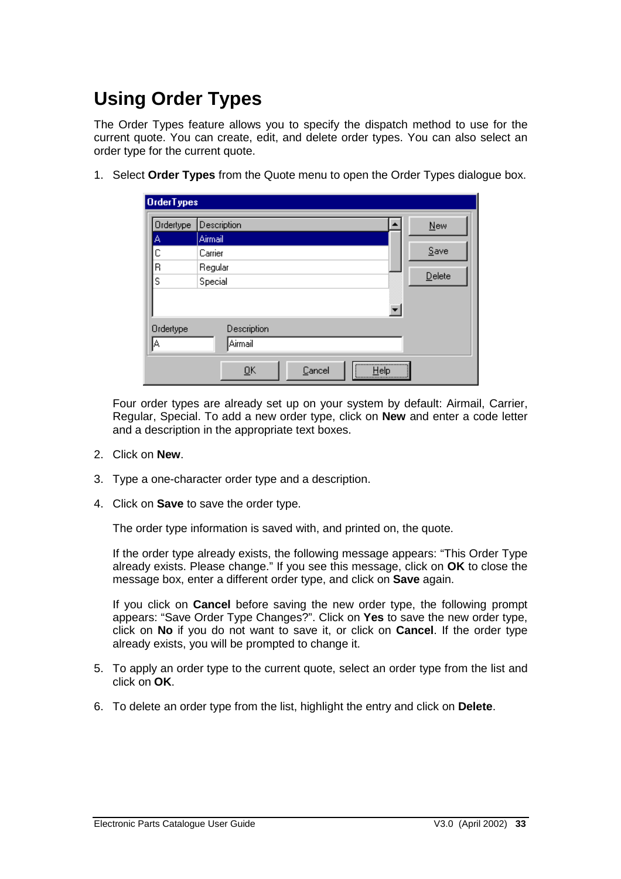# Using Order Types

The Order Types feature allows you to specify the dispatch method to use for the current quote. You can create, edit, and delete order types. You can also select an order type for the current quote.

1. Select **Order Types** from the Quote menu to open the Order Types dialogue box.

   Four order types are already set up on your system by default: Airmail, Carrier, Regular, Special. To add a new order type, click on **New** and enter a code letter and a description in the appropriate text boxes.

2. Click on **New**.

3. Type a one-character order type and a description.

4. Click on **Save** to save the order type.

   The order type information is saved with, and printed on, the quote.

   If the order type already exists, the following message appears: “This Order Type already exists. Please change.” If you see this message, click on **OK** to close the message box, enter a different order type, and click on **Save** again.

   If you click on **Cancel** before saving the new order type, the following prompt appears: “Save Order Type Changes?”. Click on **Yes** to save the new order type, click on **No** if you do not want to save it, or click on **Cancel**. If the order type already exists, you will be prompted to change it.

5. To apply an order type to the current quote, select an order type from the list and click on **OK**.

6. To delete an order type from the list, highlight the entry and click on **Delete**.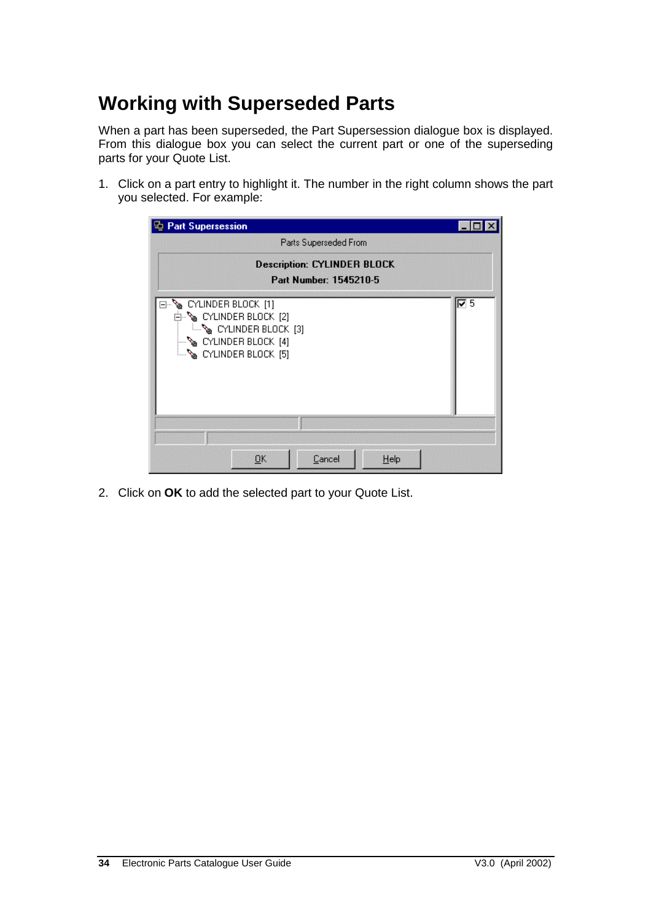# Working with Superseded Parts

When a part has been superseded, the Part Supersession dialogue box is displayed. From this dialogue box you can select the current part or one of the superseding parts for your Quote List.

1. Click on a part entry to highlight it. The number in the right column shows the part you selected. For example:

2. Click on **OK** to add the selected part to your Quote List.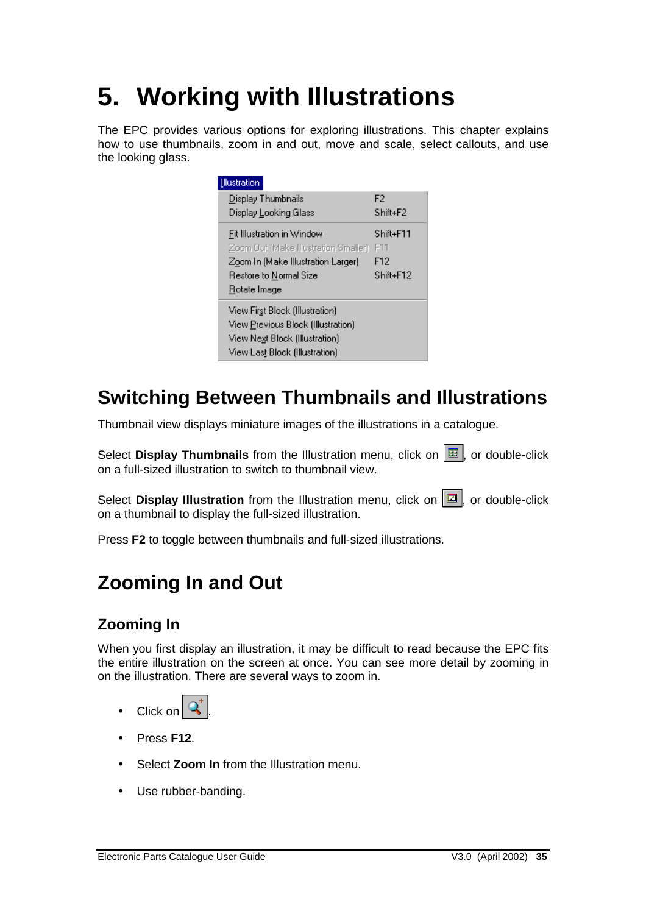# 5. Working with Illustrations

The EPC provides various options for exploring illustrations. This chapter explains how to use thumbnails, zoom in and out, move and scale, select callouts, and use the looking glass.

Illustration

Display Thumbnails F2
Display Looking Glass Shift+F2

Fit Illustration in Window Shift+F11
Zoom Out (Make Illustration Smaller) F11
Zoom In (Make Illustration Larger) F12
Restore to Normal Size Shift+F12
Rotate Image

View First Block (Illustration)
View Previous Block (Illustration)
View Next Block (Illustration)
View Last Block (Illustration)

## Switching Between Thumbnails and Illustrations

Thumbnail view displays miniature images of the illustrations in a catalogue.

Select **Display Thumbnails** from the Illustration menu, click on , or double-click on a full-sized illustration to switch to thumbnail view.

Select **Display Illustration** from the Illustration menu, click on , or double-click on a thumbnail to display the full-sized illustration.

Press **F2** to toggle between thumbnails and full-sized illustrations.

## Zooming In and Out

### Zooming In

When you first display an illustration, it may be difficult to read because the EPC fits the entire illustration on the screen at once. You can see more detail by zooming in on the illustration. There are several ways to zoom in.

- Click on .
- Press **F12**.
- Select **Zoom In** from the Illustration menu.
- Use rubber-banding.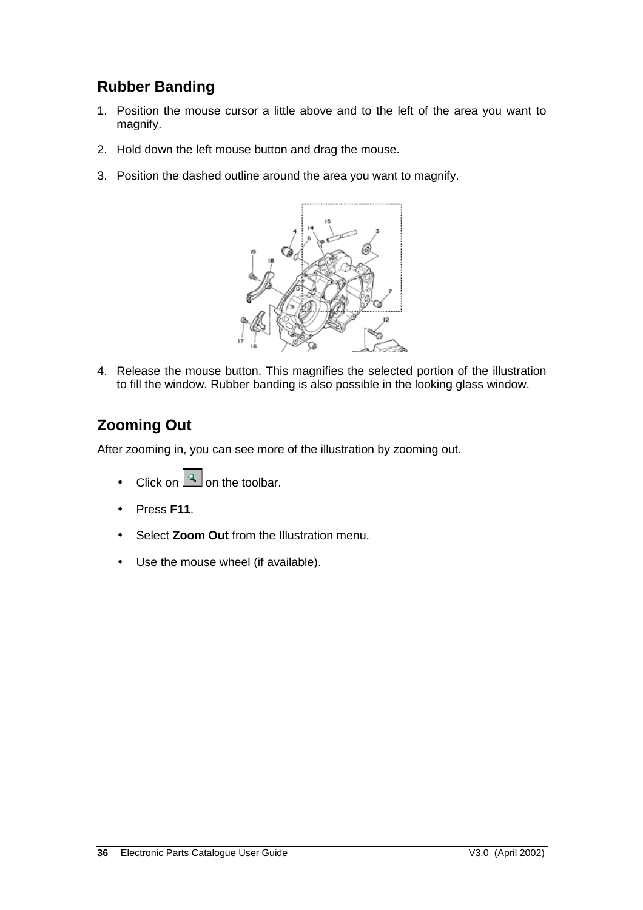## Rubber Banding

1. Position the mouse cursor a little above and to the left of the area you want to magnify.

2. Hold down the left mouse button and drag the mouse.

3. Position the dashed outline around the area you want to magnify.

4. Release the mouse button. This magnifies the selected portion of the illustration to fill the window. Rubber banding is also possible in the looking glass window.

## Zooming Out

After zooming in, you can see more of the illustration by zooming out.

- Click on the toolbar.
- Press **F11**.
- Select **Zoom Out** from the Illustration menu.
- Use the mouse wheel (if available).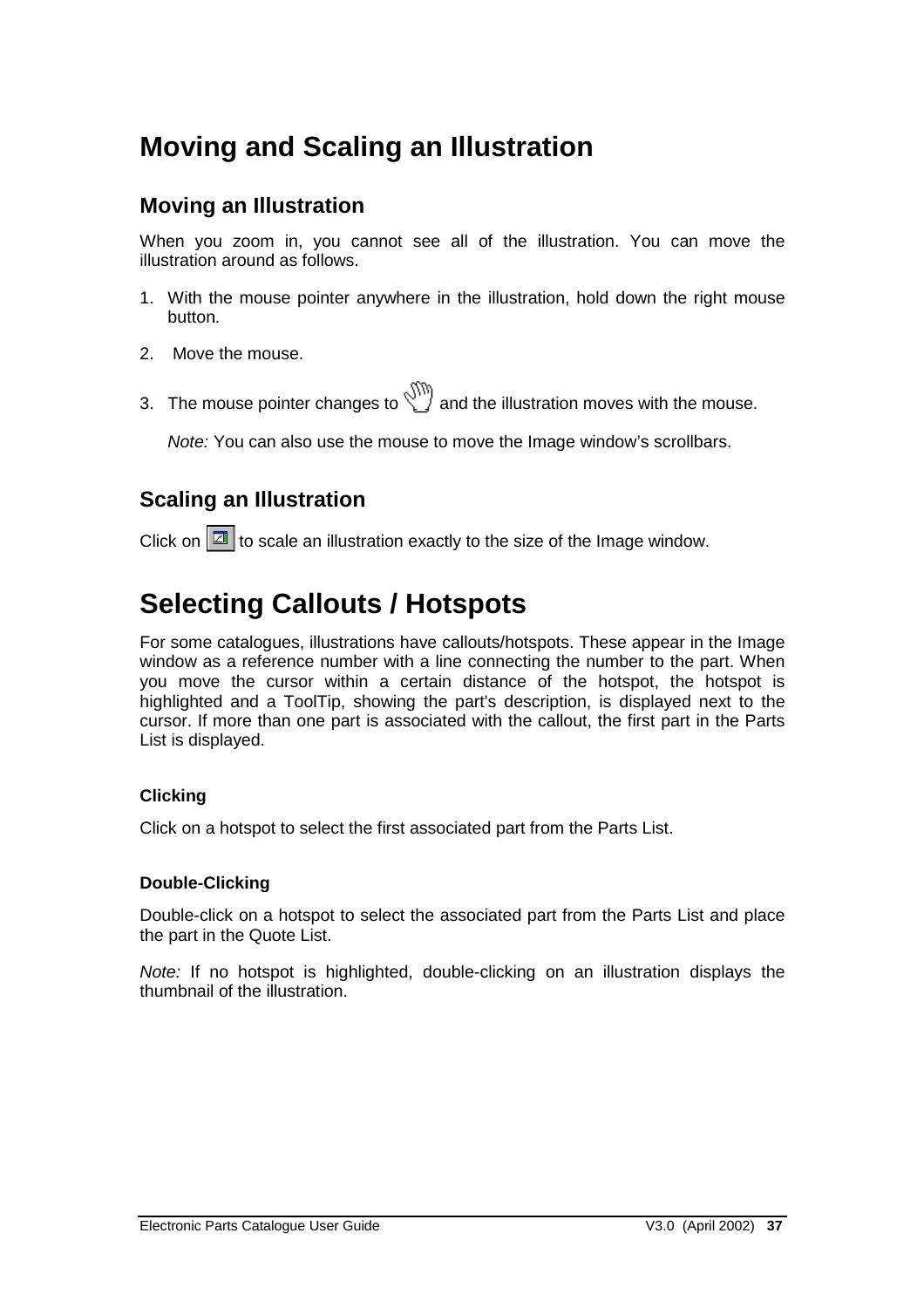# Moving and Scaling an Illustration

## Moving an Illustration

When you zoom in, you cannot see all of the illustration. You can move the illustration around as follows.

1. With the mouse pointer anywhere in the illustration, hold down the right mouse button.
2. Move the mouse.
3. The mouse pointer changes to and the illustration moves with the mouse.

   *Note:* You can also use the mouse to move the Image window's scrollbars.

## Scaling an Illustration

Click on to scale an illustration exactly to the size of the Image window.

# Selecting Callouts / Hotspots

For some catalogues, illustrations have callouts/hotspots. These appear in the Image window as a reference number with a line connecting the number to the part. When you move the cursor within a certain distance of the hotspot, the hotspot is highlighted and a ToolTip, showing the part's description, is displayed next to the cursor. If more than one part is associated with the callout, the first part in the Parts List is displayed.

### Clicking

Click on a hotspot to select the first associated part from the Parts List.

### Double-Clicking

Double-click on a hotspot to select the associated part from the Parts List and place the part in the Quote List.

*Note:* If no hotspot is highlighted, double-clicking on an illustration displays the thumbnail of the illustration.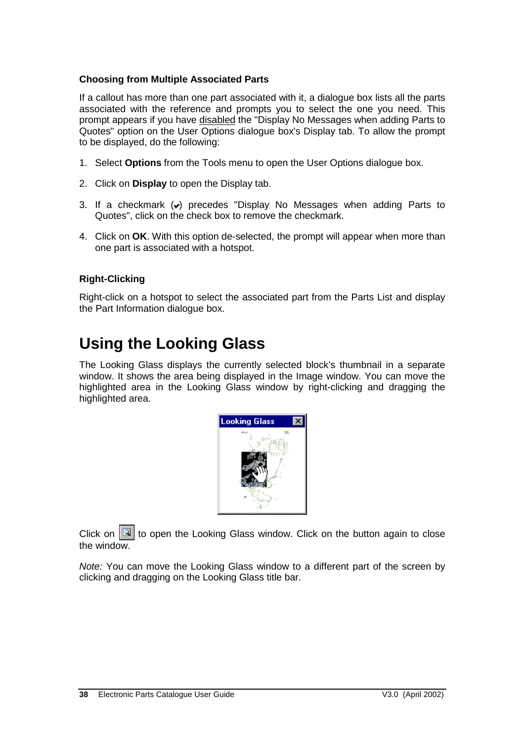### Choosing from Multiple Associated Parts

If a callout has more than one part associated with it, a dialogue box lists all the parts associated with the reference and prompts you to select the one you need. This prompt appears if you have disabled the "Display No Messages when adding Parts to Quotes" option on the User Options dialogue box's Display tab. To allow the prompt to be displayed, do the following:

1. Select **Options** from the Tools menu to open the User Options dialogue box.
2. Click on **Display** to open the Display tab.
3. If a checkmark (✔) precedes "Display No Messages when adding Parts to Quotes", click on the check box to remove the checkmark.
4. Click on **OK**. With this option de-selected, the prompt will appear when more than one part is associated with a hotspot.

### Right-Clicking

Right-click on a hotspot to select the associated part from the Parts List and display the Part Information dialogue box.

## Using the Looking Glass

The Looking Glass displays the currently selected block's thumbnail in a separate window. It shows the area being displayed in the Image window. You can move the highlighted area in the Looking Glass window by right-clicking and dragging the highlighted area.

Looking Glass

Click on the button to open the Looking Glass window. Click on the button again to close the window.

*Note:* You can move the Looking Glass window to a different part of the screen by clicking and dragging on the Looking Glass title bar.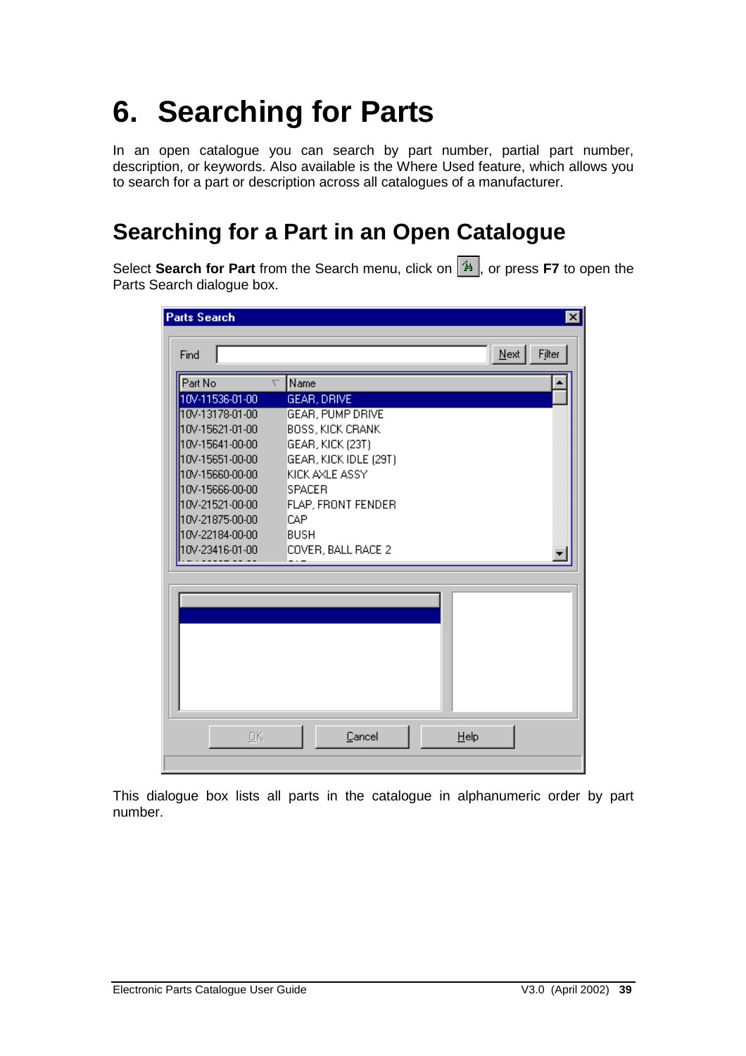# 6. Searching for Parts

In an open catalogue you can search by part number, partial part number, description, or keywords. Also available is the Where Used feature, which allows you to search for a part or description across all catalogues of a manufacturer.

## Searching for a Part in an Open Catalogue

Select **Search for Part** from the Search menu, click on , or press **F7** to open the Parts Search dialogue box.

This dialogue box lists all parts in the catalogue in alphanumeric order by part number.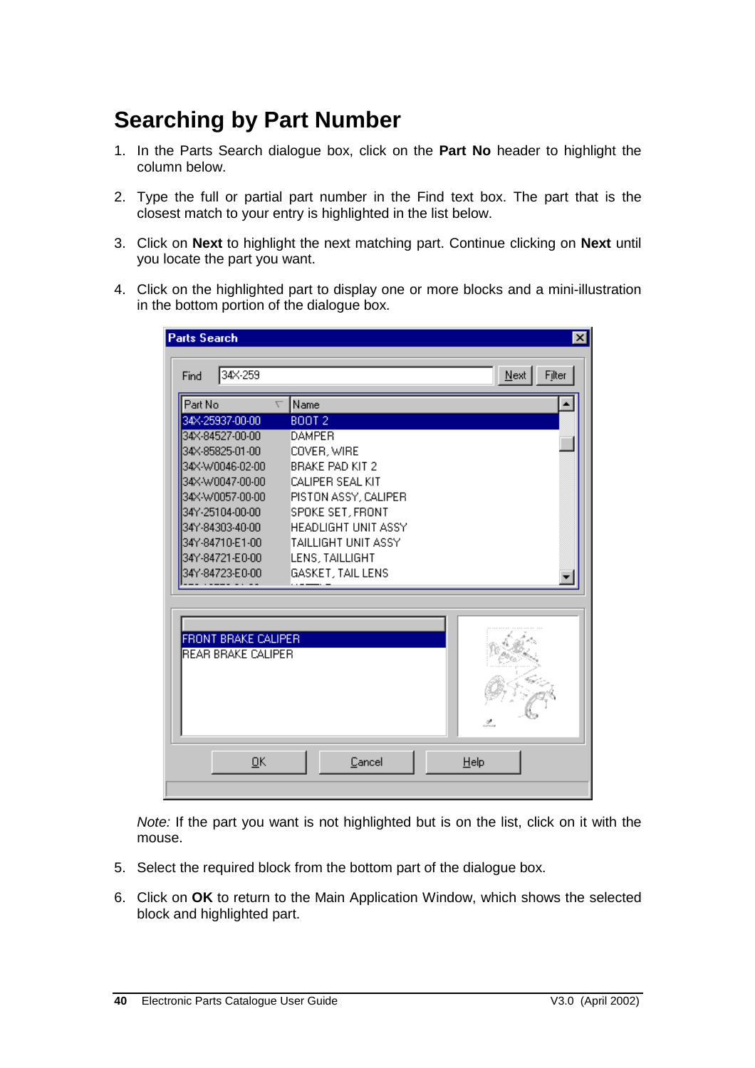# Searching by Part Number

1. In the Parts Search dialogue box, click on the **Part No** header to highlight the column below.

2. Type the full or partial part number in the Find text box. The part that is the closest match to your entry is highlighted in the list below.

3. Click on **Next** to highlight the next matching part. Continue clicking on **Next** until you locate the part you want.

4. Click on the highlighted part to display one or more blocks and a mini-illustration in the bottom portion of the dialogue box.

*Note:* If the part you want is not highlighted but is on the list, click on it with the mouse.

5. Select the required block from the bottom part of the dialogue box.

6. Click on **OK** to return to the Main Application Window, which shows the selected block and highlighted part.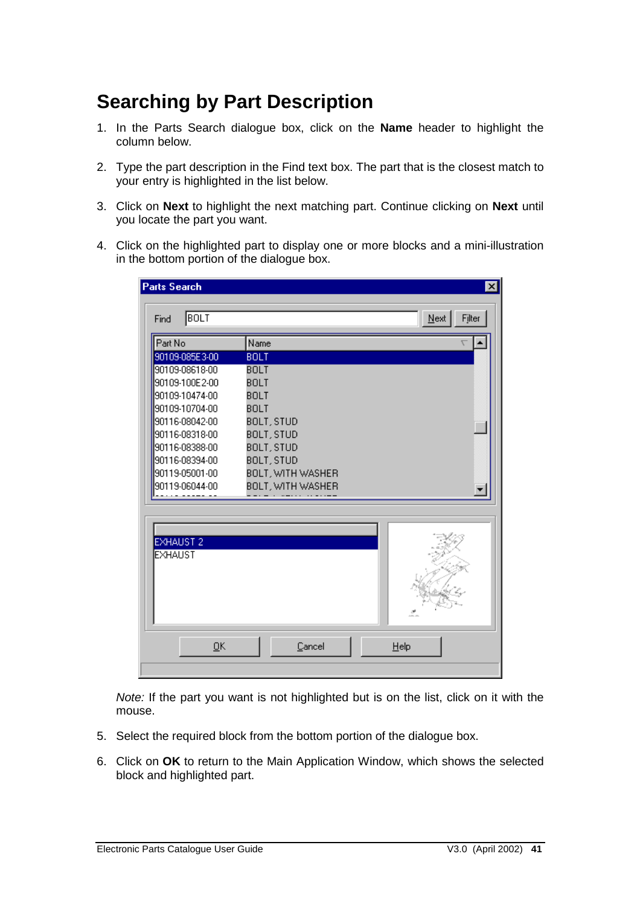# Searching by Part Description

1. In the Parts Search dialogue box, click on the **Name** header to highlight the column below.

2. Type the part description in the Find text box. The part that is the closest match to your entry is highlighted in the list below.

3. Click on **Next** to highlight the next matching part. Continue clicking on **Next** until you locate the part you want.

4. Click on the highlighted part to display one or more blocks and a mini-illustration in the bottom portion of the dialogue box.

   *Note:* If the part you want is not highlighted but is on the list, click on it with the mouse.

5. Select the required block from the bottom portion of the dialogue box.

6. Click on **OK** to return to the Main Application Window, which shows the selected block and highlighted part.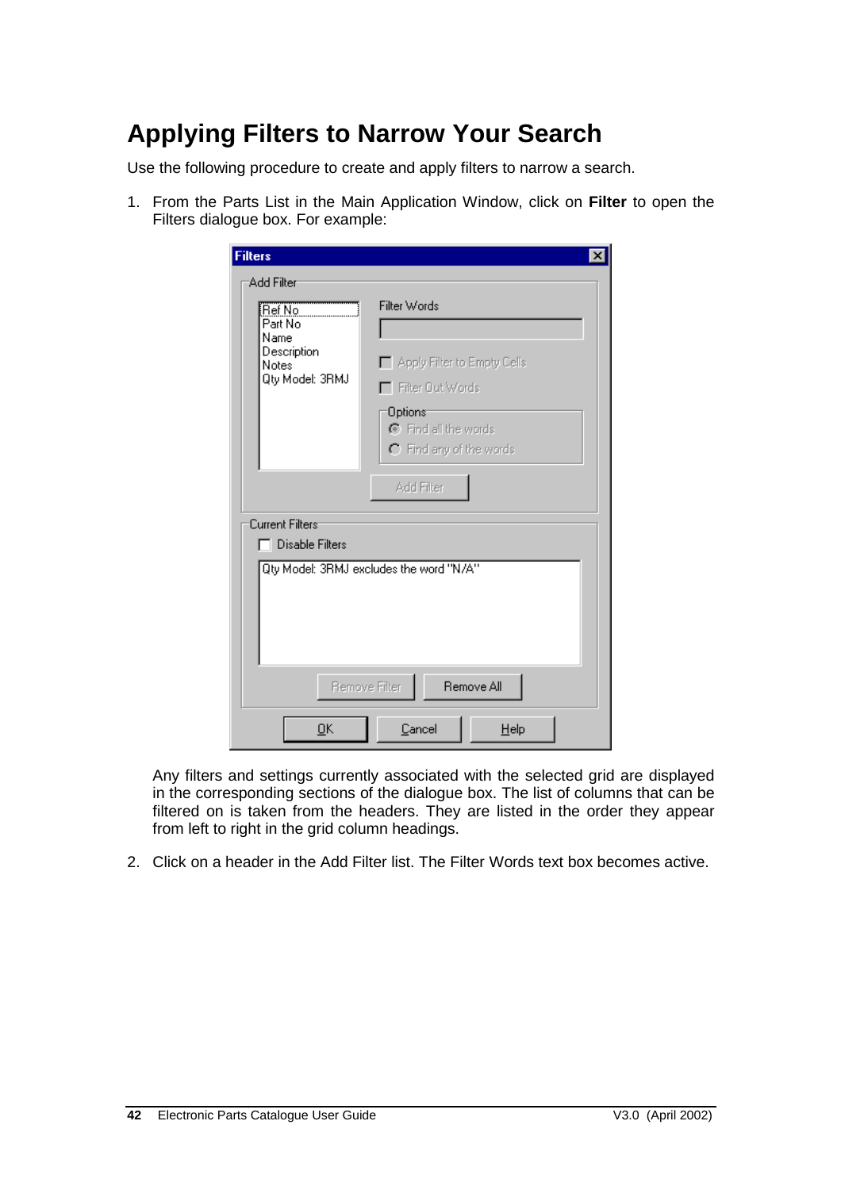# Applying Filters to Narrow Your Search

Use the following procedure to create and apply filters to narrow a search.

1. From the Parts List in the Main Application Window, click on **Filter** to open the Filters dialogue box. For example:

   Any filters and settings currently associated with the selected grid are displayed in the corresponding sections of the dialogue box. The list of columns that can be filtered on is taken from the headers. They are listed in the order they appear from left to right in the grid column headings.

2. Click on a header in the Add Filter list. The Filter Words text box becomes active.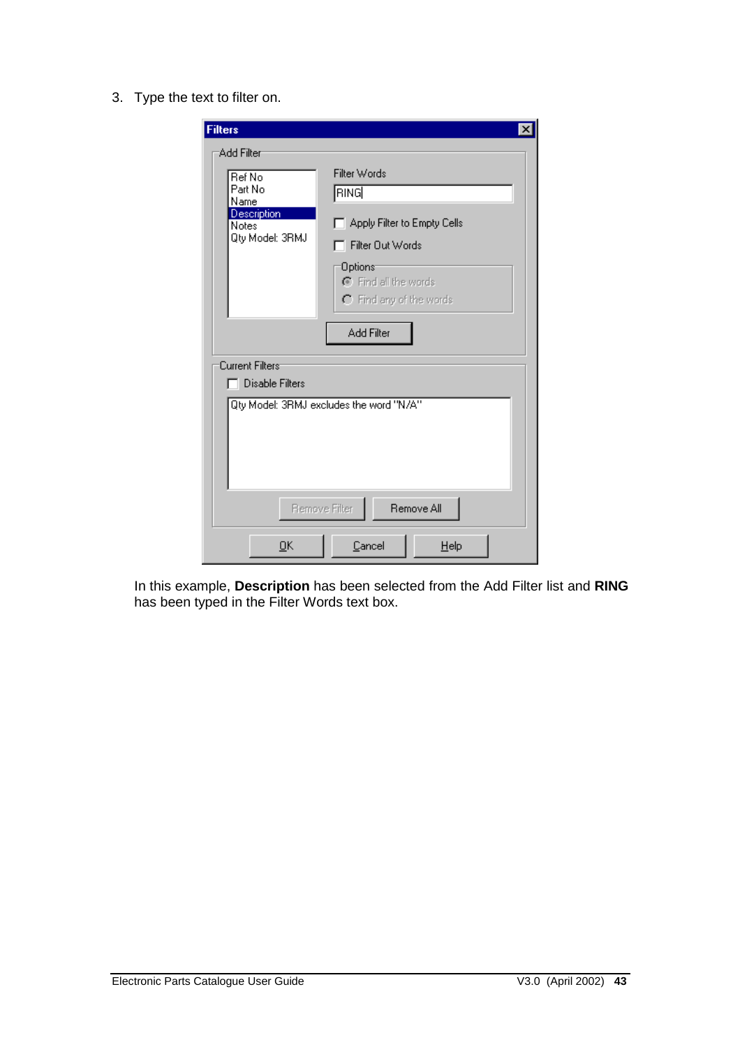3. Type the text to filter on.

**Filters**

Add Filter

- Ref No
- Part No
- Name
- Description
- Notes
- Qty Model: 3RMJ

Filter Words

RING

☐ Apply Filter to Empty Cells

☐ Filter Out Words

Options

◉ Find all the words

○ Find any of the words

[Add Filter]

Current Filters

☐ Disable Filters

Qty Model: 3RMJ excludes the word "N/A"

[Remove Filter] [Remove All]

[OK] [Cancel] [Help]

In this example, **Description** has been selected from the Add Filter list and **RING** has been typed in the Filter Words text box.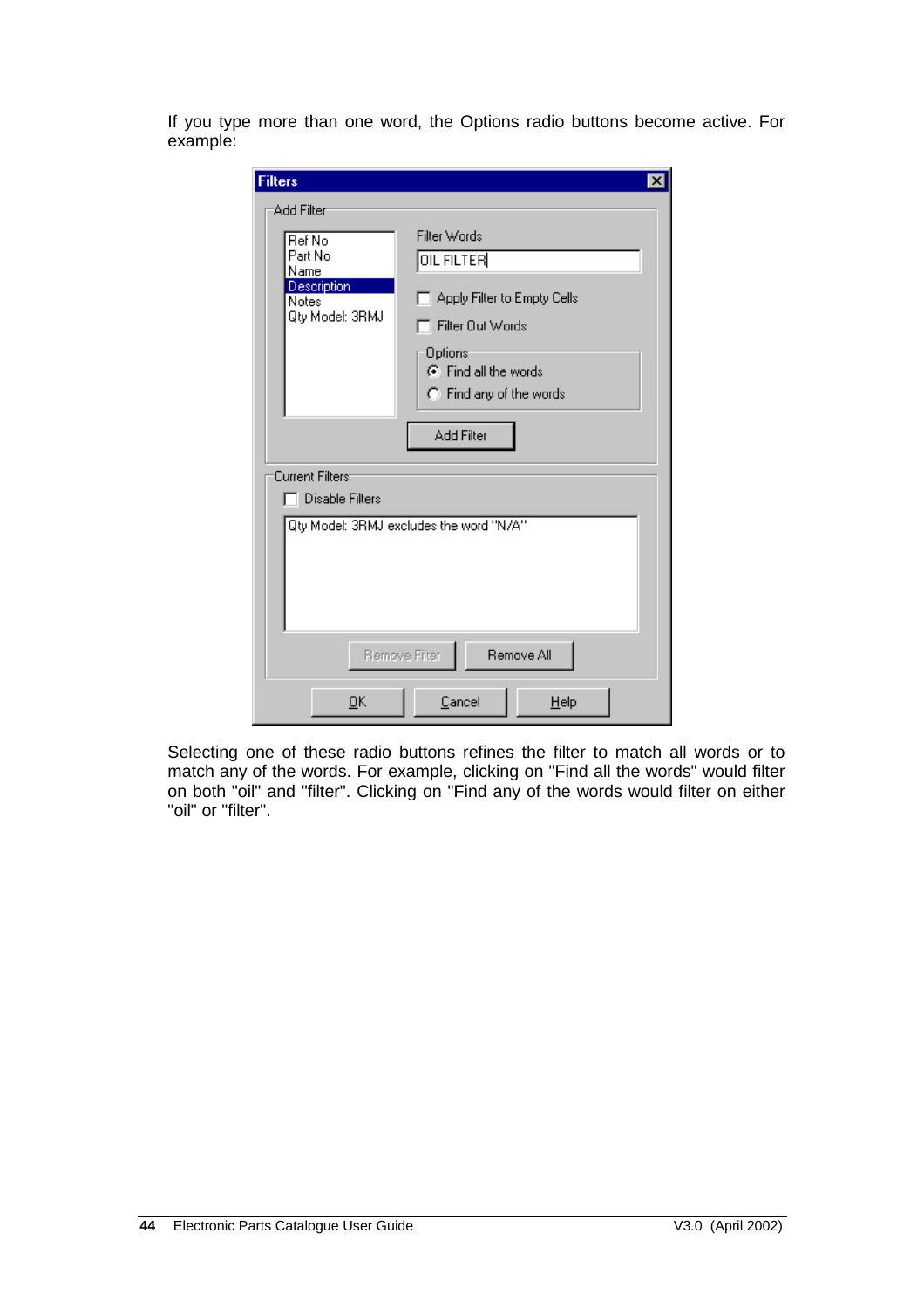If you type more than one word, the Options radio buttons become active. For example:

Selecting one of these radio buttons refines the filter to match all words or to match any of the words. For example, clicking on "Find all the words" would filter on both "oil" and "filter". Clicking on "Find any of the words would filter on either "oil" or "filter".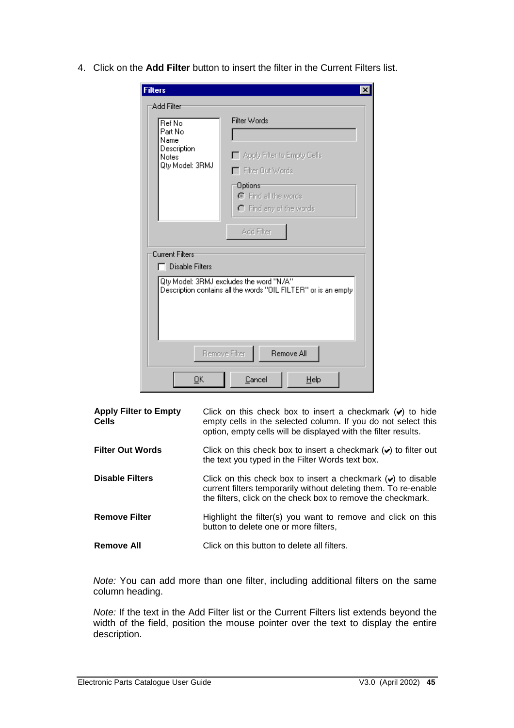4. Click on the **Add Filter** button to insert the filter in the Current Filters list.

| | |
|---|---|
| **Apply Filter to Empty Cells** | Click on this check box to insert a checkmark (✔) to hide empty cells in the selected column. If you do not select this option, empty cells will be displayed with the filter results. |
| **Filter Out Words** | Click on this check box to insert a checkmark (✔) to filter out the text you typed in the Filter Words text box. |
| **Disable Filters** | Click on this check box to insert a checkmark (✔) to disable current filters temporarily without deleting them. To re-enable the filters, click on the check box to remove the checkmark. |
| **Remove Filter** | Highlight the filter(s) you want to remove and click on this button to delete one or more filters, |
| **Remove All** | Click on this button to delete all filters. |

*Note:* You can add more than one filter, including additional filters on the same column heading.

*Note:* If the text in the Add Filter list or the Current Filters list extends beyond the width of the field, position the mouse pointer over the text to display the entire description.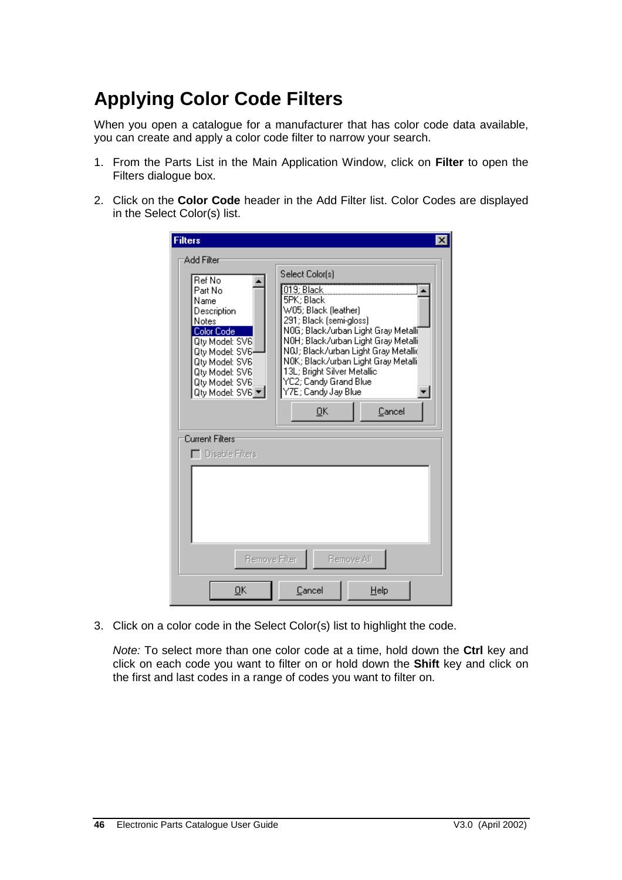# Applying Color Code Filters

When you open a catalogue for a manufacturer that has color code data available, you can create and apply a color code filter to narrow your search.

1. From the Parts List in the Main Application Window, click on **Filter** to open the Filters dialogue box.

2. Click on the **Color Code** header in the Add Filter list. Color Codes are displayed in the Select Color(s) list.

3. Click on a color code in the Select Color(s) list to highlight the code.

   *Note:* To select more than one color code at a time, hold down the **Ctrl** key and click on each code you want to filter on or hold down the **Shift** key and click on the first and last codes in a range of codes you want to filter on.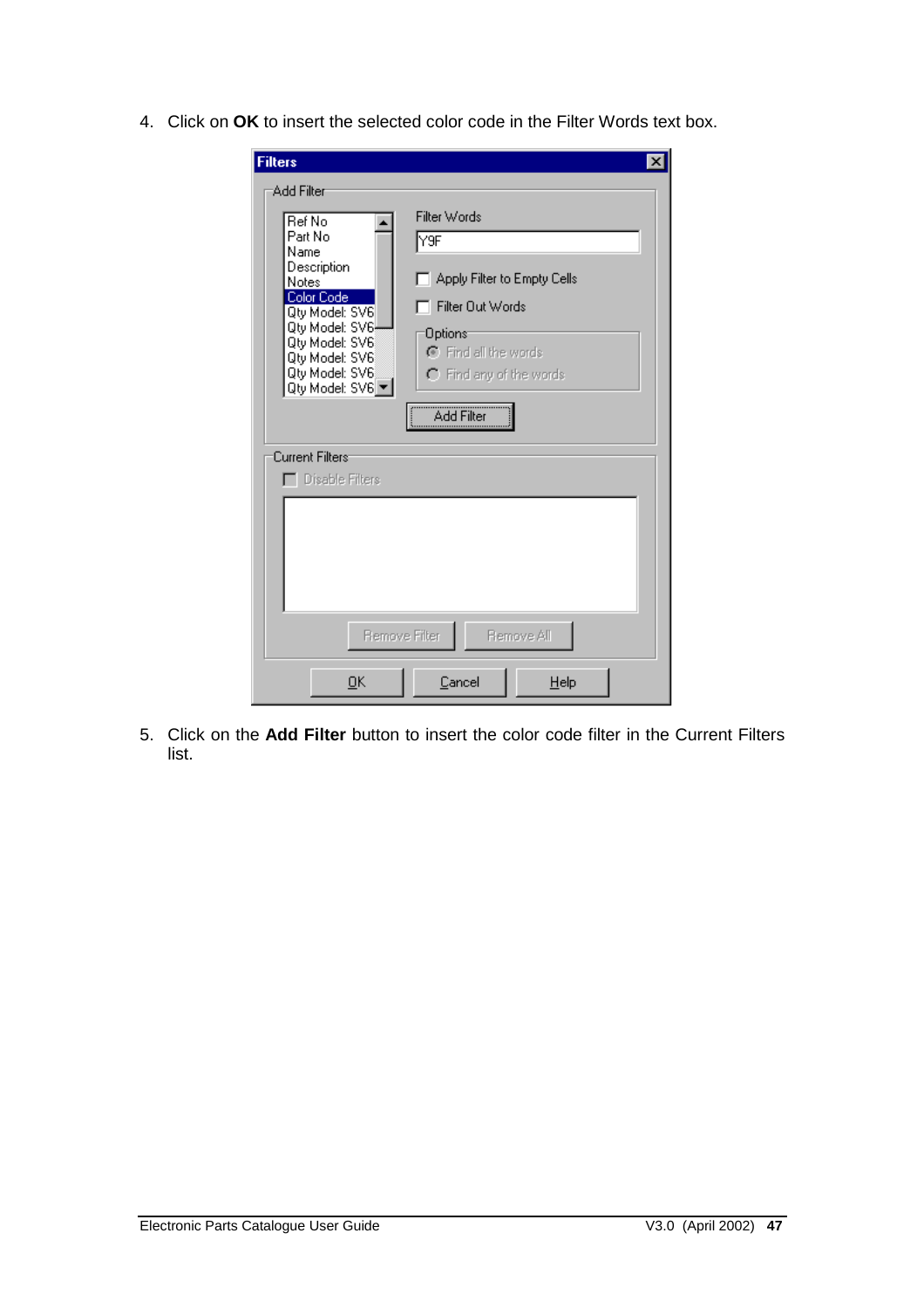4. Click on **OK** to insert the selected color code in the Filter Words text box.

5. Click on the **Add Filter** button to insert the color code filter in the Current Filters list.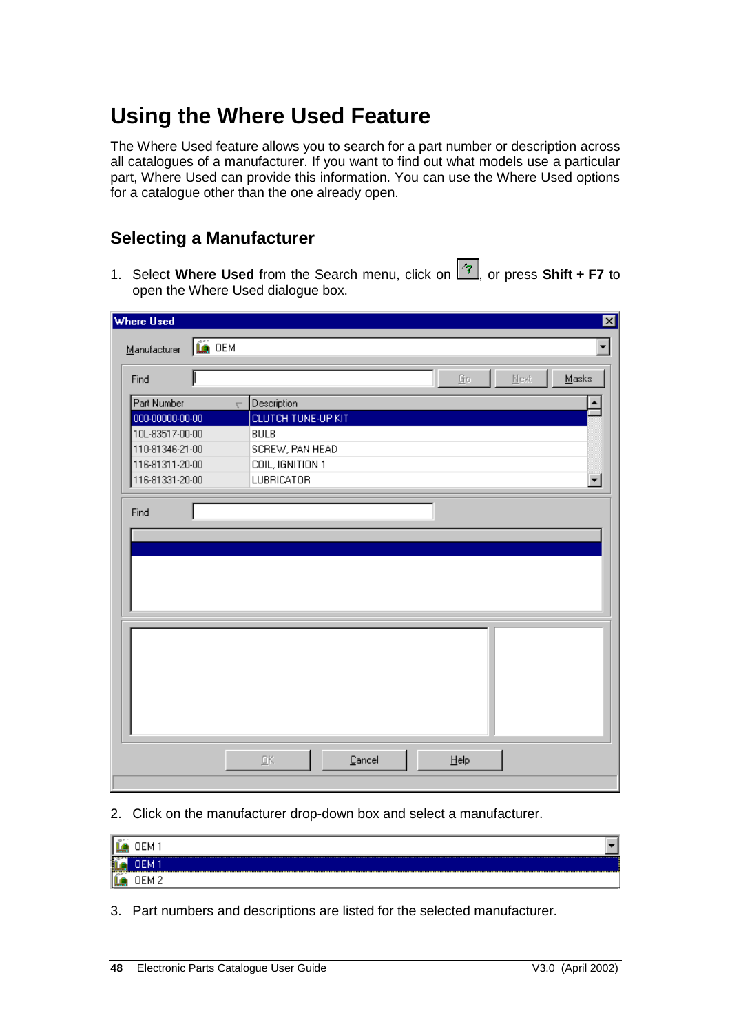# Using the Where Used Feature

The Where Used feature allows you to search for a part number or description across all catalogues of a manufacturer. If you want to find out what models use a particular part, Where Used can provide this information. You can use the Where Used options for a catalogue other than the one already open.

## Selecting a Manufacturer

1. Select **Where Used** from the Search menu, click on , or press **Shift + F7** to open the Where Used dialogue box.

2. Click on the manufacturer drop-down box and select a manufacturer.

3. Part numbers and descriptions are listed for the selected manufacturer.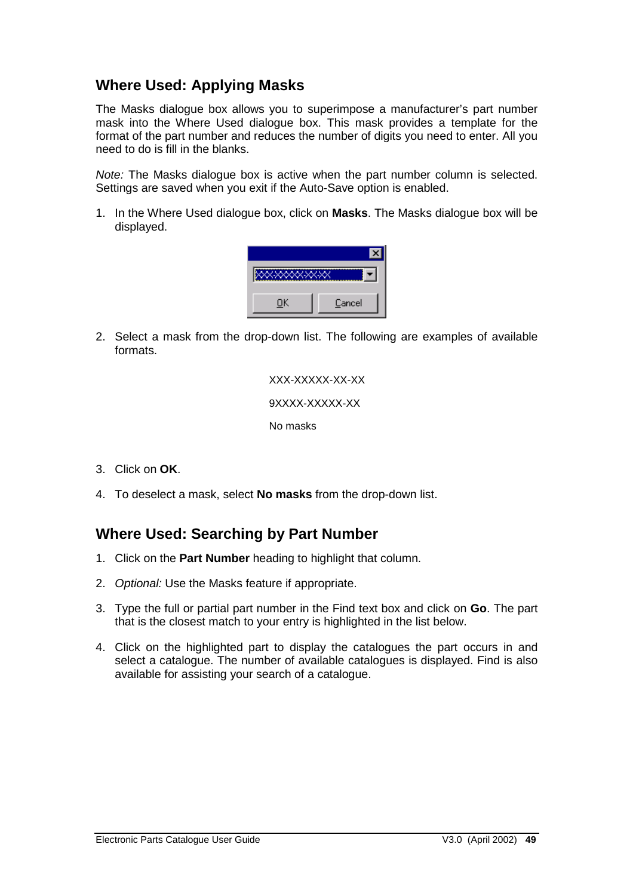## Where Used: Applying Masks

The Masks dialogue box allows you to superimpose a manufacturer's part number mask into the Where Used dialogue box. This mask provides a template for the format of the part number and reduces the number of digits you need to enter. All you need to do is fill in the blanks.

*Note:* The Masks dialogue box is active when the part number column is selected. Settings are saved when you exit if the Auto-Save option is enabled.

1. In the Where Used dialogue box, click on **Masks**. The Masks dialogue box will be displayed.

2. Select a mask from the drop-down list. The following are examples of available formats.

   XXX-XXXXX-XX-XX

   9XXXX-XXXXX-XX

   No masks

3. Click on **OK**.

4. To deselect a mask, select **No masks** from the drop-down list.

## Where Used: Searching by Part Number

1. Click on the **Part Number** heading to highlight that column.

2. *Optional:* Use the Masks feature if appropriate.

3. Type the full or partial part number in the Find text box and click on **Go**. The part that is the closest match to your entry is highlighted in the list below.

4. Click on the highlighted part to display the catalogues the part occurs in and select a catalogue. The number of available catalogues is displayed. Find is also available for assisting your search of a catalogue.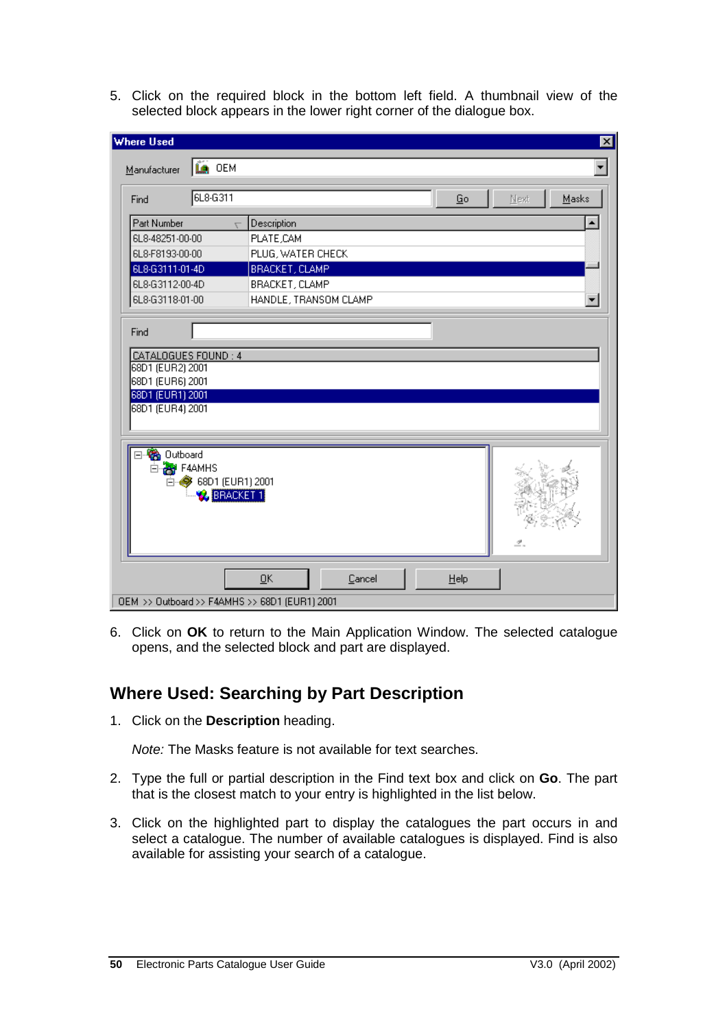5. Click on the required block in the bottom left field. A thumbnail view of the selected block appears in the lower right corner of the dialogue box.

6. Click on **OK** to return to the Main Application Window. The selected catalogue opens, and the selected block and part are displayed.

## Where Used: Searching by Part Description

1. Click on the **Description** heading.

   *Note:* The Masks feature is not available for text searches.

2. Type the full or partial description in the Find text box and click on **Go**. The part that is the closest match to your entry is highlighted in the list below.

3. Click on the highlighted part to display the catalogues the part occurs in and select a catalogue. The number of available catalogues is displayed. Find is also available for assisting your search of a catalogue.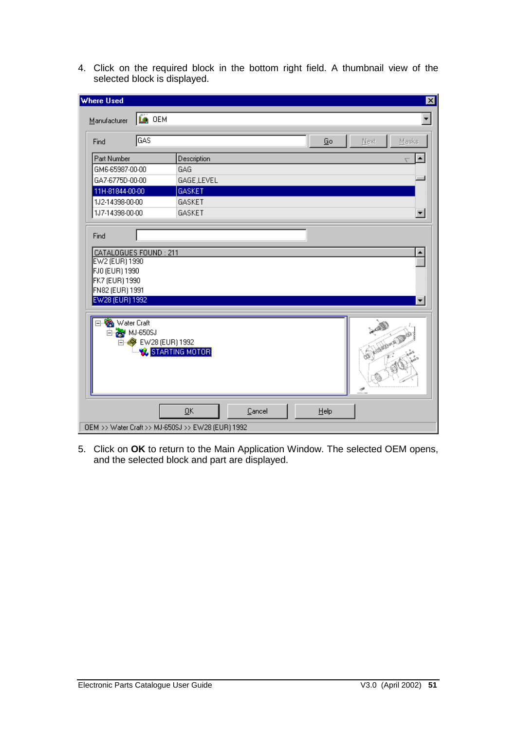4. Click on the required block in the bottom right field. A thumbnail view of the selected block is displayed.

5. Click on **OK** to return to the Main Application Window. The selected OEM opens, and the selected block and part are displayed.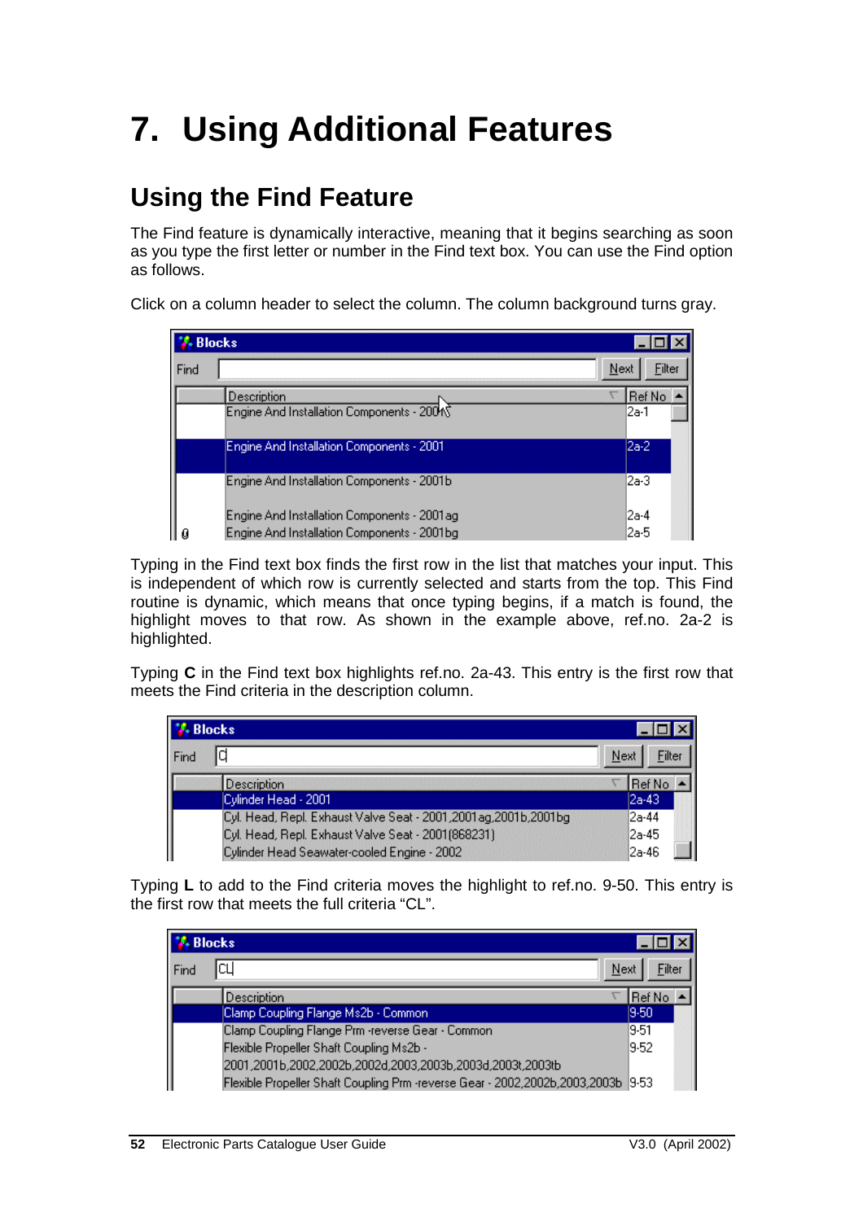# 7. Using Additional Features

## Using the Find Feature

The Find feature is dynamically interactive, meaning that it begins searching as soon as you type the first letter or number in the Find text box. You can use the Find option as follows.

Click on a column header to select the column. The column background turns gray.

Typing in the Find text box finds the first row in the list that matches your input. This is independent of which row is currently selected and starts from the top. This Find routine is dynamic, which means that once typing begins, if a match is found, the highlight moves to that row. As shown in the example above, ref.no. 2a-2 is highlighted.

Typing **C** in the Find text box highlights ref.no. 2a-43. This entry is the first row that meets the Find criteria in the description column.

Typing **L** to add to the Find criteria moves the highlight to ref.no. 9-50. This entry is the first row that meets the full criteria “CL”.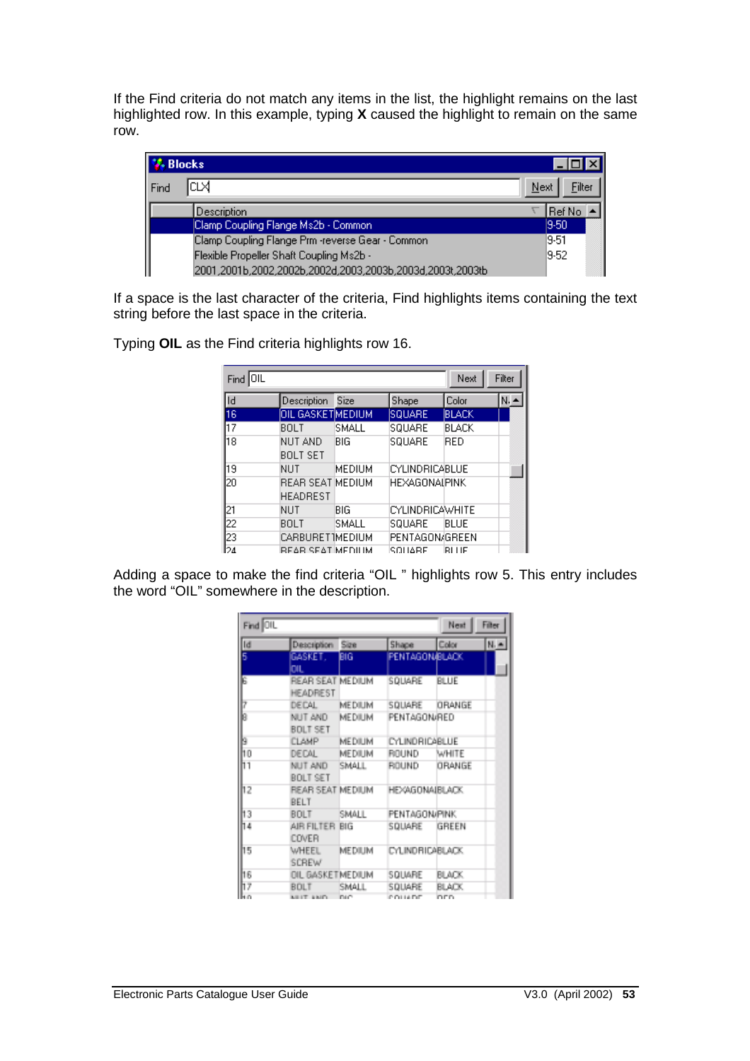If the Find criteria do not match any items in the list, the highlight remains on the last highlighted row. In this example, typing **X** caused the highlight to remain on the same row.

If a space is the last character of the criteria, Find highlights items containing the text string before the last space in the criteria.

Typing **OIL** as the Find criteria highlights row 16.

Adding a space to make the find criteria “OIL ” highlights row 5. This entry includes the word “OIL” somewhere in the description.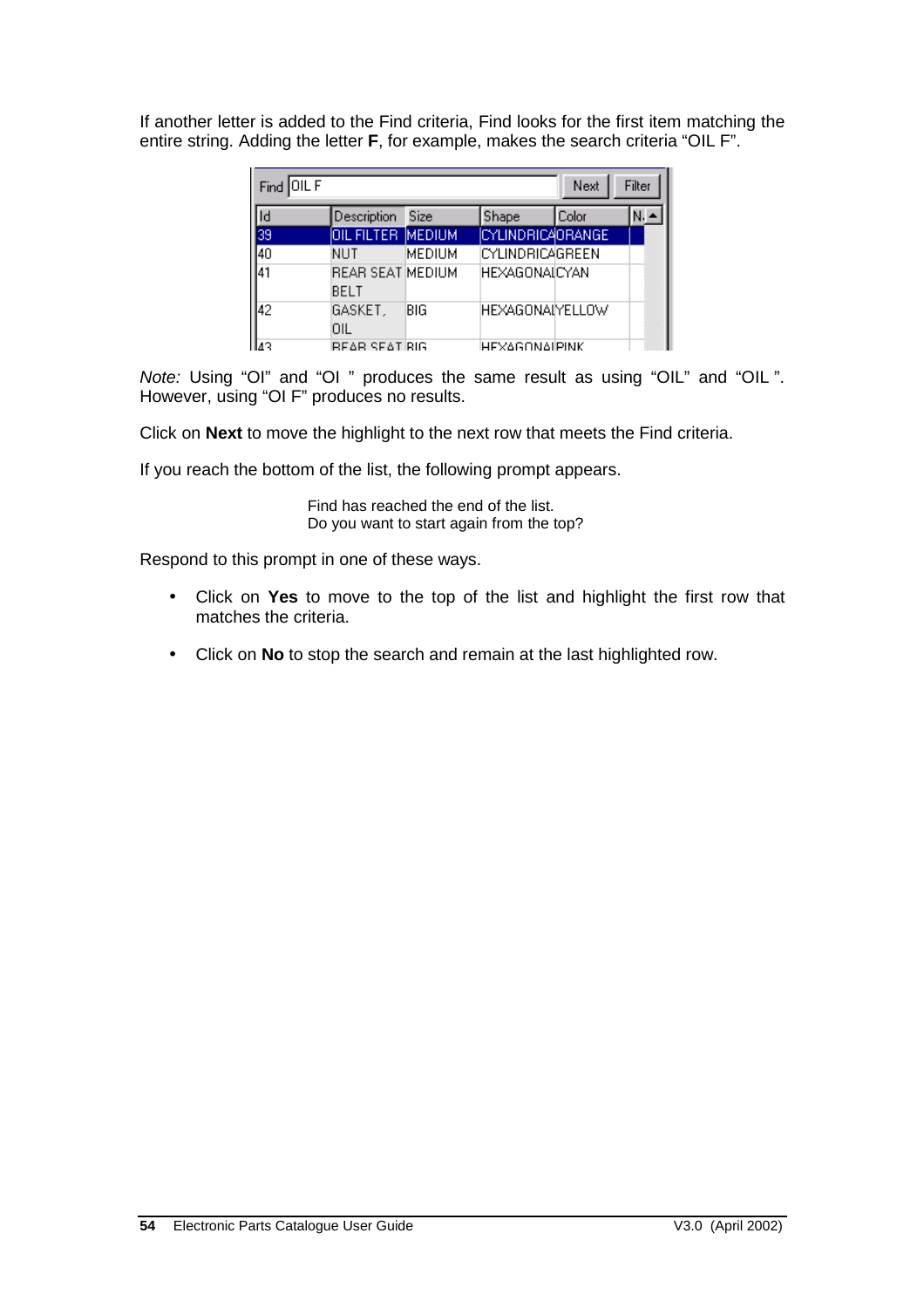If another letter is added to the Find criteria, Find looks for the first item matching the entire string. Adding the letter **F**, for example, makes the search criteria “OIL F”.

| Id | Description | Size | Shape | Color | N. |
|---|---|---|---|---|---|
| 39 | OIL FILTER | MEDIUM | CYLINDRICA | ORANGE | |
| 40 | NUT | MEDIUM | CYLINDRICA | GREEN | |
| 41 | REAR SEAT BELT | MEDIUM | HEXAGONAL | CYAN | |
| 42 | GASKET, OIL | BIG | HEXAGONAL | YELLOW | |
| 43 | REAR SEAT | BIG | HEXAGONAL | PINK | |

*Note:* Using “OI” and “OI ” produces the same result as using “OIL” and “OIL ”. However, using “OI F” produces no results.

Click on **Next** to move the highlight to the next row that meets the Find criteria.

If you reach the bottom of the list, the following prompt appears.

Find has reached the end of the list.
Do you want to start again from the top?

Respond to this prompt in one of these ways.

- Click on **Yes** to move to the top of the list and highlight the first row that matches the criteria.
- Click on **No** to stop the search and remain at the last highlighted row.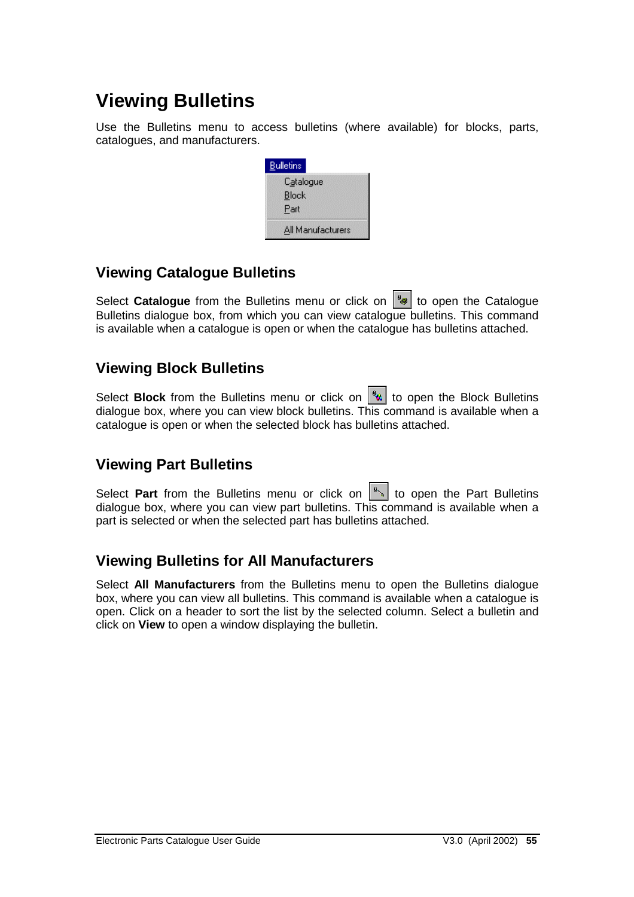# Viewing Bulletins

Use the Bulletins menu to access bulletins (where available) for blocks, parts, catalogues, and manufacturers.

Bulletins
Catalogue
Block
Part
All Manufacturers

## Viewing Catalogue Bulletins

Select **Catalogue** from the Bulletins menu or click on the toolbar button to open the Catalogue Bulletins dialogue box, from which you can view catalogue bulletins. This command is available when a catalogue is open or when the catalogue has bulletins attached.

## Viewing Block Bulletins

Select **Block** from the Bulletins menu or click on the toolbar button to open the Block Bulletins dialogue box, where you can view block bulletins. This command is available when a catalogue is open or when the selected block has bulletins attached.

## Viewing Part Bulletins

Select **Part** from the Bulletins menu or click on the toolbar button to open the Part Bulletins dialogue box, where you can view part bulletins. This command is available when a part is selected or when the selected part has bulletins attached.

## Viewing Bulletins for All Manufacturers

Select **All Manufacturers** from the Bulletins menu to open the Bulletins dialogue box, where you can view all bulletins. This command is available when a catalogue is open. Click on a header to sort the list by the selected column. Select a bulletin and click on **View** to open a window displaying the bulletin.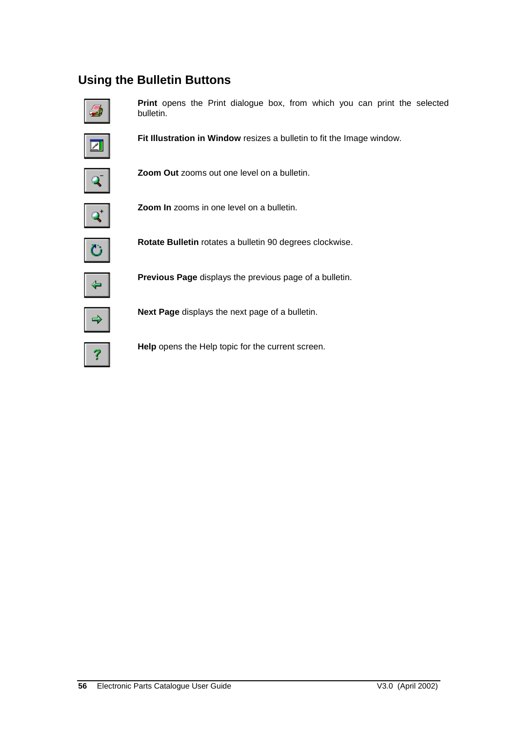## Using the Bulletin Buttons

**Print** opens the Print dialogue box, from which you can print the selected bulletin.

**Fit Illustration in Window** resizes a bulletin to fit the Image window.

**Zoom Out** zooms out one level on a bulletin.

**Zoom In** zooms in one level on a bulletin.

**Rotate Bulletin** rotates a bulletin 90 degrees clockwise.

**Previous Page** displays the previous page of a bulletin.

**Next Page** displays the next page of a bulletin.

**Help** opens the Help topic for the current screen.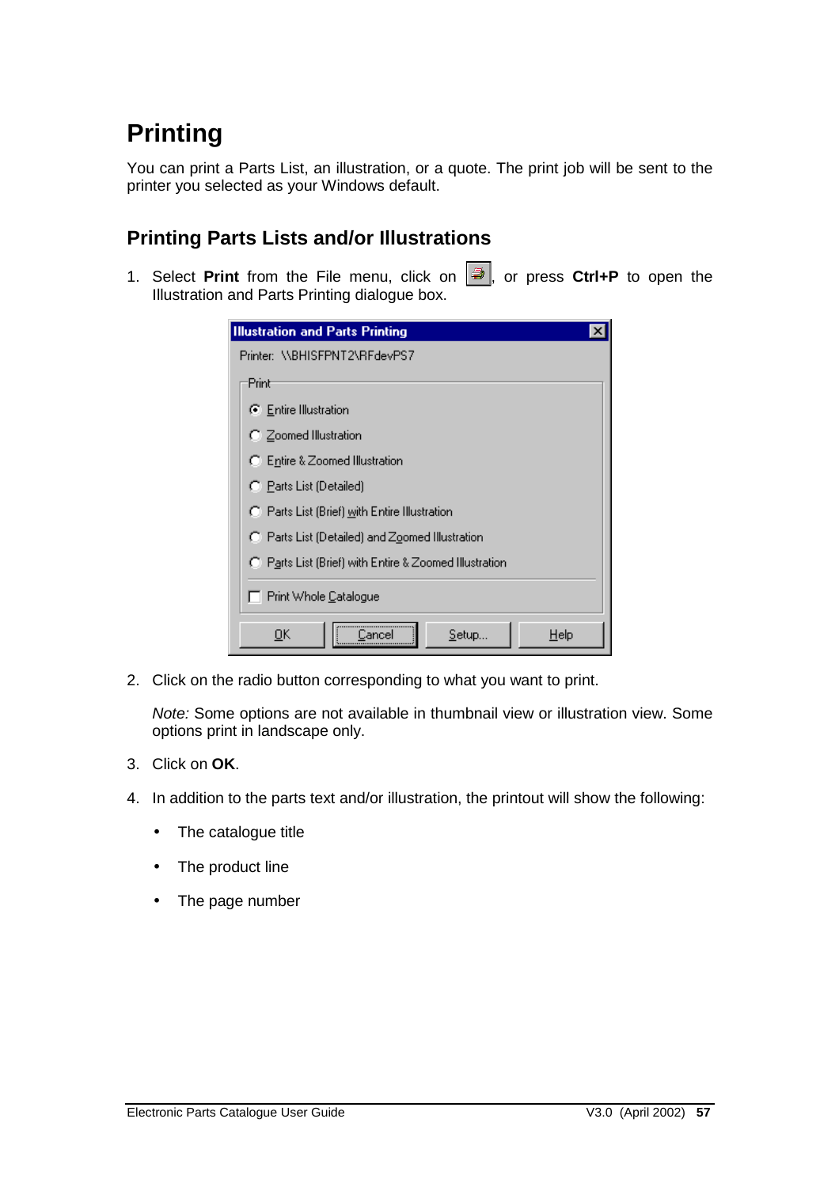# Printing

You can print a Parts List, an illustration, or a quote. The print job will be sent to the printer you selected as your Windows default.

## Printing Parts Lists and/or Illustrations

1. Select **Print** from the File menu, click on , or press **Ctrl+P** to open the Illustration and Parts Printing dialogue box.

   Illustration and Parts Printing

   Printer: \\BHISFPNT2\RFdevPS7

   Print
   - Entire Illustration
   - Zoomed Illustration
   - Entire & Zoomed Illustration
   - Parts List (Detailed)
   - Parts List (Brief) with Entire Illustration
   - Parts List (Detailed) and Zoomed Illustration
   - Parts List (Brief) with Entire & Zoomed Illustration

   Print Whole Catalogue

   OK | Cancel | Setup... | Help

2. Click on the radio button corresponding to what you want to print.

   *Note:* Some options are not available in thumbnail view or illustration view. Some options print in landscape only.

3. Click on **OK**.

4. In addition to the parts text and/or illustration, the printout will show the following:

   - The catalogue title
   - The product line
   - The page number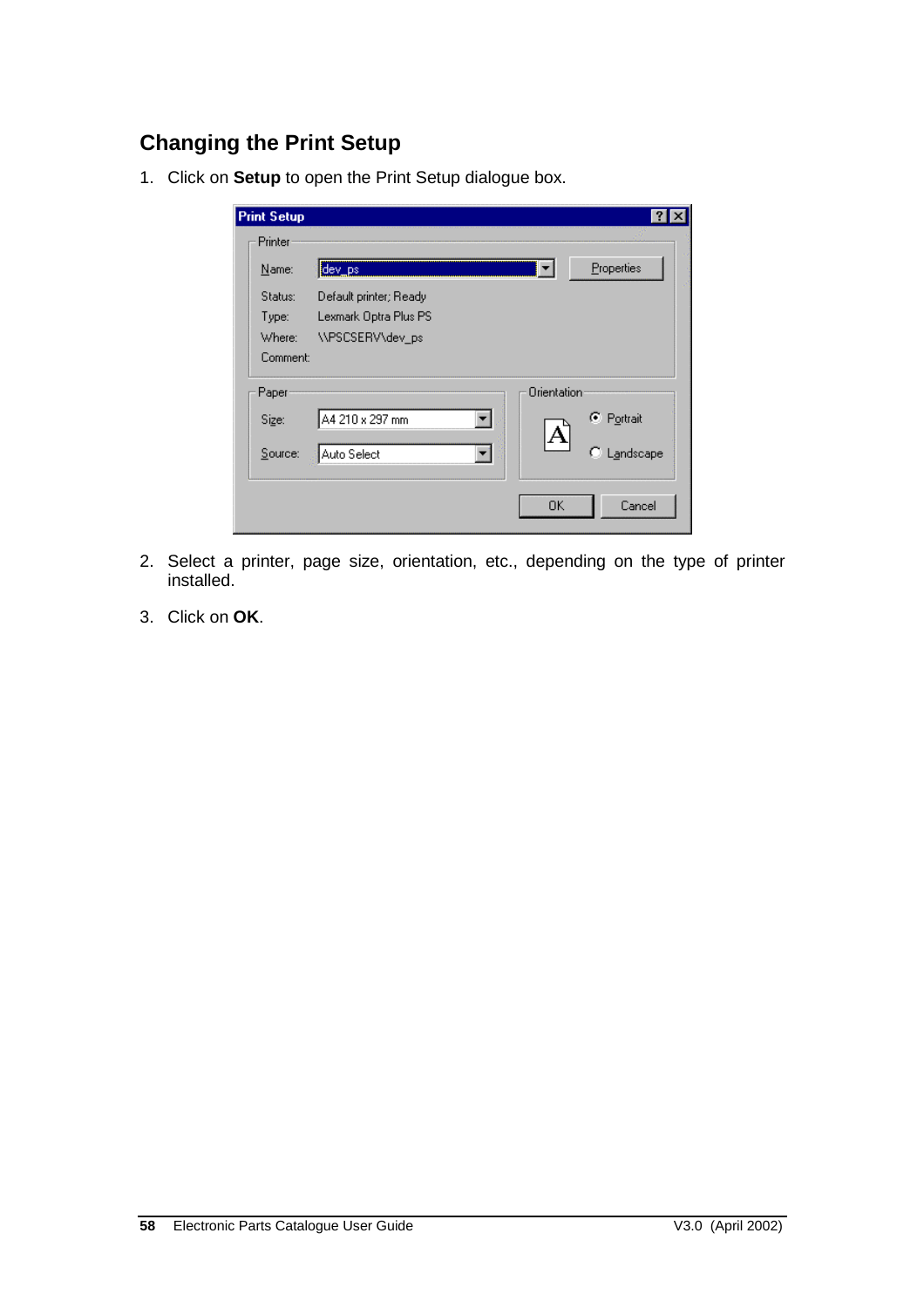## Changing the Print Setup

1. Click on **Setup** to open the Print Setup dialogue box.

2. Select a printer, page size, orientation, etc., depending on the type of printer installed.

3. Click on **OK**.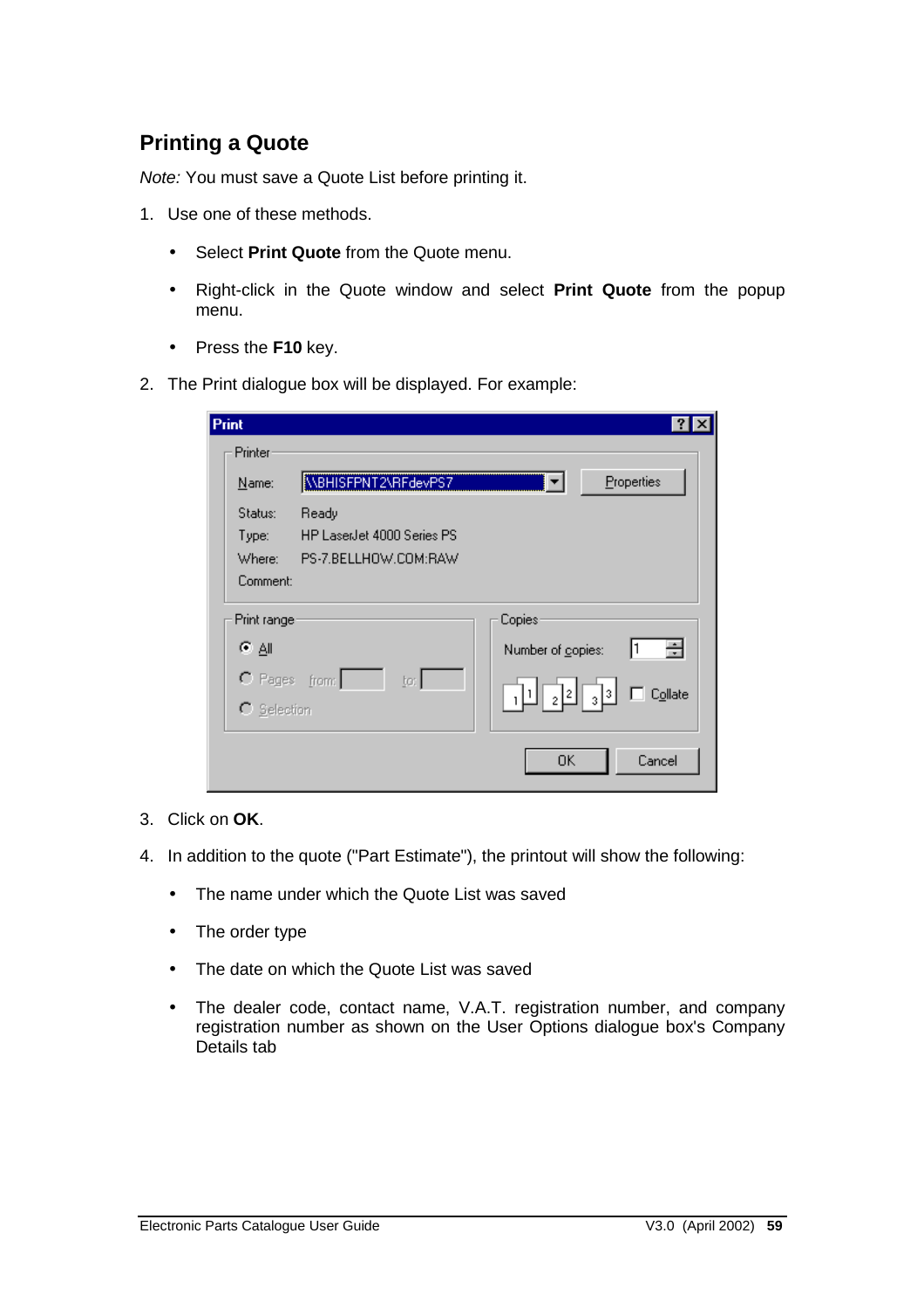## Printing a Quote

*Note:* You must save a Quote List before printing it.

1. Use one of these methods.

   - Select **Print Quote** from the Quote menu.
   - Right-click in the Quote window and select **Print Quote** from the popup menu.
   - Press the **F10** key.

2. The Print dialogue box will be displayed. For example:

3. Click on **OK**.

4. In addition to the quote ("Part Estimate"), the printout will show the following:

   - The name under which the Quote List was saved
   - The order type
   - The date on which the Quote List was saved
   - The dealer code, contact name, V.A.T. registration number, and company registration number as shown on the User Options dialogue box's Company Details tab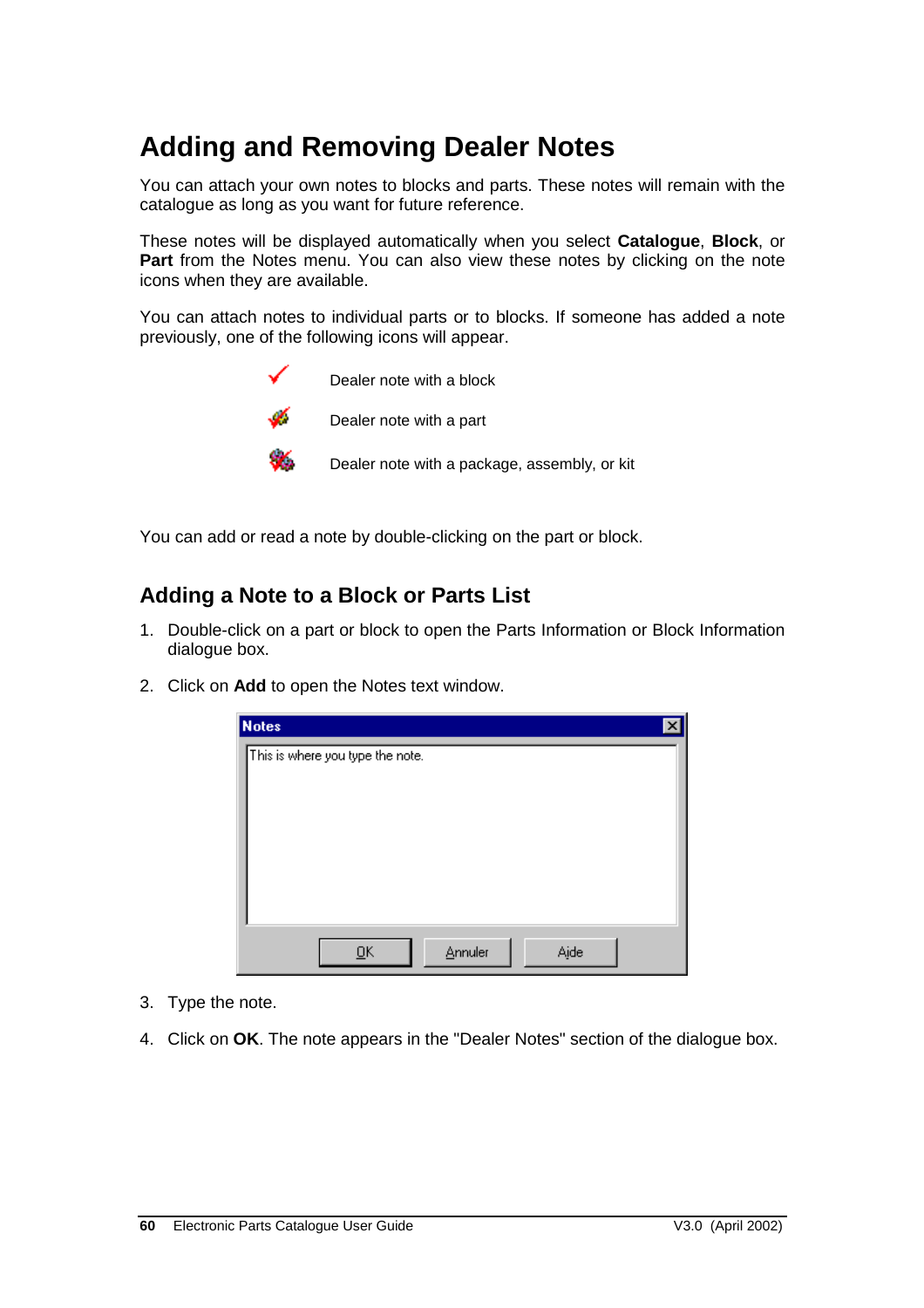# Adding and Removing Dealer Notes

You can attach your own notes to blocks and parts. These notes will remain with the catalogue as long as you want for future reference.

These notes will be displayed automatically when you select **Catalogue**, **Block**, or **Part** from the Notes menu. You can also view these notes by clicking on the note icons when they are available.

You can attach notes to individual parts or to blocks. If someone has added a note previously, one of the following icons will appear.

Dealer note with a block

Dealer note with a part

Dealer note with a package, assembly, or kit

You can add or read a note by double-clicking on the part or block.

## Adding a Note to a Block or Parts List

1. Double-click on a part or block to open the Parts Information or Block Information dialogue box.
2. Click on **Add** to open the Notes text window.

Notes

This is where you type the note.

OK Annuler Aide

3. Type the note.
4. Click on **OK**. The note appears in the "Dealer Notes" section of the dialogue box.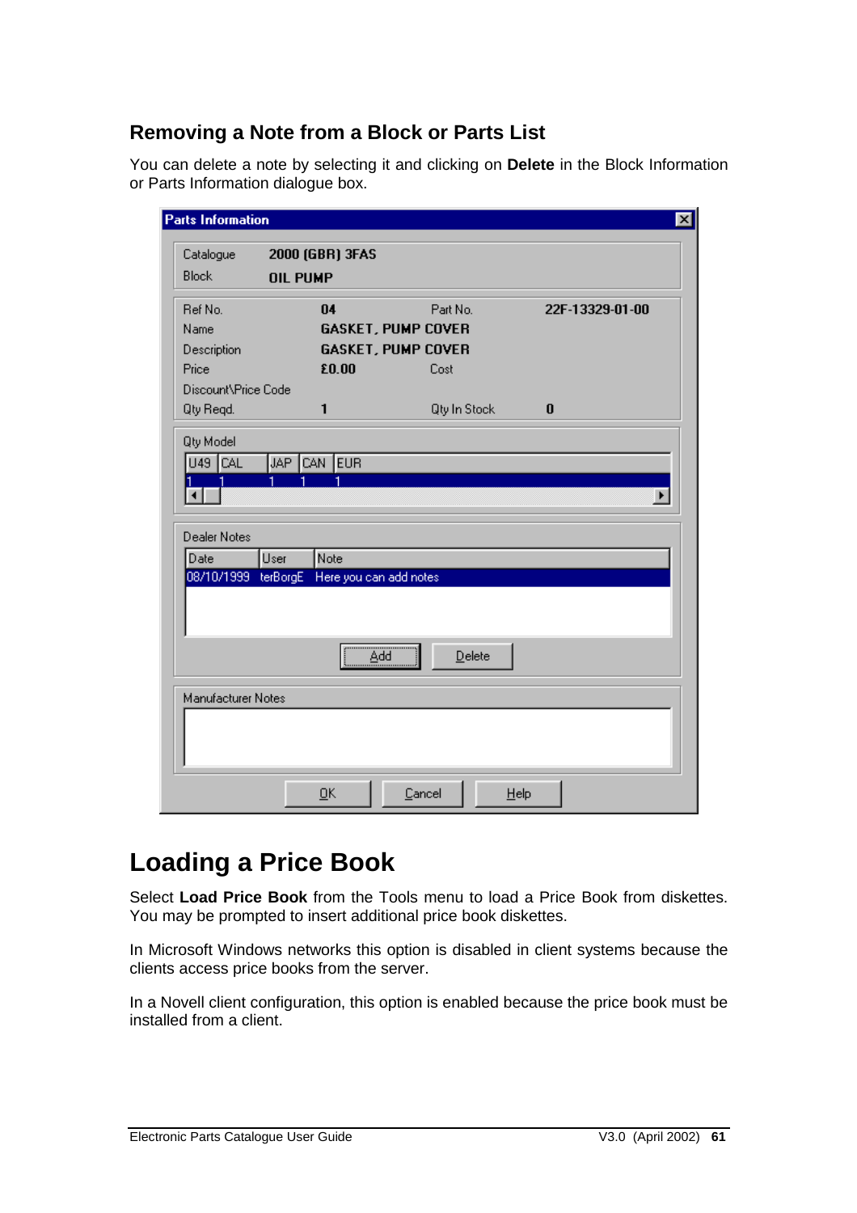## Removing a Note from a Block or Parts List

You can delete a note by selecting it and clicking on **Delete** in the Block Information or Parts Information dialogue box.

Parts Information

Catalogue 2000 (GBR) 3FAS
Block OIL PUMP

Ref No. 04 Part No. 22F-13329-01-00
Name GASKET, PUMP COVER
Description GASKET, PUMP COVER
Price £0.00 Cost
Discount\Price Code
Qty Reqd. 1 Qty In Stock 0

Qty Model

| U49 | CAL | JAP | CAN | EUR |
|---|---|---|---|---|
| 1 | 1 | 1 | 1 | 1 |

Dealer Notes

| Date | User | Note |
|---|---|---|
| 08/10/1999 | terBorgE | Here you can add notes |

Add Delete

Manufacturer Notes

OK Cancel Help

# Loading a Price Book

Select **Load Price Book** from the Tools menu to load a Price Book from diskettes. You may be prompted to insert additional price book diskettes.

In Microsoft Windows networks this option is disabled in client systems because the clients access price books from the server.

In a Novell client configuration, this option is enabled because the price book must be installed from a client.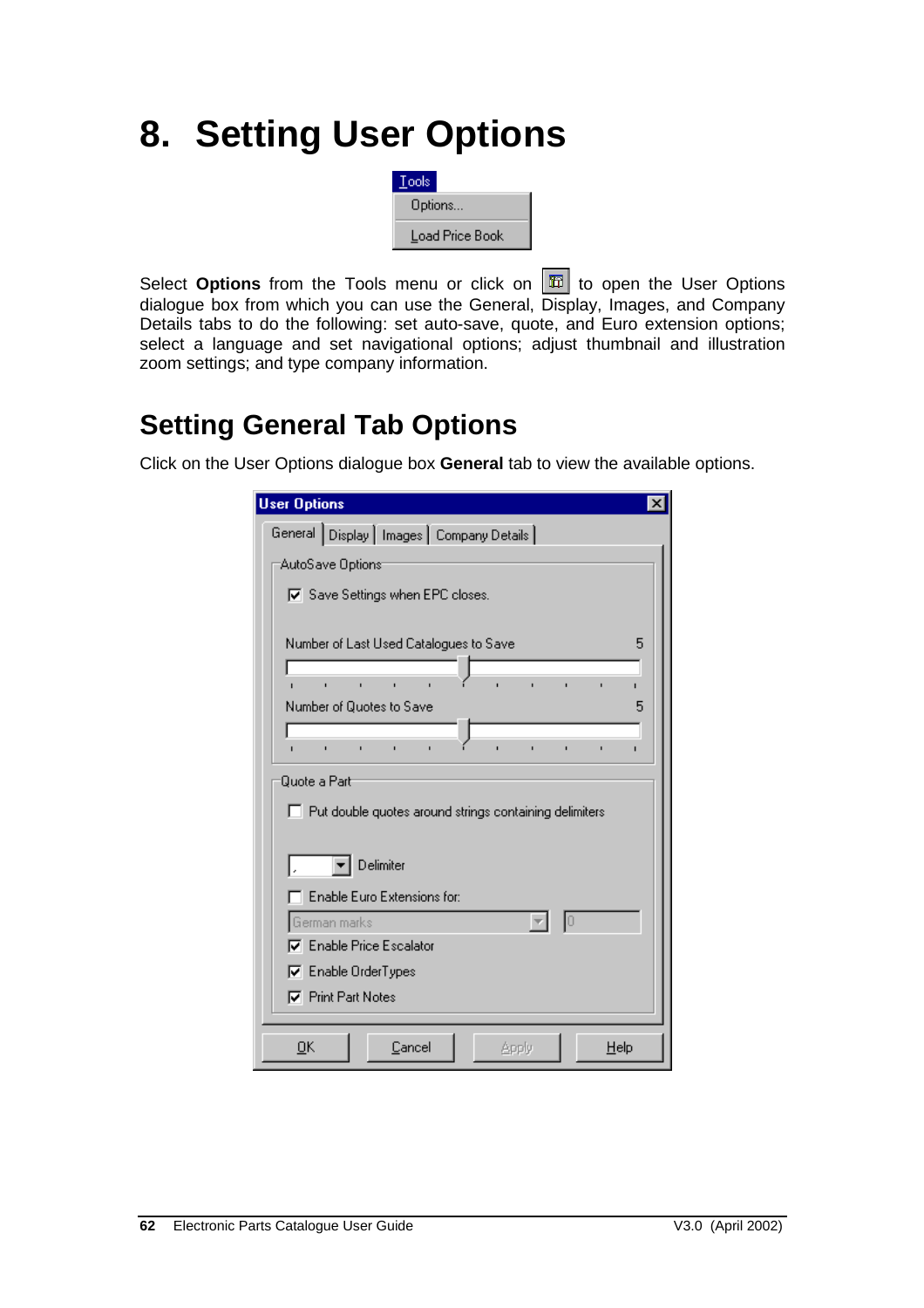# 8. Setting User Options

Select **Options** from the Tools menu or click on the toolbar button to open the User Options dialogue box from which you can use the General, Display, Images, and Company Details tabs to do the following: set auto-save, quote, and Euro extension options; select a language and set navigational options; adjust thumbnail and illustration zoom settings; and type company information.

## Setting General Tab Options

Click on the User Options dialogue box **General** tab to view the available options.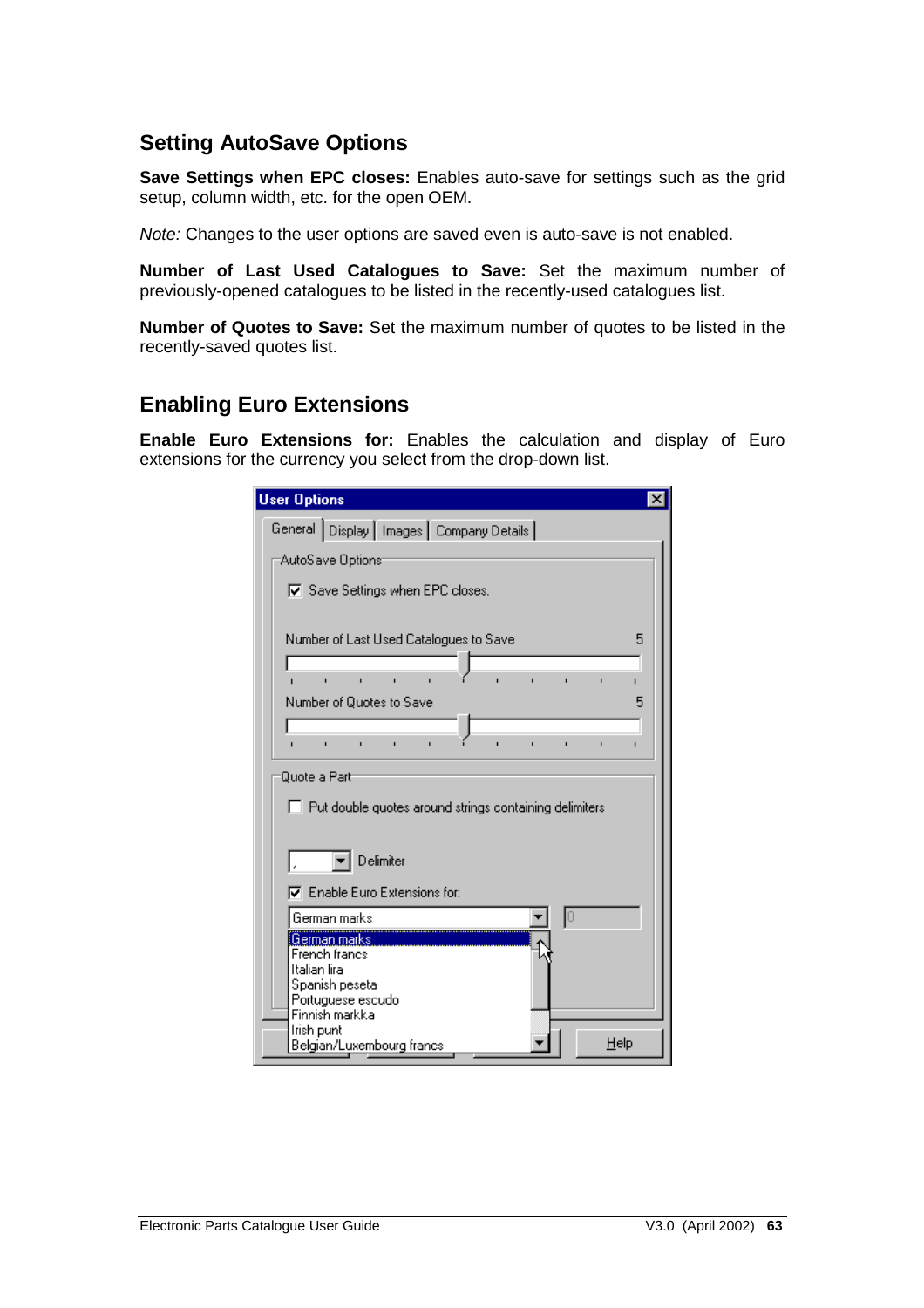## Setting AutoSave Options

**Save Settings when EPC closes:** Enables auto-save for settings such as the grid setup, column width, etc. for the open OEM.

*Note:* Changes to the user options are saved even is auto-save is not enabled.

**Number of Last Used Catalogues to Save:** Set the maximum number of previously-opened catalogues to be listed in the recently-used catalogues list.

**Number of Quotes to Save:** Set the maximum number of quotes to be listed in the recently-saved quotes list.

## Enabling Euro Extensions

**Enable Euro Extensions for:** Enables the calculation and display of Euro extensions for the currency you select from the drop-down list.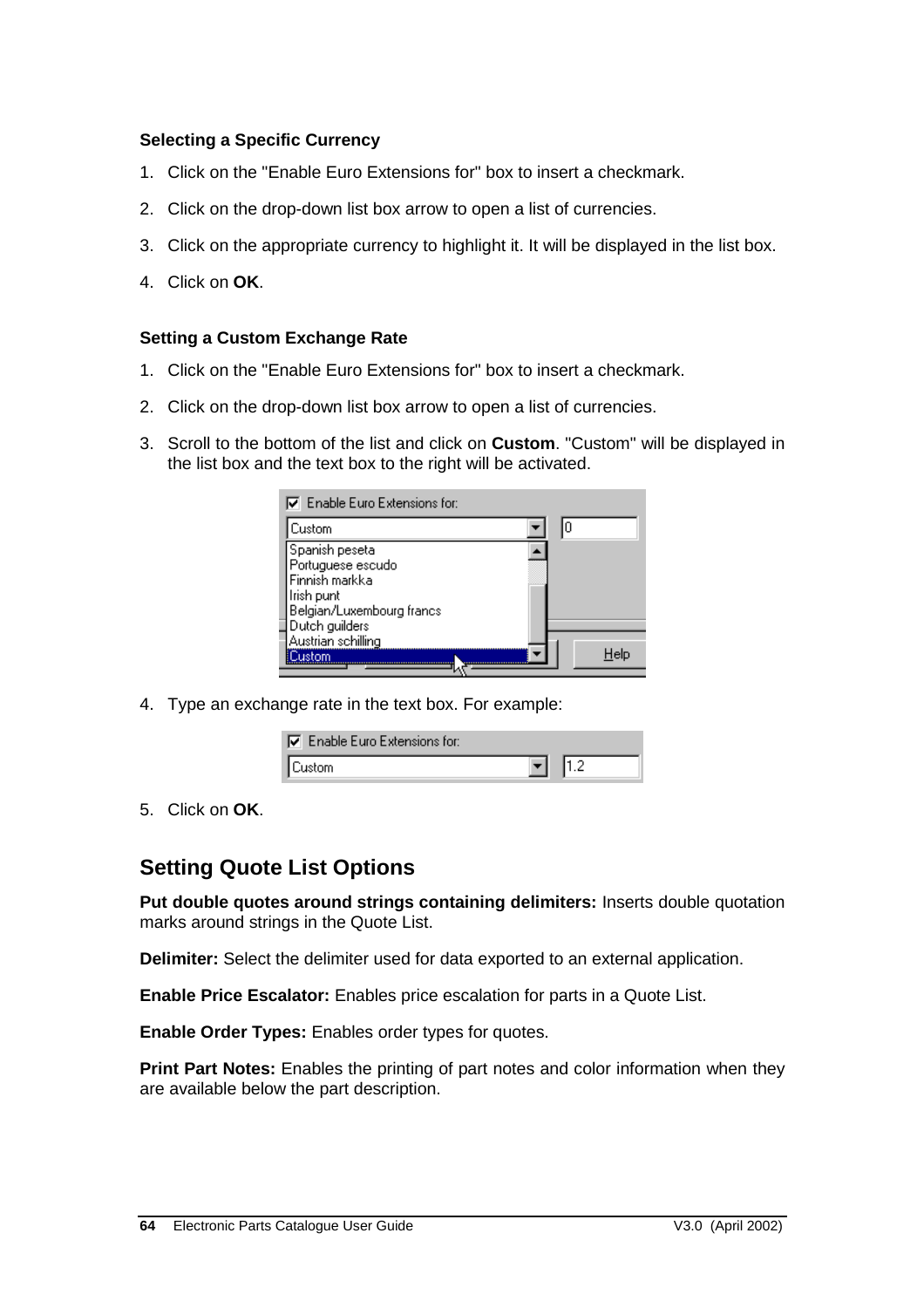### Selecting a Specific Currency

1. Click on the "Enable Euro Extensions for" box to insert a checkmark.
2. Click on the drop-down list box arrow to open a list of currencies.
3. Click on the appropriate currency to highlight it. It will be displayed in the list box.
4. Click on **OK**.

### Setting a Custom Exchange Rate

1. Click on the "Enable Euro Extensions for" box to insert a checkmark.
2. Click on the drop-down list box arrow to open a list of currencies.
3. Scroll to the bottom of the list and click on **Custom**. "Custom" will be displayed in the list box and the text box to the right will be activated.
4. Type an exchange rate in the text box. For example:
5. Click on **OK**.

## Setting Quote List Options

**Put double quotes around strings containing delimiters:** Inserts double quotation marks around strings in the Quote List.

**Delimiter:** Select the delimiter used for data exported to an external application.

**Enable Price Escalator:** Enables price escalation for parts in a Quote List.

**Enable Order Types:** Enables order types for quotes.

**Print Part Notes:** Enables the printing of part notes and color information when they are available below the part description.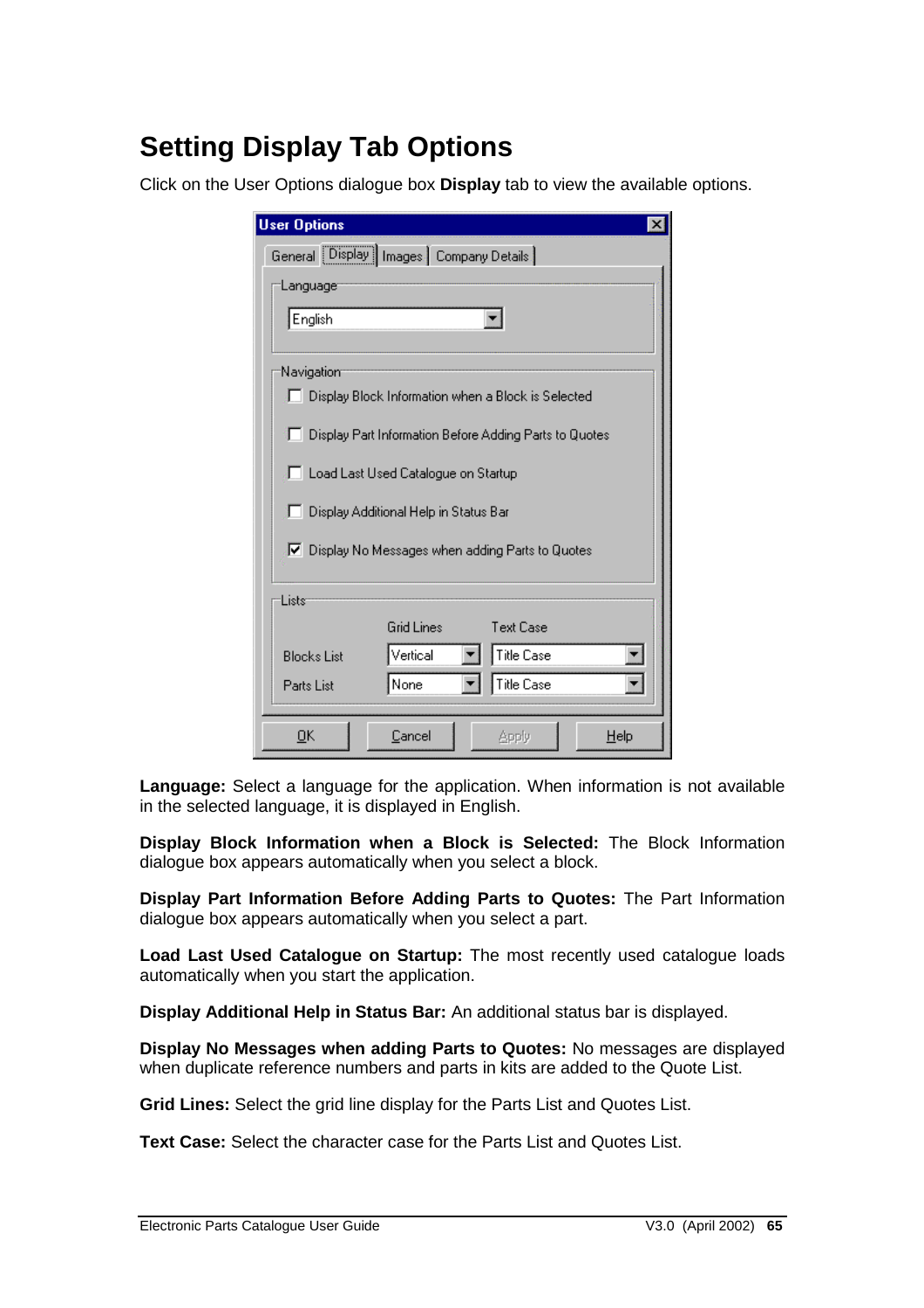# Setting Display Tab Options

Click on the User Options dialogue box **Display** tab to view the available options.

**Language:** Select a language for the application. When information is not available in the selected language, it is displayed in English.

**Display Block Information when a Block is Selected:** The Block Information dialogue box appears automatically when you select a block.

**Display Part Information Before Adding Parts to Quotes:** The Part Information dialogue box appears automatically when you select a part.

**Load Last Used Catalogue on Startup:** The most recently used catalogue loads automatically when you start the application.

**Display Additional Help in Status Bar:** An additional status bar is displayed.

**Display No Messages when adding Parts to Quotes:** No messages are displayed when duplicate reference numbers and parts in kits are added to the Quote List.

**Grid Lines:** Select the grid line display for the Parts List and Quotes List.

**Text Case:** Select the character case for the Parts List and Quotes List.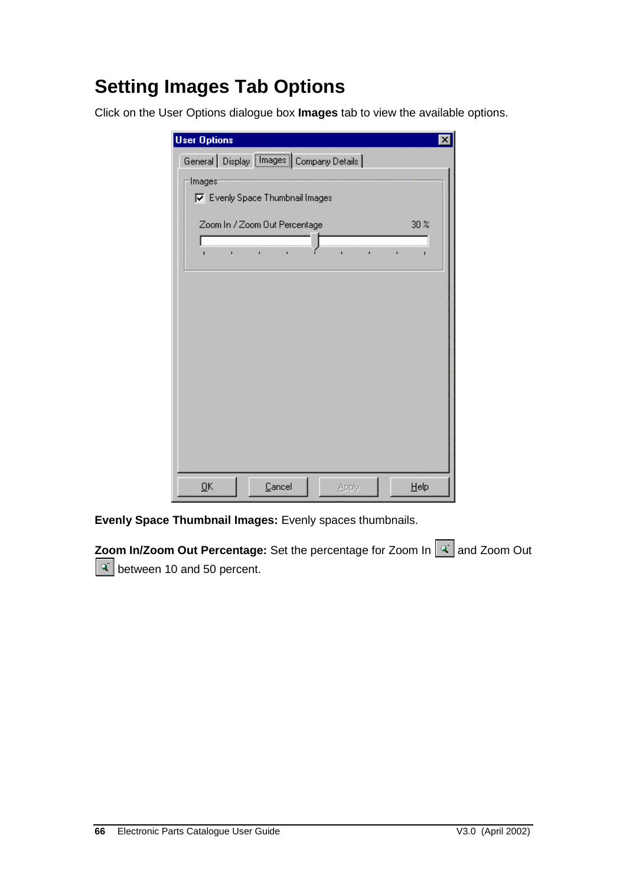# Setting Images Tab Options

Click on the User Options dialogue box **Images** tab to view the available options.

**Evenly Space Thumbnail Images:** Evenly spaces thumbnails.

**Zoom In/Zoom Out Percentage:** Set the percentage for Zoom In and Zoom Out between 10 and 50 percent.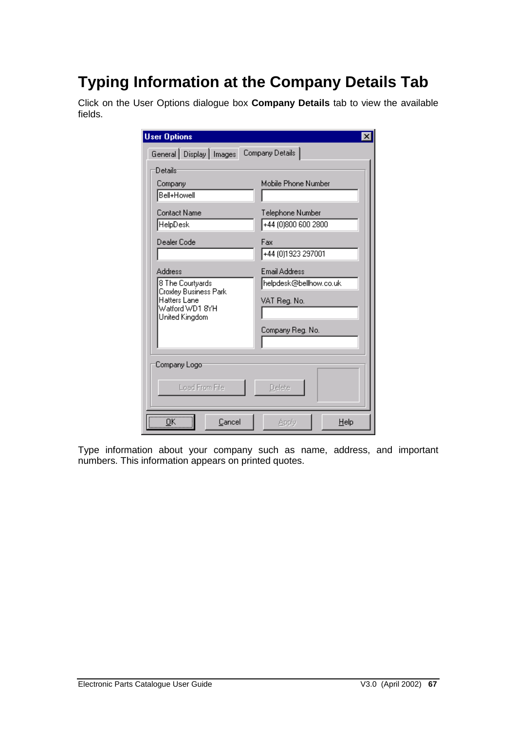# Typing Information at the Company Details Tab

Click on the User Options dialogue box **Company Details** tab to view the available fields.

Type information about your company such as name, address, and important numbers. This information appears on printed quotes.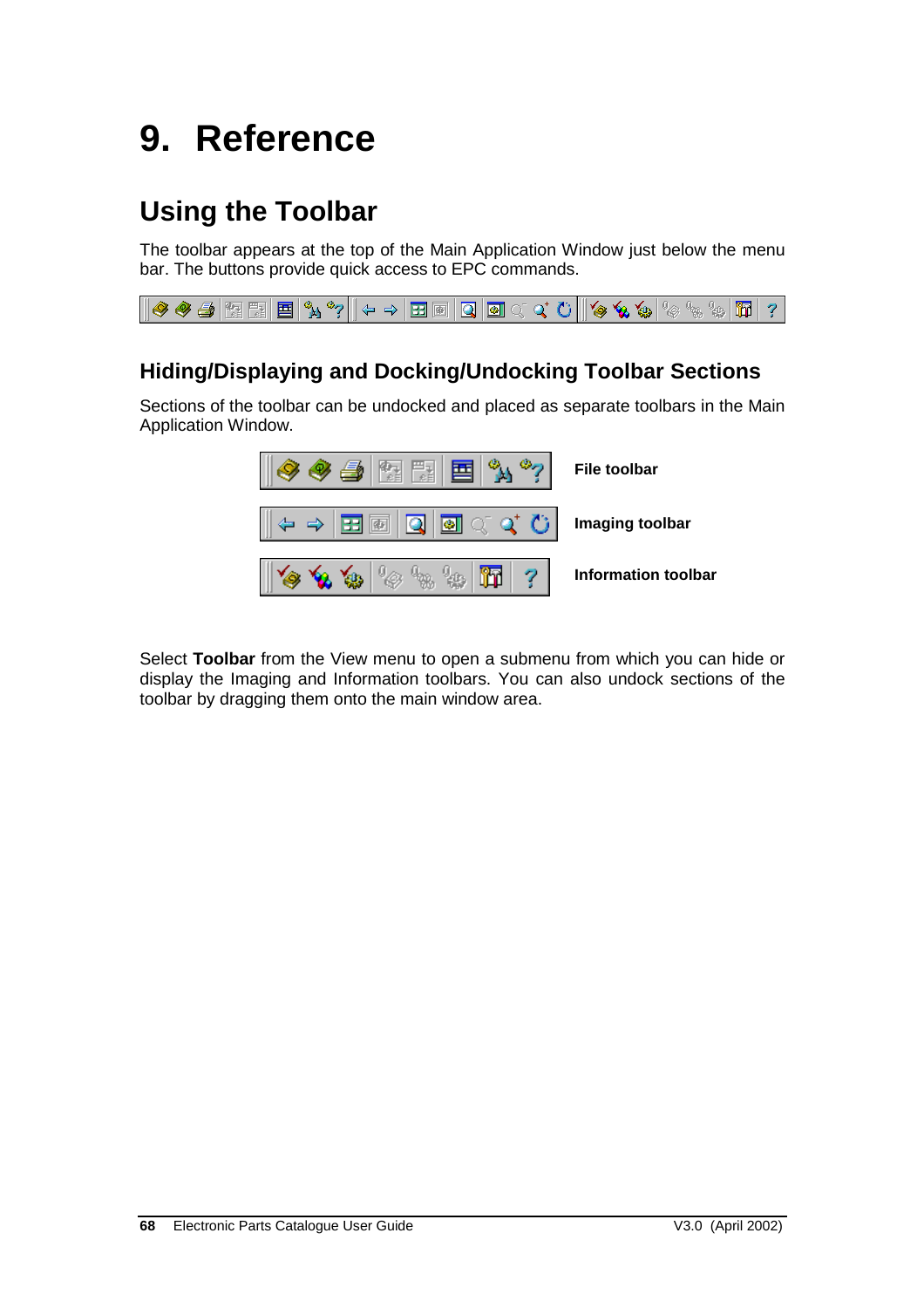# 9. Reference

## Using the Toolbar

The toolbar appears at the top of the Main Application Window just below the menu bar. The buttons provide quick access to EPC commands.

### Hiding/Displaying and Docking/Undocking Toolbar Sections

Sections of the toolbar can be undocked and placed as separate toolbars in the Main Application Window.

**File toolbar**

**Imaging toolbar**

**Information toolbar**

Select **Toolbar** from the View menu to open a submenu from which you can hide or display the Imaging and Information toolbars. You can also undock sections of the toolbar by dragging them onto the main window area.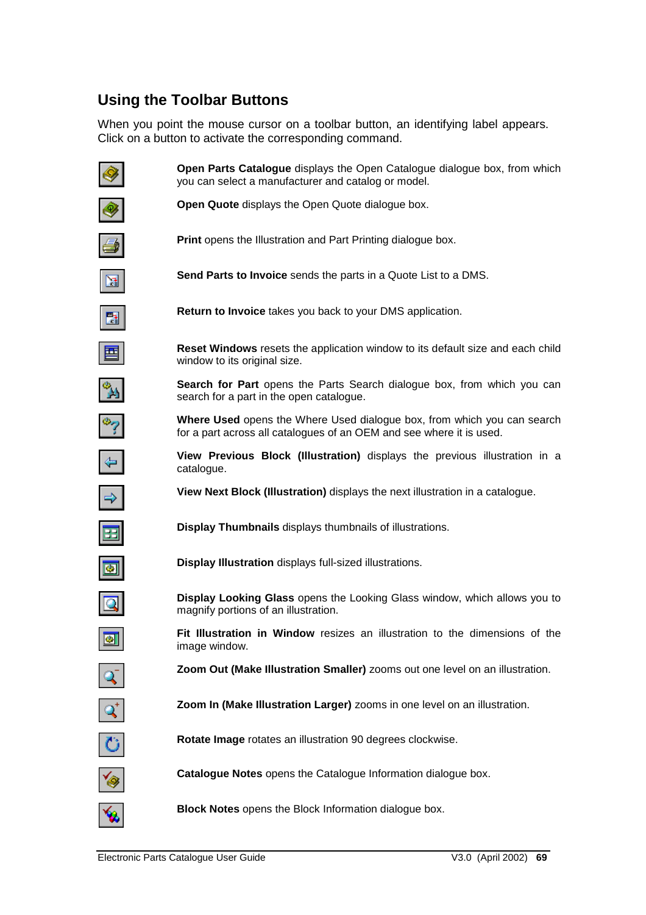## Using the Toolbar Buttons

When you point the mouse cursor on a toolbar button, an identifying label appears. Click on a button to activate the corresponding command.

**Open Parts Catalogue** displays the Open Catalogue dialogue box, from which you can select a manufacturer and catalog or model.

**Open Quote** displays the Open Quote dialogue box.

**Print** opens the Illustration and Part Printing dialogue box.

**Send Parts to Invoice** sends the parts in a Quote List to a DMS.

**Return to Invoice** takes you back to your DMS application.

**Reset Windows** resets the application window to its default size and each child window to its original size.

**Search for Part** opens the Parts Search dialogue box, from which you can search for a part in the open catalogue.

**Where Used** opens the Where Used dialogue box, from which you can search for a part across all catalogues of an OEM and see where it is used.

**View Previous Block (Illustration)** displays the previous illustration in a catalogue.

**View Next Block (Illustration)** displays the next illustration in a catalogue.

**Display Thumbnails** displays thumbnails of illustrations.

**Display Illustration** displays full-sized illustrations.

**Display Looking Glass** opens the Looking Glass window, which allows you to magnify portions of an illustration.

**Fit Illustration in Window** resizes an illustration to the dimensions of the image window.

**Zoom Out (Make Illustration Smaller)** zooms out one level on an illustration.

**Zoom In (Make Illustration Larger)** zooms in one level on an illustration.

**Rotate Image** rotates an illustration 90 degrees clockwise.

**Catalogue Notes** opens the Catalogue Information dialogue box.

**Block Notes** opens the Block Information dialogue box.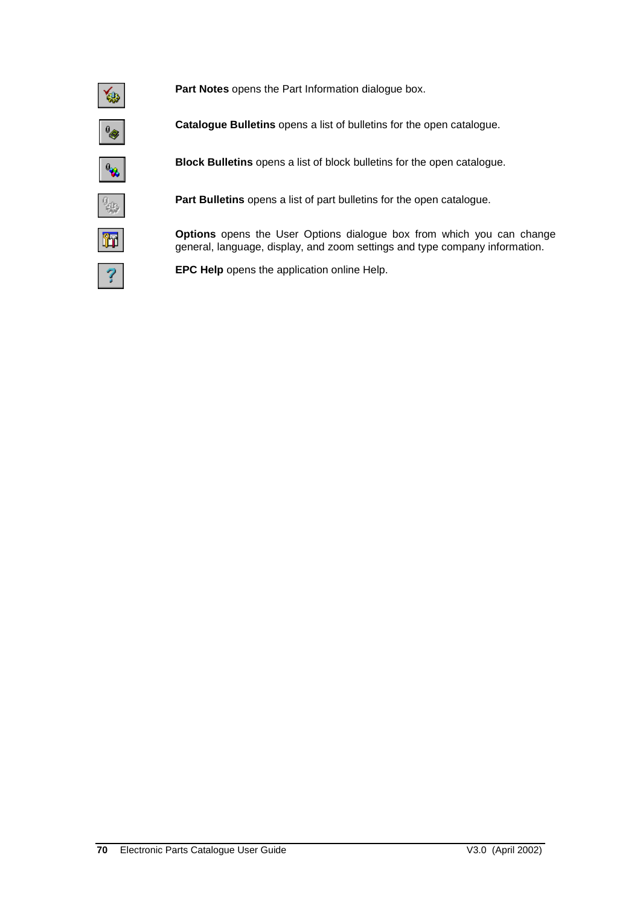**Part Notes** opens the Part Information dialogue box.

**Catalogue Bulletins** opens a list of bulletins for the open catalogue.

**Block Bulletins** opens a list of block bulletins for the open catalogue.

**Part Bulletins** opens a list of part bulletins for the open catalogue.

**Options** opens the User Options dialogue box from which you can change general, language, display, and zoom settings and type company information.

**EPC Help** opens the application online Help.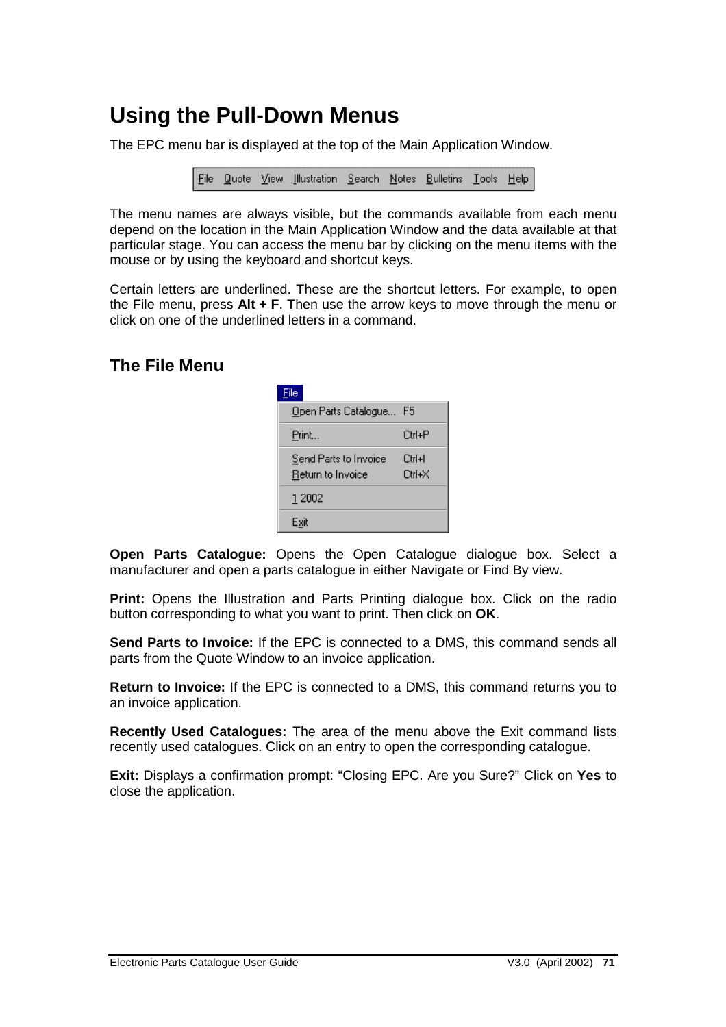# Using the Pull-Down Menus

The EPC menu bar is displayed at the top of the Main Application Window.

File Quote View Illustration Search Notes Bulletins Tools Help

The menu names are always visible, but the commands available from each menu depend on the location in the Main Application Window and the data available at that particular stage. You can access the menu bar by clicking on the menu items with the mouse or by using the keyboard and shortcut keys.

Certain letters are underlined. These are the shortcut letters. For example, to open the File menu, press **Alt + F**. Then use the arrow keys to move through the menu or click on one of the underlined letters in a command.

## The File Menu

File

| | |
|---|---|
| Open Parts Catalogue... | F5 |
| Print... | Ctrl+P |
| Send Parts to Invoice | Ctrl+I |
| Return to Invoice | Ctrl+X |
| 1 2002 | |
| Exit | |

**Open Parts Catalogue:** Opens the Open Catalogue dialogue box. Select a manufacturer and open a parts catalogue in either Navigate or Find By view.

**Print:** Opens the Illustration and Parts Printing dialogue box. Click on the radio button corresponding to what you want to print. Then click on **OK**.

**Send Parts to Invoice:** If the EPC is connected to a DMS, this command sends all parts from the Quote Window to an invoice application.

**Return to Invoice:** If the EPC is connected to a DMS, this command returns you to an invoice application.

**Recently Used Catalogues:** The area of the menu above the Exit command lists recently used catalogues. Click on an entry to open the corresponding catalogue.

**Exit:** Displays a confirmation prompt: "Closing EPC. Are you Sure?" Click on **Yes** to close the application.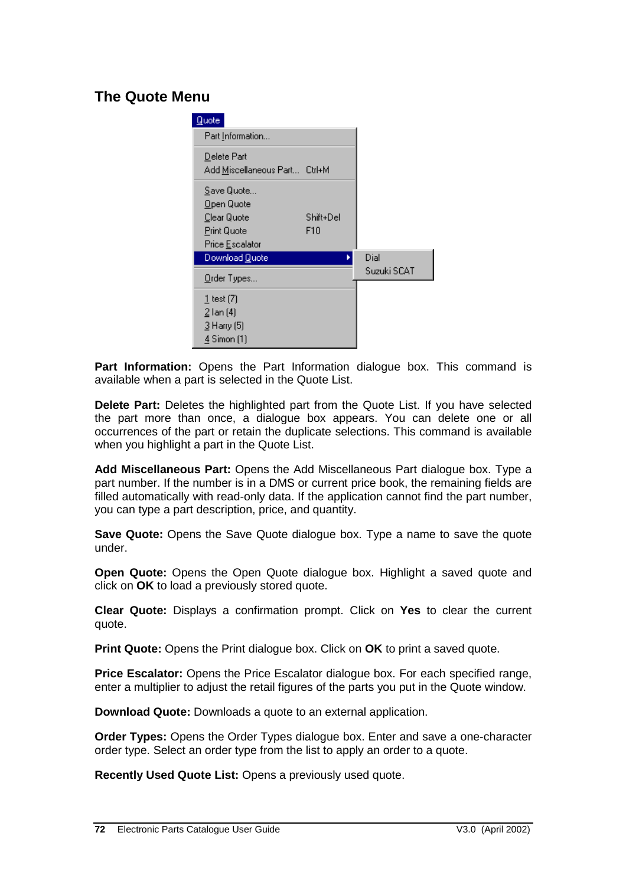## The Quote Menu

Quote
Part Information...
Delete Part
Add Miscellaneous Part... Ctrl+M
Save Quote...
Open Quote
Clear Quote Shift+Del
Print Quote F10
Price Escalator
Download Quote
Dial
Suzuki SCAT
Order Types...
1 test (7)
2 Ian (4)
3 Harry (5)
4 Simon (1)

**Part Information:** Opens the Part Information dialogue box. This command is available when a part is selected in the Quote List.

**Delete Part:** Deletes the highlighted part from the Quote List. If you have selected the part more than once, a dialogue box appears. You can delete one or all occurrences of the part or retain the duplicate selections. This command is available when you highlight a part in the Quote List.

**Add Miscellaneous Part:** Opens the Add Miscellaneous Part dialogue box. Type a part number. If the number is in a DMS or current price book, the remaining fields are filled automatically with read-only data. If the application cannot find the part number, you can type a part description, price, and quantity.

**Save Quote:** Opens the Save Quote dialogue box. Type a name to save the quote under.

**Open Quote:** Opens the Open Quote dialogue box. Highlight a saved quote and click on **OK** to load a previously stored quote.

**Clear Quote:** Displays a confirmation prompt. Click on **Yes** to clear the current quote.

**Print Quote:** Opens the Print dialogue box. Click on **OK** to print a saved quote.

**Price Escalator:** Opens the Price Escalator dialogue box. For each specified range, enter a multiplier to adjust the retail figures of the parts you put in the Quote window.

**Download Quote:** Downloads a quote to an external application.

**Order Types:** Opens the Order Types dialogue box. Enter and save a one-character order type. Select an order type from the list to apply an order to a quote.

**Recently Used Quote List:** Opens a previously used quote.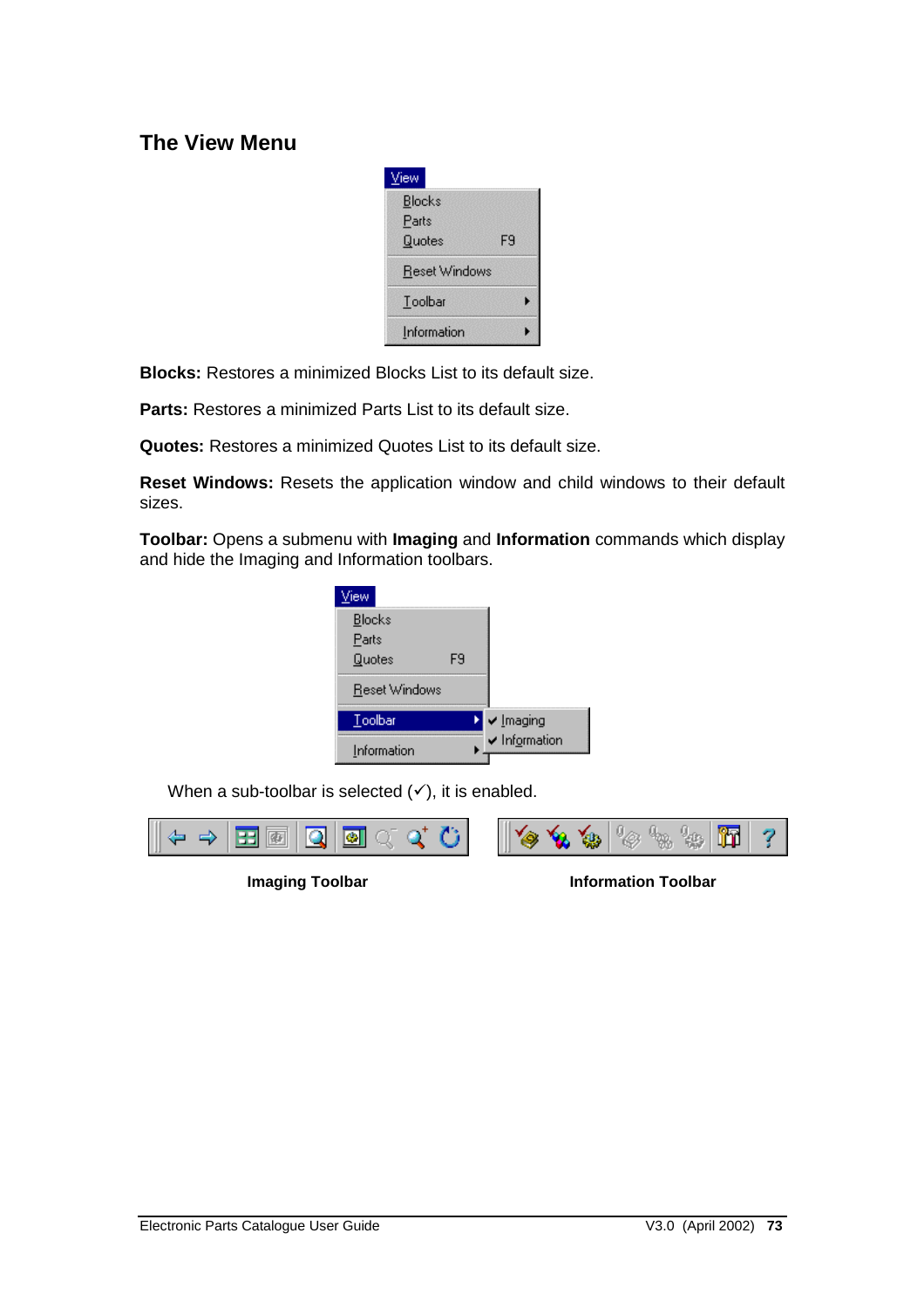## The View Menu

**Blocks:** Restores a minimized Blocks List to its default size.

**Parts:** Restores a minimized Parts List to its default size.

**Quotes:** Restores a minimized Quotes List to its default size.

**Reset Windows:** Resets the application window and child windows to their default sizes.

**Toolbar:** Opens a submenu with **Imaging** and **Information** commands which display and hide the Imaging and Information toolbars.

When a sub-toolbar is selected (✓), it is enabled.

**Imaging Toolbar**

**Information Toolbar**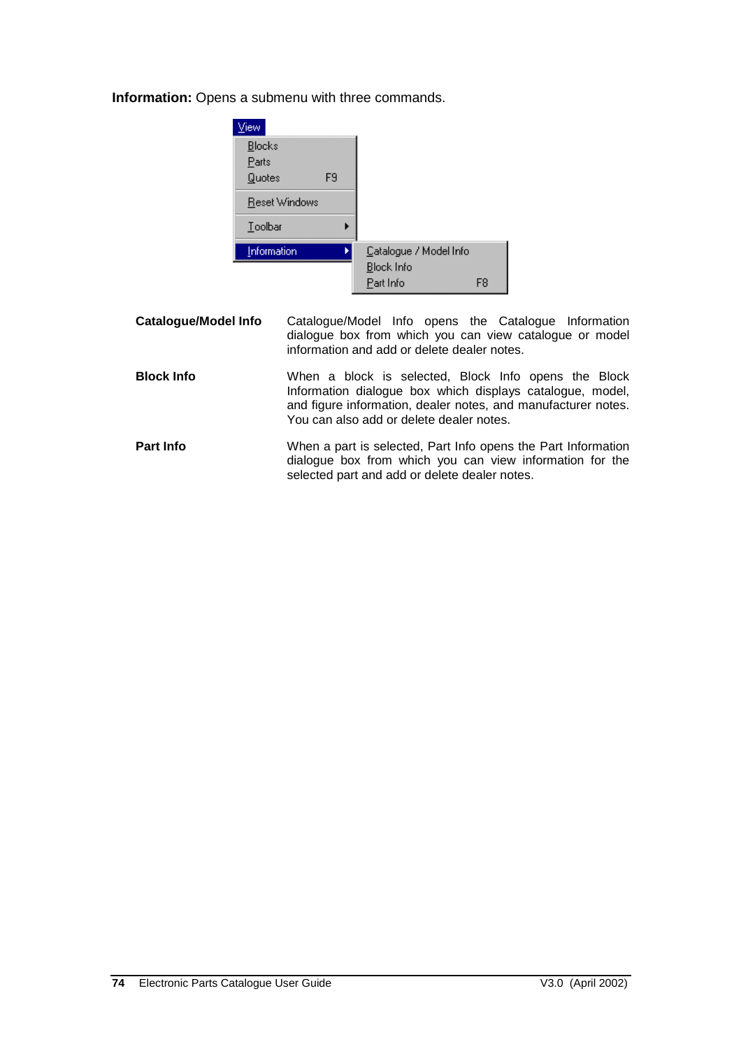**Information:** Opens a submenu with three commands.

View
Blocks
Parts
Quotes F9
Reset Windows
Toolbar
Information
Catalogue / Model Info
Block Info
Part Info F8

| | |
|---|---|
| **Catalogue/Model Info** | Catalogue/Model Info opens the Catalogue Information dialogue box from which you can view catalogue or model information and add or delete dealer notes. |
| **Block Info** | When a block is selected, Block Info opens the Block Information dialogue box which displays catalogue, model, and figure information, dealer notes, and manufacturer notes. You can also add or delete dealer notes. |
| **Part Info** | When a part is selected, Part Info opens the Part Information dialogue box from which you can view information for the selected part and add or delete dealer notes. |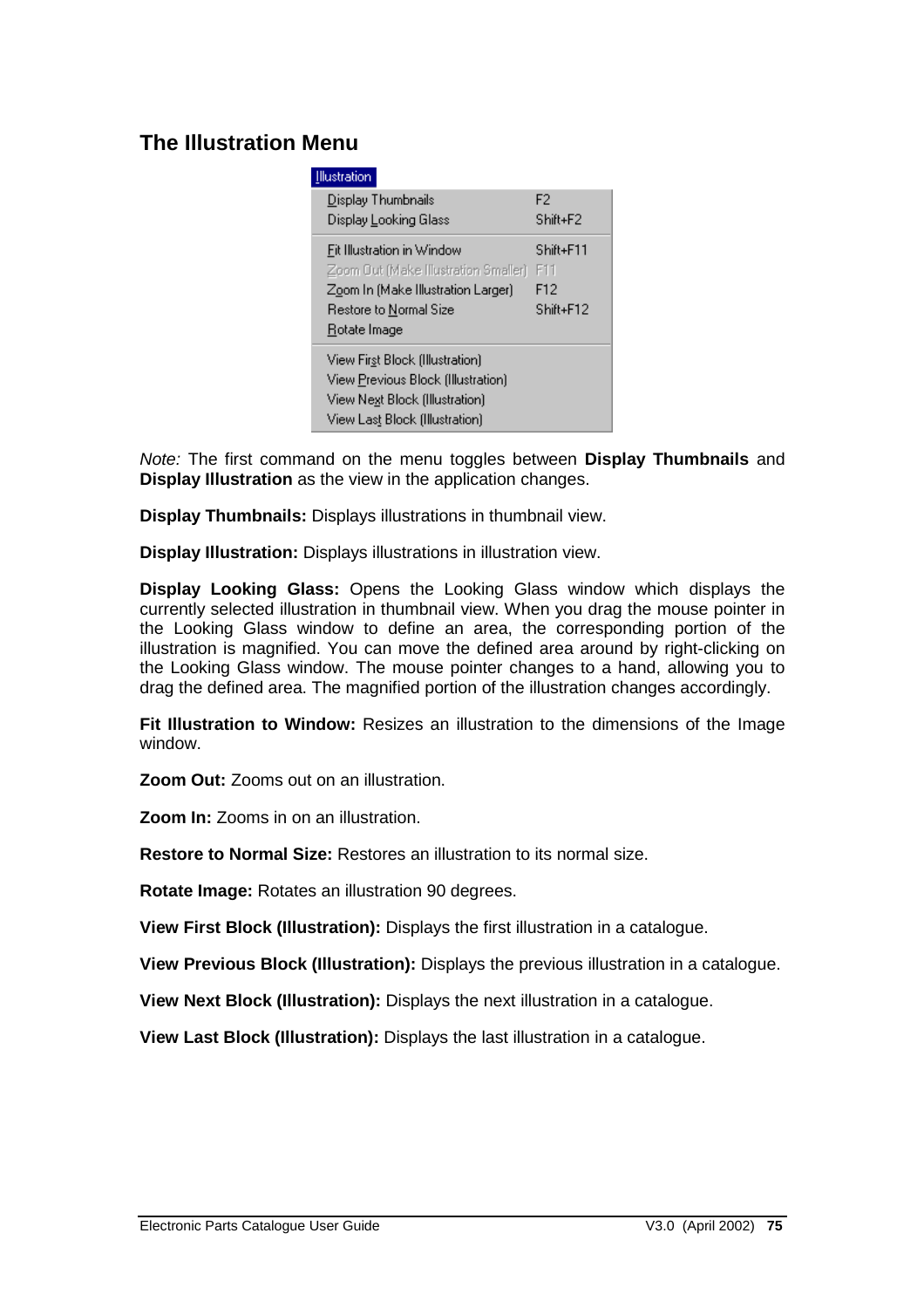## The Illustration Menu

| Illustration | |
|---|---|
| Display Thumbnails | F2 |
| Display Looking Glass | Shift+F2 |
| Fit Illustration in Window | Shift+F11 |
| Zoom Out (Make Illustration Smaller) | F11 |
| Zoom In (Make Illustration Larger) | F12 |
| Restore to Normal Size | Shift+F12 |
| Rotate Image | |
| View First Block (Illustration) | |
| View Previous Block (Illustration) | |
| View Next Block (Illustration) | |
| View Last Block (Illustration) | |

*Note:* The first command on the menu toggles between **Display Thumbnails** and **Display Illustration** as the view in the application changes.

**Display Thumbnails:** Displays illustrations in thumbnail view.

**Display Illustration:** Displays illustrations in illustration view.

**Display Looking Glass:** Opens the Looking Glass window which displays the currently selected illustration in thumbnail view. When you drag the mouse pointer in the Looking Glass window to define an area, the corresponding portion of the illustration is magnified. You can move the defined area around by right-clicking on the Looking Glass window. The mouse pointer changes to a hand, allowing you to drag the defined area. The magnified portion of the illustration changes accordingly.

**Fit Illustration to Window:** Resizes an illustration to the dimensions of the Image window.

**Zoom Out:** Zooms out on an illustration.

**Zoom In:** Zooms in on an illustration.

**Restore to Normal Size:** Restores an illustration to its normal size.

**Rotate Image:** Rotates an illustration 90 degrees.

**View First Block (Illustration):** Displays the first illustration in a catalogue.

**View Previous Block (Illustration):** Displays the previous illustration in a catalogue.

**View Next Block (Illustration):** Displays the next illustration in a catalogue.

**View Last Block (Illustration):** Displays the last illustration in a catalogue.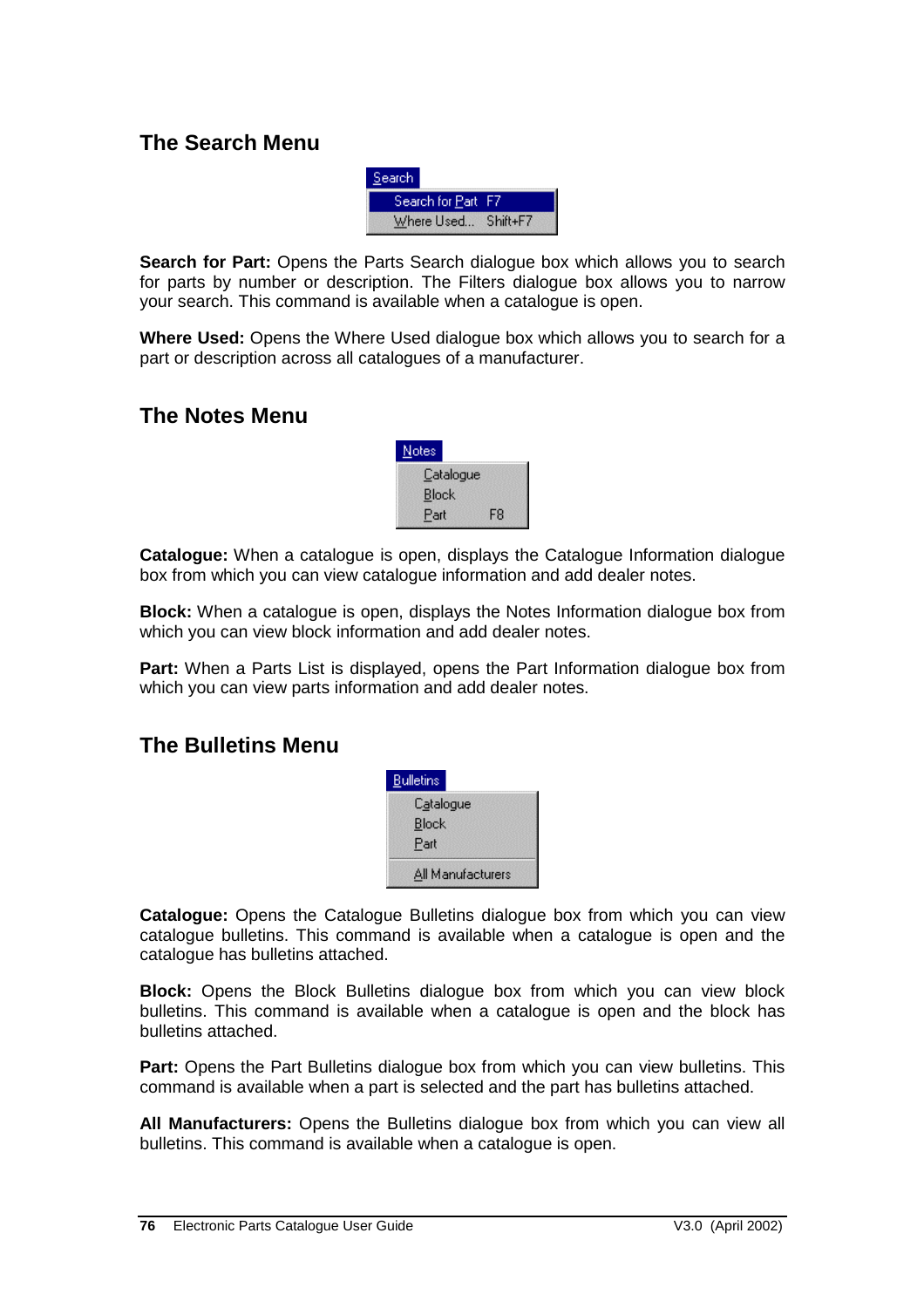## The Search Menu

Search
Search for Part F7
Where Used... Shift+F7

**Search for Part:** Opens the Parts Search dialogue box which allows you to search for parts by number or description. The Filters dialogue box allows you to narrow your search. This command is available when a catalogue is open.

**Where Used:** Opens the Where Used dialogue box which allows you to search for a part or description across all catalogues of a manufacturer.

## The Notes Menu

Notes
Catalogue
Block
Part F8

**Catalogue:** When a catalogue is open, displays the Catalogue Information dialogue box from which you can view catalogue information and add dealer notes.

**Block:** When a catalogue is open, displays the Notes Information dialogue box from which you can view block information and add dealer notes.

**Part:** When a Parts List is displayed, opens the Part Information dialogue box from which you can view parts information and add dealer notes.

## The Bulletins Menu

Bulletins
Catalogue
Block
Part
All Manufacturers

**Catalogue:** Opens the Catalogue Bulletins dialogue box from which you can view catalogue bulletins. This command is available when a catalogue is open and the catalogue has bulletins attached.

**Block:** Opens the Block Bulletins dialogue box from which you can view block bulletins. This command is available when a catalogue is open and the block has bulletins attached.

**Part:** Opens the Part Bulletins dialogue box from which you can view bulletins. This command is available when a part is selected and the part has bulletins attached.

**All Manufacturers:** Opens the Bulletins dialogue box from which you can view all bulletins. This command is available when a catalogue is open.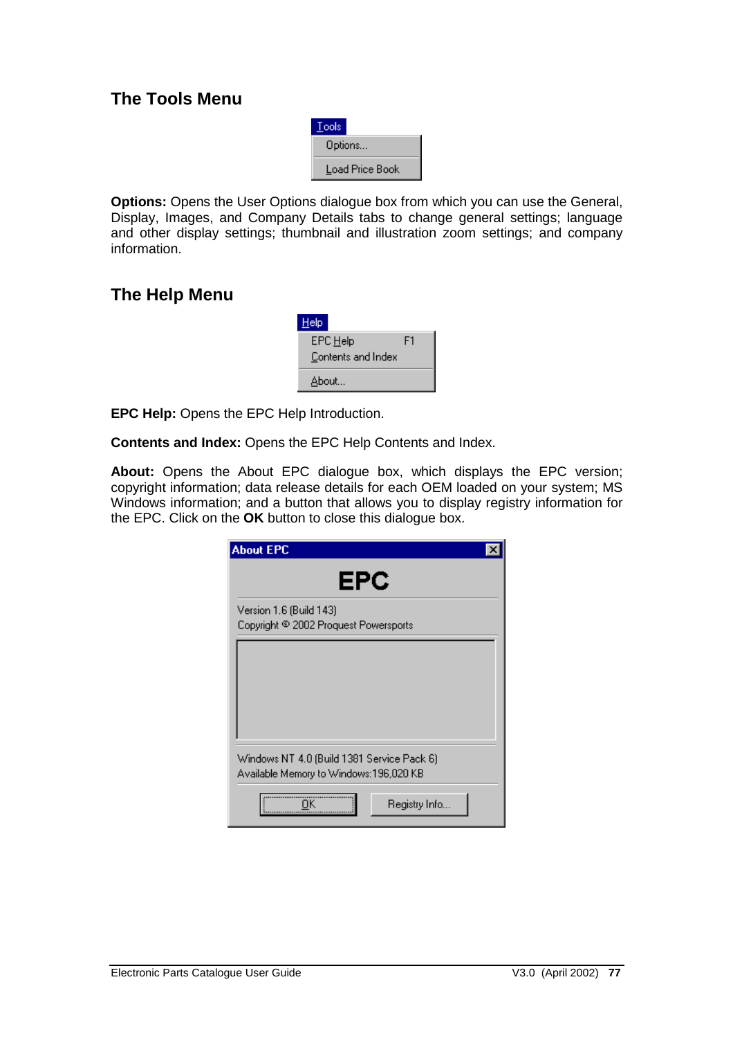## The Tools Menu

Tools
Options...
Load Price Book

**Options:** Opens the User Options dialogue box from which you can use the General, Display, Images, and Company Details tabs to change general settings; language and other display settings; thumbnail and illustration zoom settings; and company information.

## The Help Menu

Help
EPC Help F1
Contents and Index
About...

**EPC Help:** Opens the EPC Help Introduction.

**Contents and Index:** Opens the EPC Help Contents and Index.

**About:** Opens the About EPC dialogue box, which displays the EPC version; copyright information; data release details for each OEM loaded on your system; MS Windows information; and a button that allows you to display registry information for the EPC. Click on the **OK** button to close this dialogue box.

About EPC

EPC

Version 1.6 (Build 143)
Copyright © 2002 Proquest Powersports

Windows NT 4.0 (Build 1381 Service Pack 6)
Available Memory to Windows:196,020 KB

OK Registry Info...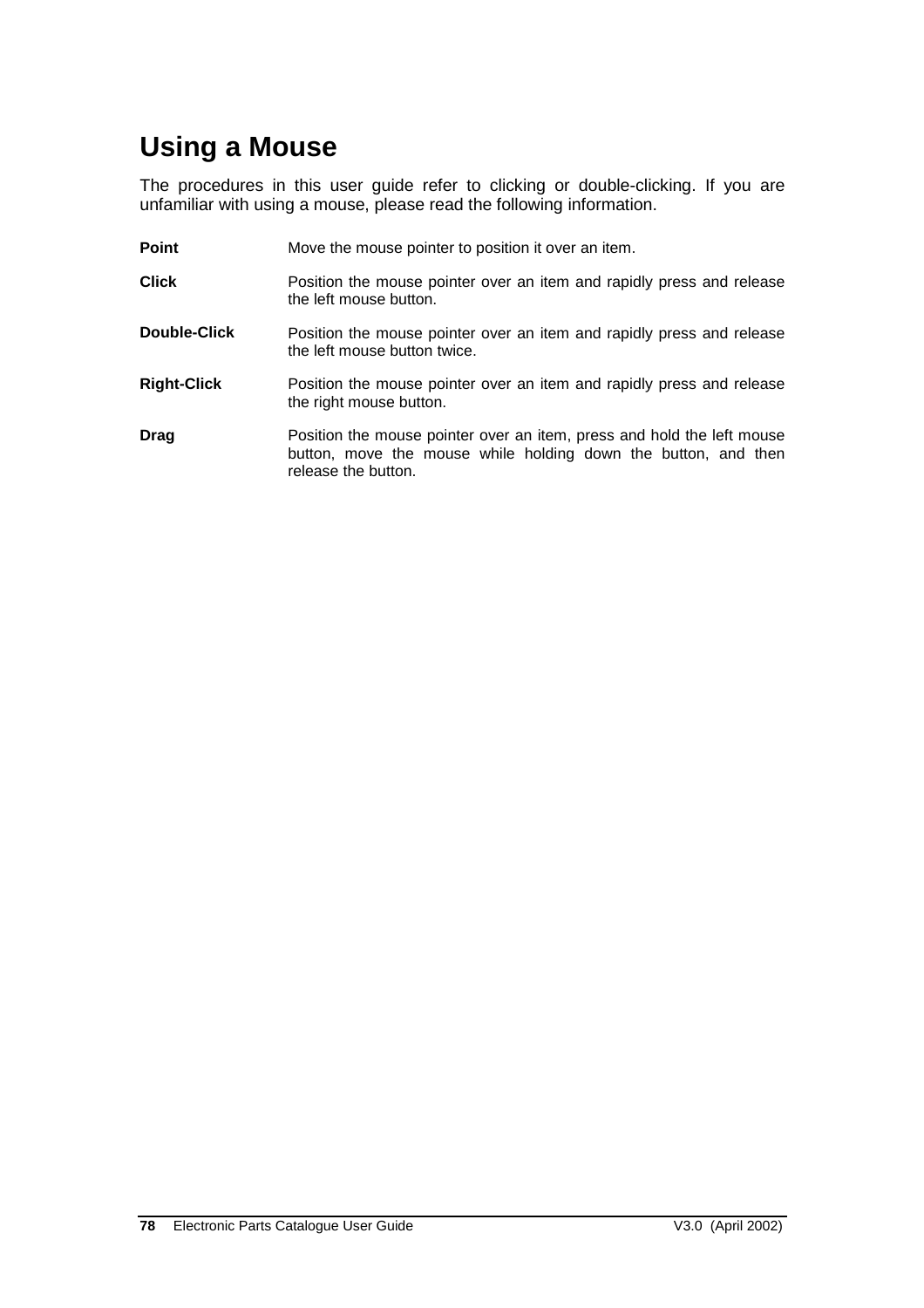# Using a Mouse

The procedures in this user guide refer to clicking or double-clicking. If you are unfamiliar with using a mouse, please read the following information.

| | |
|---|---|
| **Point** | Move the mouse pointer to position it over an item. |
| **Click** | Position the mouse pointer over an item and rapidly press and release the left mouse button. |
| **Double-Click** | Position the mouse pointer over an item and rapidly press and release the left mouse button twice. |
| **Right-Click** | Position the mouse pointer over an item and rapidly press and release the right mouse button. |
| **Drag** | Position the mouse pointer over an item, press and hold the left mouse button, move the mouse while holding down the button, and then release the button. |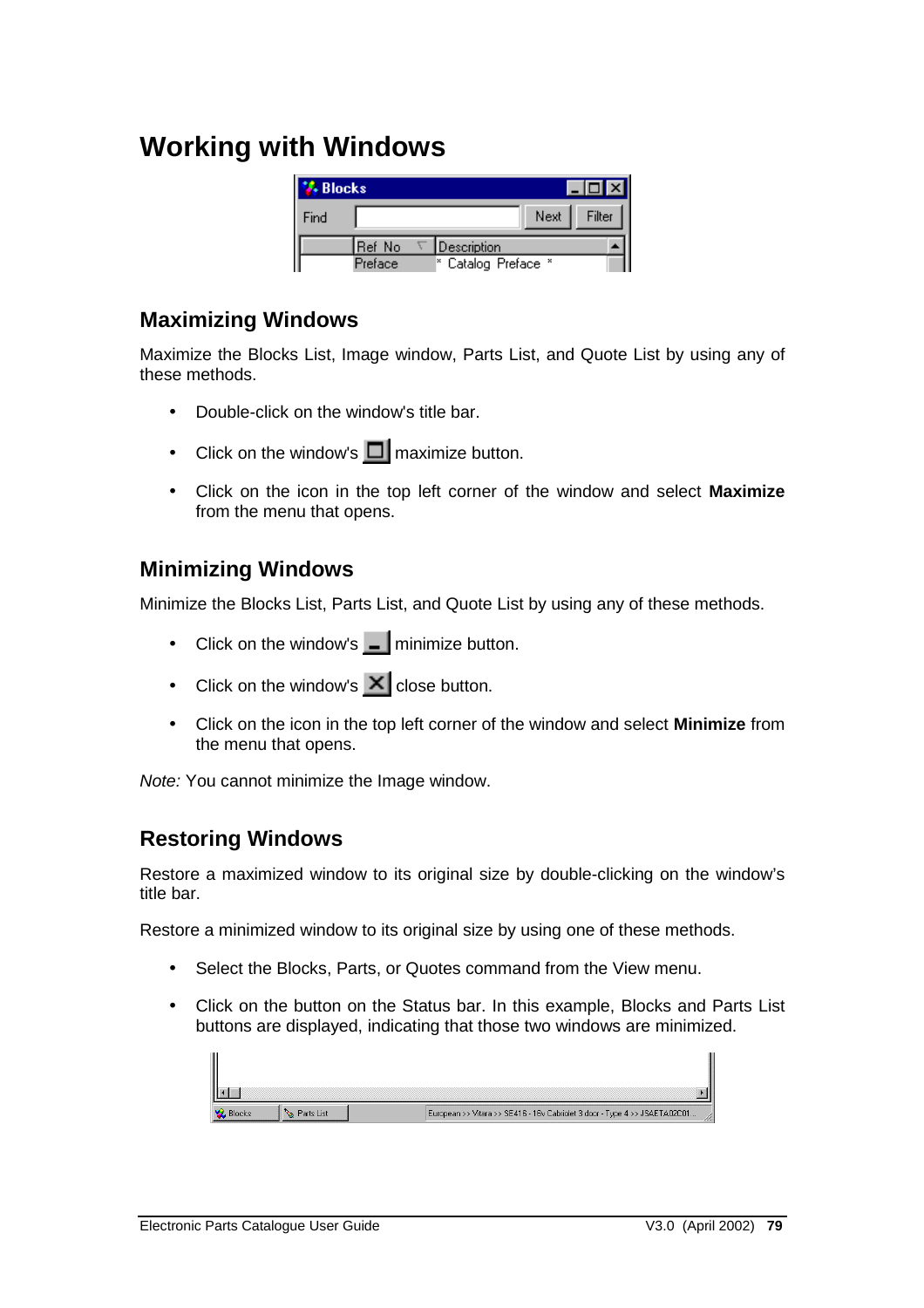# Working with Windows

## Maximizing Windows

Maximize the Blocks List, Image window, Parts List, and Quote List by using any of these methods.

- Double-click on the window's title bar.
- Click on the window's maximize button.
- Click on the icon in the top left corner of the window and select **Maximize** from the menu that opens.

## Minimizing Windows

Minimize the Blocks List, Parts List, and Quote List by using any of these methods.

- Click on the window's minimize button.
- Click on the window's close button.
- Click on the icon in the top left corner of the window and select **Minimize** from the menu that opens.

*Note:* You cannot minimize the Image window.

## Restoring Windows

Restore a maximized window to its original size by double-clicking on the window's title bar.

Restore a minimized window to its original size by using one of these methods.

- Select the Blocks, Parts, or Quotes command from the View menu.
- Click on the button on the Status bar. In this example, Blocks and Parts List buttons are displayed, indicating that those two windows are minimized.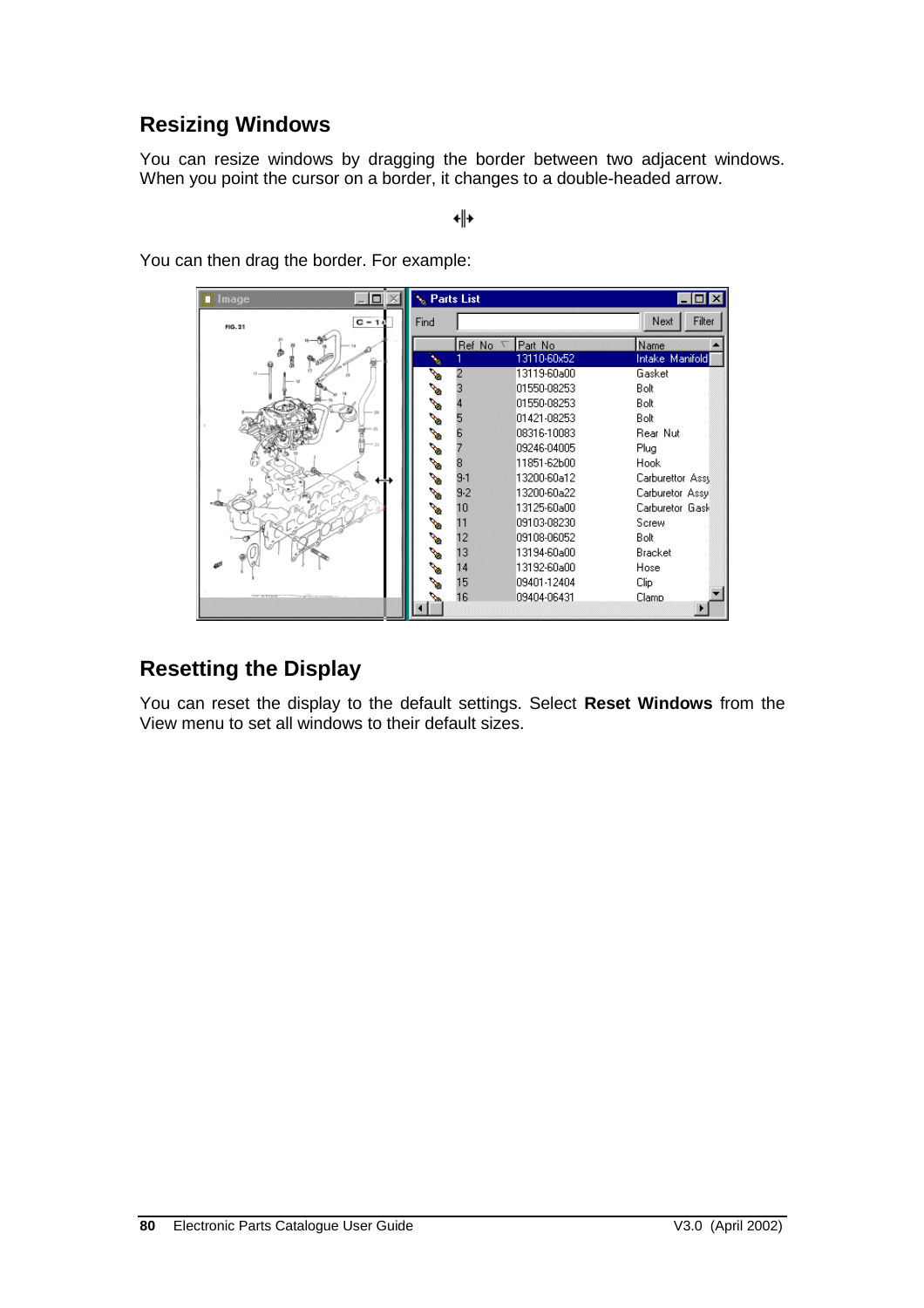## Resizing Windows

You can resize windows by dragging the border between two adjacent windows. When you point the cursor on a border, it changes to a double-headed arrow.

You can then drag the border. For example:

## Resetting the Display

You can reset the display to the default settings. Select **Reset Windows** from the View menu to set all windows to their default sizes.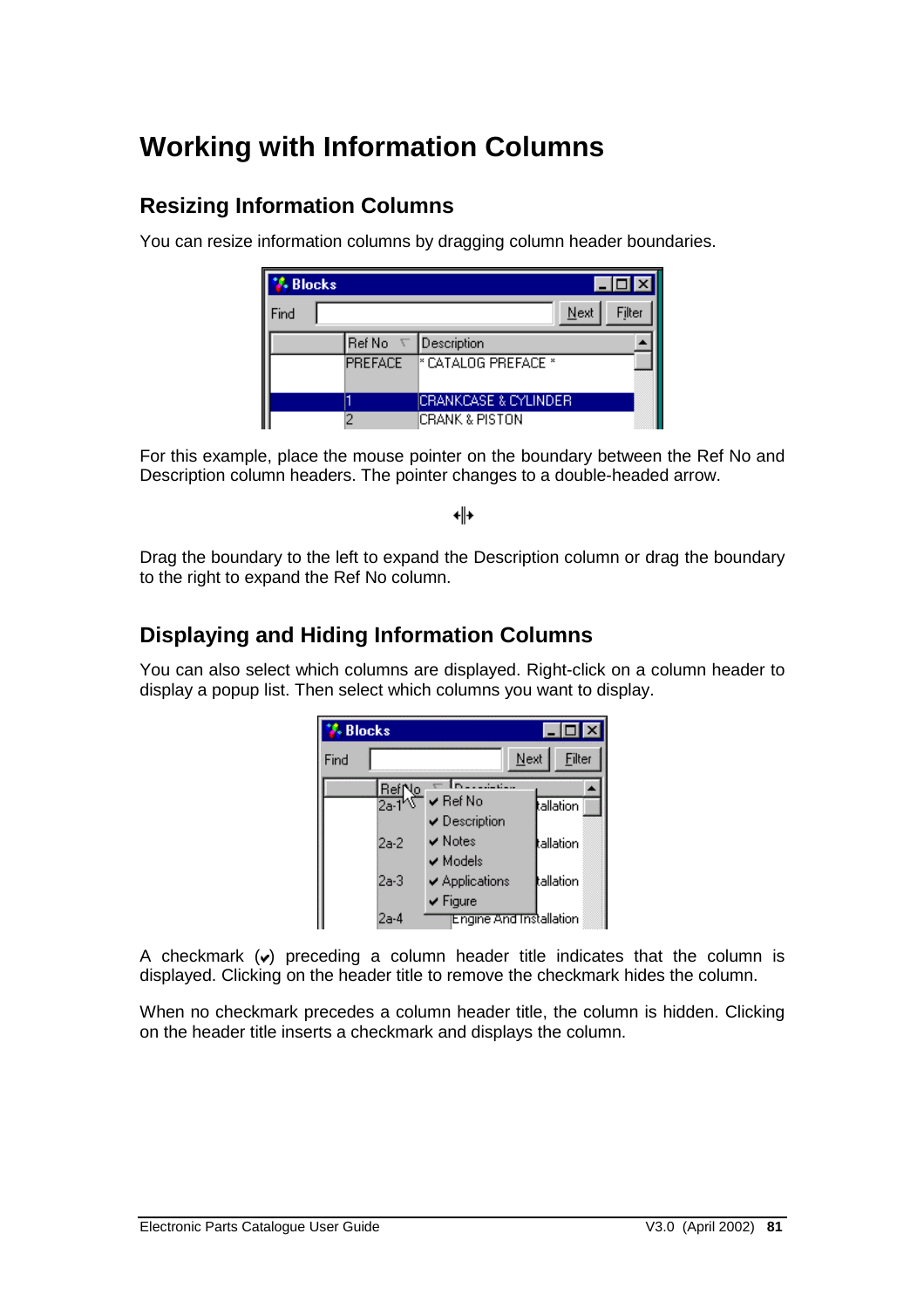# Working with Information Columns

## Resizing Information Columns

You can resize information columns by dragging column header boundaries.

For this example, place the mouse pointer on the boundary between the Ref No and Description column headers. The pointer changes to a double-headed arrow.

Drag the boundary to the left to expand the Description column or drag the boundary to the right to expand the Ref No column.

## Displaying and Hiding Information Columns

You can also select which columns are displayed. Right-click on a column header to display a popup list. Then select which columns you want to display.

A checkmark (✔) preceding a column header title indicates that the column is displayed. Clicking on the header title to remove the checkmark hides the column.

When no checkmark precedes a column header title, the column is hidden. Clicking on the header title inserts a checkmark and displays the column.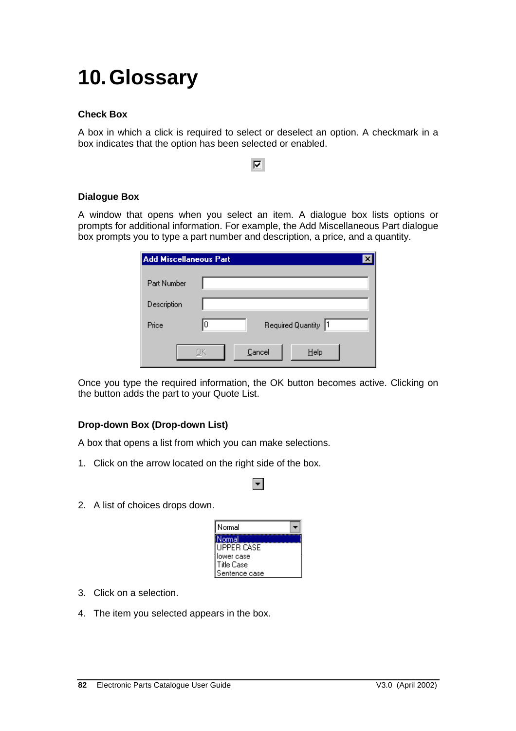# 10. Glossary

**Check Box**

A box in which a click is required to select or deselect an option. A checkmark in a box indicates that the option has been selected or enabled.

**Dialogue Box**

A window that opens when you select an item. A dialogue box lists options or prompts for additional information. For example, the Add Miscellaneous Part dialogue box prompts you to type a part number and description, a price, and a quantity.

Once you type the required information, the OK button becomes active. Clicking on the button adds the part to your Quote List.

**Drop-down Box (Drop-down List)**

A box that opens a list from which you can make selections.

1. Click on the arrow located on the right side of the box.
2. A list of choices drops down.
3. Click on a selection.
4. The item you selected appears in the box.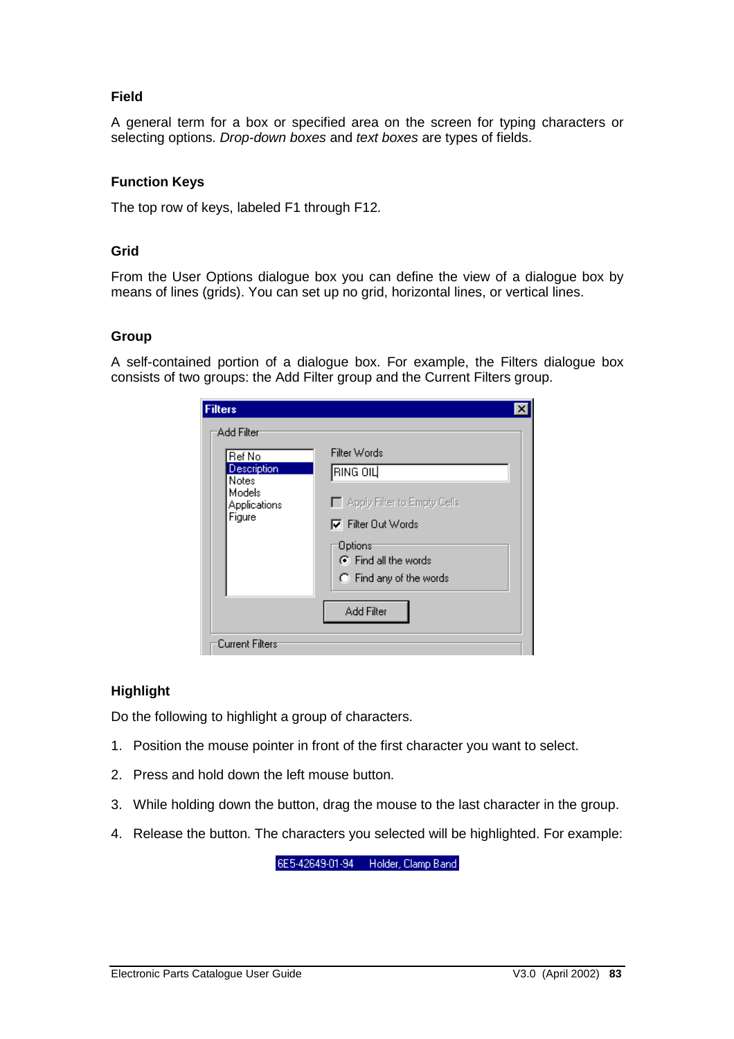### Field

A general term for a box or specified area on the screen for typing characters or selecting options. *Drop-down boxes* and *text boxes* are types of fields.

### Function Keys

The top row of keys, labeled F1 through F12.

### Grid

From the User Options dialogue box you can define the view of a dialogue box by means of lines (grids). You can set up no grid, horizontal lines, or vertical lines.

### Group

A self-contained portion of a dialogue box. For example, the Filters dialogue box consists of two groups: the Add Filter group and the Current Filters group.

### Highlight

Do the following to highlight a group of characters.

1. Position the mouse pointer in front of the first character you want to select.
2. Press and hold down the left mouse button.
3. While holding down the button, drag the mouse to the last character in the group.
4. Release the button. The characters you selected will be highlighted. For example: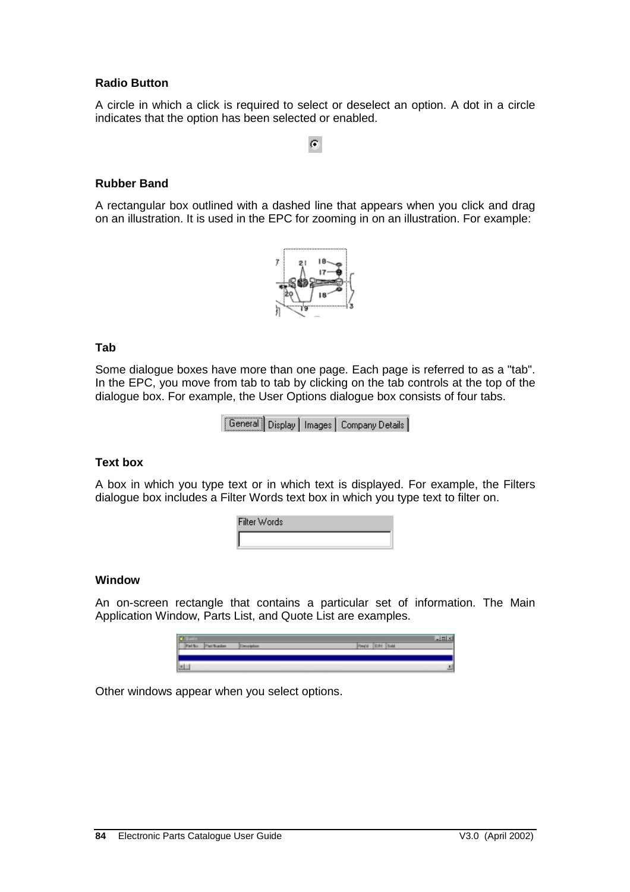### Radio Button

A circle in which a click is required to select or deselect an option. A dot in a circle indicates that the option has been selected or enabled.

### Rubber Band

A rectangular box outlined with a dashed line that appears when you click and drag on an illustration. It is used in the EPC for zooming in on an illustration. For example:

### Tab

Some dialogue boxes have more than one page. Each page is referred to as a "tab". In the EPC, you move from tab to tab by clicking on the tab controls at the top of the dialogue box. For example, the User Options dialogue box consists of four tabs.

### Text box

A box in which you type text or in which text is displayed. For example, the Filters dialogue box includes a Filter Words text box in which you type text to filter on.

### Window

An on-screen rectangle that contains a particular set of information. The Main Application Window, Parts List, and Quote List are examples.

Other windows appear when you select options.